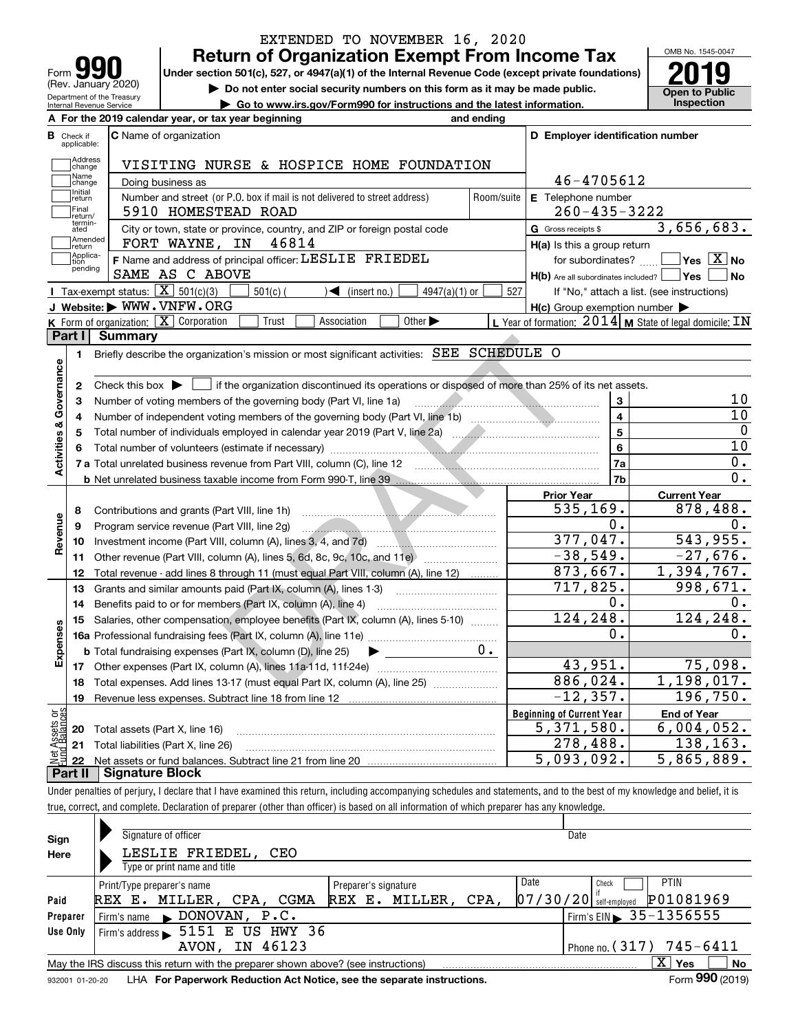EXTENDED TO NOVEMBER 16, 2020

# Form 990 — Return of Organization Exempt From Income Tax

(Rev. January 2020) Department of the Treasury Internal Revenue Service

**Under section 501(c), 527, or 4947(a)(1) of the Internal Revenue Code (except private foundations)**

▶ Do not enter social security numbers on this form as it may be made public.

▶ Go to www.irs.gov/Form990 for instructions and the latest information.

OMB No. 1545-0047 | **2019** | Open to Public Inspection

**A** For the 2019 calendar year, or tax year beginning and ending

**B** Check if applicable: Address change, Name change, Initial return, Final return/terminated, Amended return, Application pending

**C** Name of organization: VISITING NURSE & HOSPICE HOME FOUNDATION

Doing business as

Number and street (or P.O. box if mail is not delivered to street address): 5910 HOMESTEAD ROAD | Room/suite

City or town, state or province, country, and ZIP or foreign postal code: FORT WAYNE, IN 46814

**D** Employer identification number: 46-4705612

**E** Telephone number: 260-435-3222

**G** Gross receipts $ 3,656,683.

**F** Name and address of principal officer: LESLIE FRIEDEL, SAME AS C ABOVE

**H(a)** Is this a group return for subordinates? ☐ Yes ☒ No

**H(b)** Are all subordinates included? ☐ Yes ☐ No — If "No," attach a list. (see instructions)

**H(c)** Group exemption number ▶

**I** Tax-exempt status: ☒ 501(c)(3) ☐ 501(c) ( ) ◀ (insert no.) ☐ 4947(a)(1) or ☐ 527

**J** Website: ▶ WWW.VNFW.ORG

**K** Form of organization: ☒ Corporation ☐ Trust ☐ Association ☐ Other ▶

**L** Year of formation: 2014 **M** State of legal domicile: IN

## Part I Summary

**Activities & Governance**

1. Briefly describe the organization's mission or most significant activities: SEE SCHEDULE O
2. Check this box ▶ ☐ if the organization discontinued its operations or disposed of more than 25% of its net assets.

| | | Line | Value |
|---|---|---|---|
| 3 | Number of voting members of the governing body (Part VI, line 1a) | 3 | 10 |
| 4 | Number of independent voting members of the governing body (Part VI, line 1b) | 4 | 10 |
| 5 | Total number of individuals employed in calendar year 2019 (Part V, line 2a) | 5 | 0 |
| 6 | Total number of volunteers (estimate if necessary) | 6 | 10 |
| 7a | Total unrelated business revenue from Part VIII, column (C), line 12 | 7a | 0. |
| 7b | Net unrelated business taxable income from Form 990-T, line 39 | 7b | 0. |

| | | Prior Year | Current Year |
|---|---|---|---|
| **Revenue** | | | |
| 8 | Contributions and grants (Part VIII, line 1h) | 535,169. | 878,488. |
| 9 | Program service revenue (Part VIII, line 2g) | 0. | 0. |
| 10 | Investment income (Part VIII, column (A), lines 3, 4, and 7d) | 377,047. | 543,955. |
| 11 | Other revenue (Part VIII, column (A), lines 5, 6d, 8c, 9c, 10c, and 11e) | -38,549. | -27,676. |
| 12 | Total revenue - add lines 8 through 11 (must equal Part VIII, column (A), line 12) | 873,667. | 1,394,767. |
| **Expenses** | | | |
| 13 | Grants and similar amounts paid (Part IX, column (A), lines 1-3) | 717,825. | 998,671. |
| 14 | Benefits paid to or for members (Part IX, column (A), line 4) | 0. | 0. |
| 15 | Salaries, other compensation, employee benefits (Part IX, column (A), lines 5-10) | 124,248. | 124,248. |
| 16a | Professional fundraising fees (Part IX, column (A), line 11e) | 0. | 0. |
| b | Total fundraising expenses (Part IX, column (D), line 25) ▶ 0. | | |
| 17 | Other expenses (Part IX, column (A), lines 11a-11d, 11f-24e) | 43,951. | 75,098. |
| 18 | Total expenses. Add lines 13-17 (must equal Part IX, column (A), line 25) | 886,024. | 1,198,017. |
| 19 | Revenue less expenses. Subtract line 18 from line 12 | -12,357. | 196,750. |

| **Net Assets or Fund Balances** | | Beginning of Current Year | End of Year |
|---|---|---|---|
| 20 | Total assets (Part X, line 16) | 5,371,580. | 6,004,052. |
| 21 | Total liabilities (Part X, line 26) | 278,488. | 138,163. |
| 22 | Net assets or fund balances. Subtract line 21 from line 20 | 5,093,092. | 5,865,889. |

## Part II Signature Block

Under penalties of perjury, I declare that I have examined this return, including accompanying schedules and statements, and to the best of my knowledge and belief, it is true, correct, and complete. Declaration of preparer (other than officer) is based on all information of which preparer has any knowledge.

**Sign Here**

Signature of officer | Date

LESLIE FRIEDEL, CEO

Type or print name and title

**Paid Preparer Use Only**

| Print/Type preparer's name | Preparer's signature | Date | Check if self-employed | PTIN |
|---|---|---|---|---|
| REX E. MILLER, CPA, CGMA | REX E. MILLER, CPA, | 07/30/20 | ☐ | P01081969 |

Firm's name ▶ DONOVAN, P.C. | Firm's EIN ▶ 35-1356555

Firm's address ▶ 5151 E US HWY 36, AVON, IN 46123 | Phone no. (317) 745-6411

May the IRS discuss this return with the preparer shown above? (see instructions) ☒ Yes ☐ No

932001 01-20-20 LHA For Paperwork Reduction Act Notice, see the separate instructions. Form **990** (2019)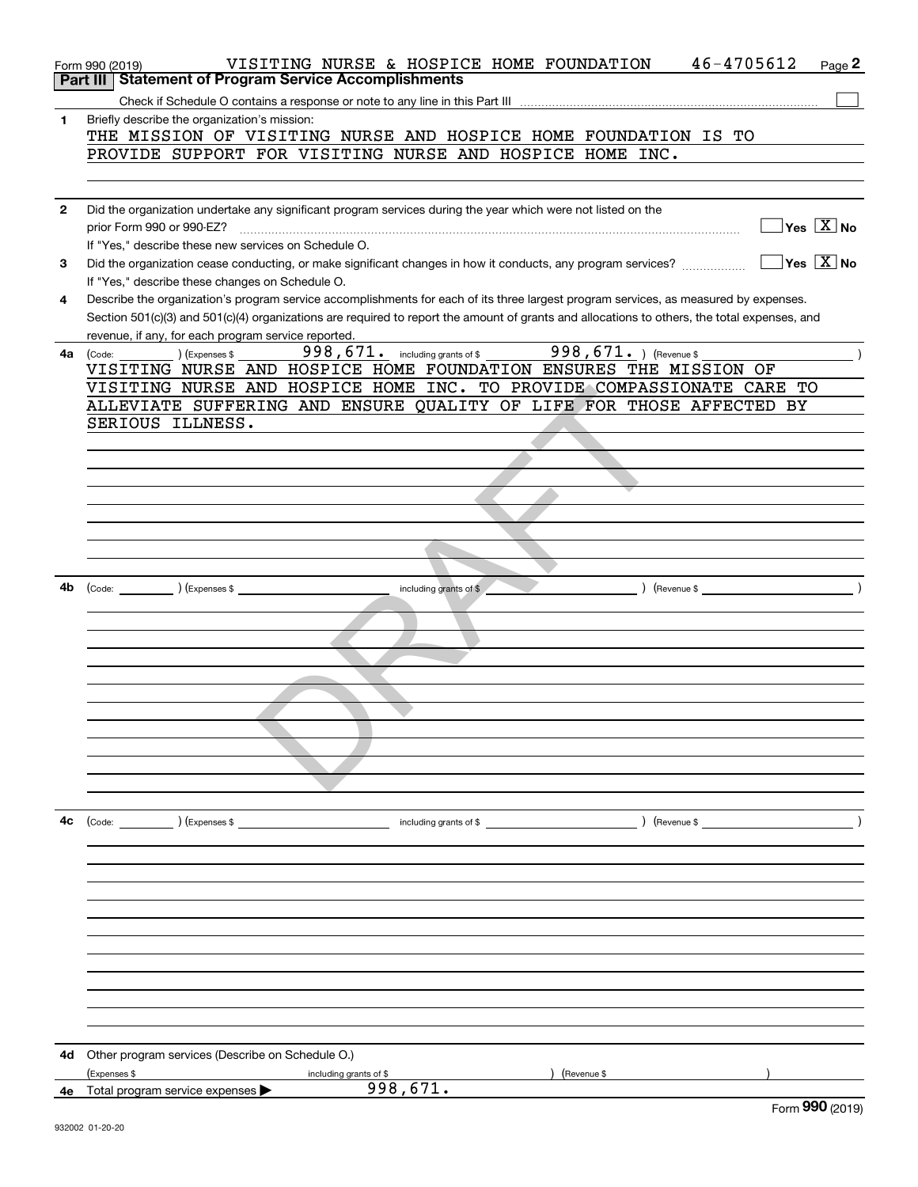Form 990 (2019) VISITING NURSE & HOSPICE HOME FOUNDATION 46-4705612

## Part III Statement of Program Service Accomplishments

Check if Schedule O contains a response or note to any line in this Part III ☐

**1** Briefly describe the organization's mission:

THE MISSION OF VISITING NURSE AND HOSPICE HOME FOUNDATION IS TO PROVIDE SUPPORT FOR VISITING NURSE AND HOSPICE HOME INC.

**2** Did the organization undertake any significant program services during the year which were not listed on the prior Form 990 or 990-EZ? ☐ Yes ☒ No

If "Yes," describe these new services on Schedule O.

**3** Did the organization cease conducting, or make significant changes in how it conducts, any program services? ☐ Yes ☒ No

If "Yes," describe these changes on Schedule O.

**4** Describe the organization's program service accomplishments for each of its three largest program services, as measured by expenses. Section 501(c)(3) and 501(c)(4) organizations are required to report the amount of grants and allocations to others, the total expenses, and revenue, if any, for each program service reported.

**4a** (Code: ) (Expenses $ 998,671. including grants of $ 998,671. ) (Revenue $ )

VISITING NURSE AND HOSPICE HOME FOUNDATION ENSURES THE MISSION OF VISITING NURSE AND HOSPICE HOME INC. TO PROVIDE COMPASSIONATE CARE TO ALLEVIATE SUFFERING AND ENSURE QUALITY OF LIFE FOR THOSE AFFECTED BY SERIOUS ILLNESS.

**4b** (Code: ) (Expenses $ including grants of $ ) (Revenue $ )

**4c** (Code: ) (Expenses $ including grants of $ ) (Revenue $ )

**4d** Other program services (Describe on Schedule O.)

(Expenses $ including grants of $ ) (Revenue $ )

**4e** Total program service expenses ▶ 998,671.

Form **990** (2019)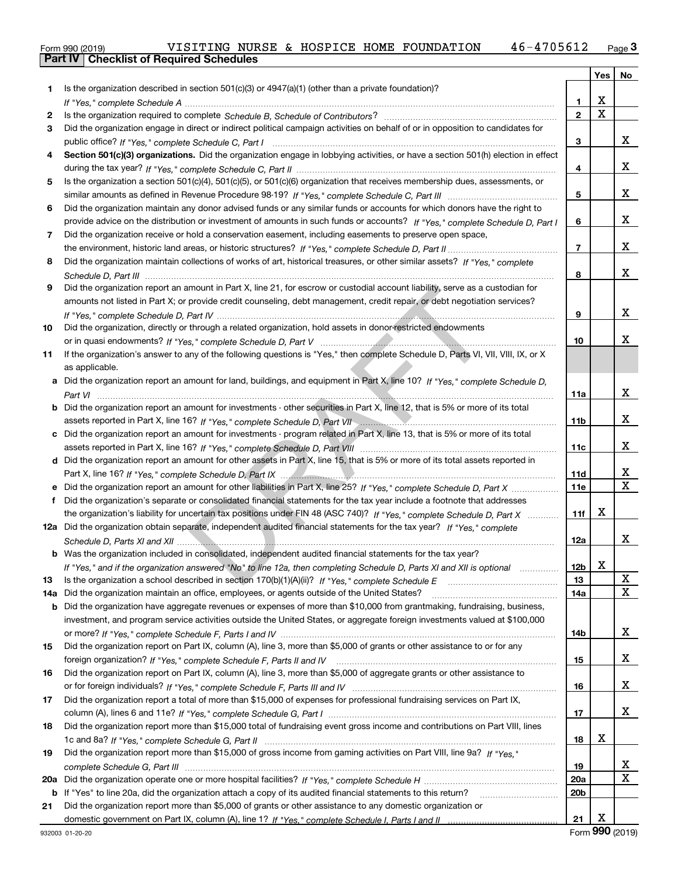Form 990 (2019) VISITING NURSE & HOSPICE HOME FOUNDATION 46-4705612

## Part IV Checklist of Required Schedules

| | | | Yes | No |
|---|---|---|---|---|
| 1 | Is the organization described in section 501(c)(3) or 4947(a)(1) (other than a private foundation)? *If "Yes," complete Schedule A* | 1 | X | |
| 2 | Is the organization required to complete *Schedule B, Schedule of Contributors*? | 2 | X | |
| 3 | Did the organization engage in direct or indirect political campaign activities on behalf of or in opposition to candidates for public office? *If "Yes," complete Schedule C, Part I* | 3 | | X |
| 4 | **Section 501(c)(3) organizations.** Did the organization engage in lobbying activities, or have a section 501(h) election in effect during the tax year? *If "Yes," complete Schedule C, Part II* | 4 | | X |
| 5 | Is the organization a section 501(c)(4), 501(c)(5), or 501(c)(6) organization that receives membership dues, assessments, or similar amounts as defined in Revenue Procedure 98-19? *If "Yes," complete Schedule C, Part III* | 5 | | X |
| 6 | Did the organization maintain any donor advised funds or any similar funds or accounts for which donors have the right to provide advice on the distribution or investment of amounts in such funds or accounts? *If "Yes," complete Schedule D, Part I* | 6 | | X |
| 7 | Did the organization receive or hold a conservation easement, including easements to preserve open space, the environment, historic land areas, or historic structures? *If "Yes," complete Schedule D, Part II* | 7 | | X |
| 8 | Did the organization maintain collections of works of art, historical treasures, or other similar assets? *If "Yes," complete Schedule D, Part III* | 8 | | X |
| 9 | Did the organization report an amount in Part X, line 21, for escrow or custodial account liability, serve as a custodian for amounts not listed in Part X; or provide credit counseling, debt management, credit repair, or debt negotiation services? *If "Yes," complete Schedule D, Part IV* | 9 | | X |
| 10 | Did the organization, directly or through a related organization, hold assets in donor-restricted endowments or in quasi endowments? *If "Yes," complete Schedule D, Part V* | 10 | | X |
| 11 | If the organization's answer to any of the following questions is "Yes," then complete Schedule D, Parts VI, VII, VIII, IX, or X as applicable. | | | |
| a | Did the organization report an amount for land, buildings, and equipment in Part X, line 10? *If "Yes," complete Schedule D, Part VI* | 11a | | X |
| b | Did the organization report an amount for investments - other securities in Part X, line 12, that is 5% or more of its total assets reported in Part X, line 16? *If "Yes," complete Schedule D, Part VII* | 11b | | X |
| c | Did the organization report an amount for investments - program related in Part X, line 13, that is 5% or more of its total assets reported in Part X, line 16? *If "Yes," complete Schedule D, Part VIII* | 11c | | X |
| d | Did the organization report an amount for other assets in Part X, line 15, that is 5% or more of its total assets reported in Part X, line 16? *If "Yes," complete Schedule D, Part IX* | 11d | | X |
| e | Did the organization report an amount for other liabilities in Part X, line 25? *If "Yes," complete Schedule D, Part X* | 11e | | X |
| f | Did the organization's separate or consolidated financial statements for the tax year include a footnote that addresses the organization's liability for uncertain tax positions under FIN 48 (ASC 740)? *If "Yes," complete Schedule D, Part X* | 11f | X | |
| 12a | Did the organization obtain separate, independent audited financial statements for the tax year? *If "Yes," complete Schedule D, Parts XI and XII* | 12a | | X |
| b | Was the organization included in consolidated, independent audited financial statements for the tax year? *If "Yes," and if the organization answered "No" to line 12a, then completing Schedule D, Parts XI and XII is optional* | 12b | X | |
| 13 | Is the organization a school described in section 170(b)(1)(A)(ii)? *If "Yes," complete Schedule E* | 13 | | X |
| 14a | Did the organization maintain an office, employees, or agents outside of the United States? | 14a | | X |
| b | Did the organization have aggregate revenues or expenses of more than $10,000 from grantmaking, fundraising, business, investment, and program service activities outside the United States, or aggregate foreign investments valued at $100,000 or more? *If "Yes," complete Schedule F, Parts I and IV* | 14b | | X |
| 15 | Did the organization report on Part IX, column (A), line 3, more than $5,000 of grants or other assistance to or for any foreign organization? *If "Yes," complete Schedule F, Parts II and IV* | 15 | | X |
| 16 | Did the organization report on Part IX, column (A), line 3, more than $5,000 of aggregate grants or other assistance to or for foreign individuals? *If "Yes," complete Schedule F, Parts III and IV* | 16 | | X |
| 17 | Did the organization report a total of more than $15,000 of expenses for professional fundraising services on Part IX, column (A), lines 6 and 11e? *If "Yes," complete Schedule G, Part I* | 17 | | X |
| 18 | Did the organization report more than $15,000 total of fundraising event gross income and contributions on Part VIII, lines 1c and 8a? *If "Yes," complete Schedule G, Part II* | 18 | X | |
| 19 | Did the organization report more than $15,000 of gross income from gaming activities on Part VIII, line 9a? *If "Yes," complete Schedule G, Part III* | 19 | | X |
| 20a | Did the organization operate one or more hospital facilities? *If "Yes," complete Schedule H* | 20a | | X |
| b | If "Yes" to line 20a, did the organization attach a copy of its audited financial statements to this return? | 20b | | |
| 21 | Did the organization report more than $5,000 of grants or other assistance to any domestic organization or domestic government on Part IX, column (A), line 1? *If "Yes," complete Schedule I, Parts I and II* | 21 | X | |

932003 01-20-20 Form 990 (2019)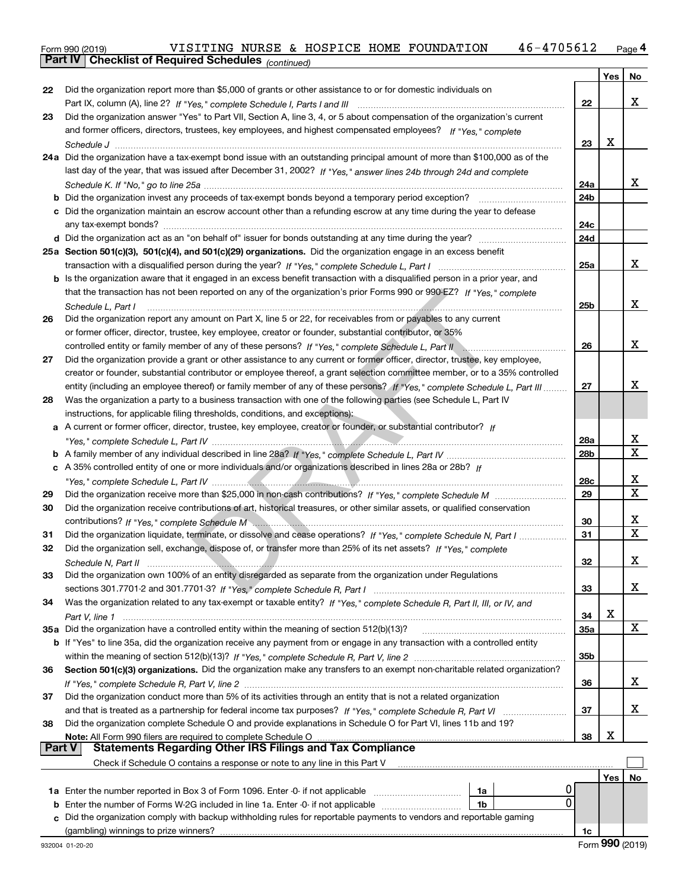Form 990 (2019) VISITING NURSE & HOSPICE HOME FOUNDATION 46-4705612 Page 4

**Part IV Checklist of Required Schedules** *(continued)*

| | | | Yes | No |
|---|---|---|---|---|
| 22 | Did the organization report more than $5,000 of grants or other assistance to or for domestic individuals on Part IX, column (A), line 2? *If "Yes," complete Schedule I, Parts I and III* | 22 | | X |
| 23 | Did the organization answer "Yes" to Part VII, Section A, line 3, 4, or 5 about compensation of the organization's current and former officers, directors, trustees, key employees, and highest compensated employees? *If "Yes," complete Schedule J* | 23 | X | |
| 24a | Did the organization have a tax-exempt bond issue with an outstanding principal amount of more than $100,000 as of the last day of the year, that was issued after December 31, 2002? *If "Yes," answer lines 24b through 24d and complete Schedule K. If "No," go to line 25a* | 24a | | X |
| b | Did the organization invest any proceeds of tax-exempt bonds beyond a temporary period exception? | 24b | | |
| c | Did the organization maintain an escrow account other than a refunding escrow at any time during the year to defease any tax-exempt bonds? | 24c | | |
| d | Did the organization act as an "on behalf of" issuer for bonds outstanding at any time during the year? | 24d | | |
| 25a | **Section 501(c)(3), 501(c)(4), and 501(c)(29) organizations.** Did the organization engage in an excess benefit transaction with a disqualified person during the year? *If "Yes," complete Schedule L, Part I* | 25a | | X |
| b | Is the organization aware that it engaged in an excess benefit transaction with a disqualified person in a prior year, and that the transaction has not been reported on any of the organization's prior Forms 990 or 990-EZ? *If "Yes," complete Schedule L, Part I* | 25b | | X |
| 26 | Did the organization report any amount on Part X, line 5 or 22, for receivables from or payables to any current or former officer, director, trustee, key employee, creator or founder, substantial contributor, or 35% controlled entity or family member of any of these persons? *If "Yes," complete Schedule L, Part II* | 26 | | X |
| 27 | Did the organization provide a grant or other assistance to any current or former officer, director, trustee, key employee, creator or founder, substantial contributor or employee thereof, a grant selection committee member, or to a 35% controlled entity (including an employee thereof) or family member of any of these persons? *If "Yes," complete Schedule L, Part III* | 27 | | X |
| 28 | Was the organization a party to a business transaction with one of the following parties (see Schedule L, Part IV instructions, for applicable filing thresholds, conditions, and exceptions): | | | |
| a | A current or former officer, director, trustee, key employee, creator or founder, or substantial contributor? *If "Yes," complete Schedule L, Part IV* | 28a | | X |
| b | A family member of any individual described in line 28a? *If "Yes," complete Schedule L, Part IV* | 28b | | X |
| c | A 35% controlled entity of one or more individuals and/or organizations described in lines 28a or 28b? *If "Yes," complete Schedule L, Part IV* | 28c | | X |
| 29 | Did the organization receive more than $25,000 in non-cash contributions? *If "Yes," complete Schedule M* | 29 | | X |
| 30 | Did the organization receive contributions of art, historical treasures, or other similar assets, or qualified conservation contributions? *If "Yes," complete Schedule M* | 30 | | X |
| 31 | Did the organization liquidate, terminate, or dissolve and cease operations? *If "Yes," complete Schedule N, Part I* | 31 | | X |
| 32 | Did the organization sell, exchange, dispose of, or transfer more than 25% of its net assets? *If "Yes," complete Schedule N, Part II* | 32 | | X |
| 33 | Did the organization own 100% of an entity disregarded as separate from the organization under Regulations sections 301.7701-2 and 301.7701-3? *If "Yes," complete Schedule R, Part I* | 33 | | X |
| 34 | Was the organization related to any tax-exempt or taxable entity? *If "Yes," complete Schedule R, Part II, III, or IV, and Part V, line 1* | 34 | X | |
| 35a | Did the organization have a controlled entity within the meaning of section 512(b)(13)? | 35a | | X |
| b | If "Yes" to line 35a, did the organization receive any payment from or engage in any transaction with a controlled entity within the meaning of section 512(b)(13)? *If "Yes," complete Schedule R, Part V, line 2* | 35b | | |
| 36 | **Section 501(c)(3) organizations.** Did the organization make any transfers to an exempt non-charitable related organization? *If "Yes," complete Schedule R, Part V, line 2* | 36 | | X |
| 37 | Did the organization conduct more than 5% of its activities through an entity that is not a related organization and that is treated as a partnership for federal income tax purposes? *If "Yes," complete Schedule R, Part VI* | 37 | | X |
| 38 | Did the organization complete Schedule O and provide explanations in Schedule O for Part VI, lines 11b and 19? **Note:** All Form 990 filers are required to complete Schedule O | 38 | X | |

**Part V Statements Regarding Other IRS Filings and Tax Compliance**

Check if Schedule O contains a response or note to any line in this Part V ☐

| | | | | | Yes | No |
|---|---|---|---|---|---|---|
| 1a | Enter the number reported in Box 3 of Form 1096. Enter -0- if not applicable | 1a | 0 | | | |
| b | Enter the number of Forms W-2G included in line 1a. Enter -0- if not applicable | 1b | 0 | | | |
| c | Did the organization comply with backup withholding rules for reportable payments to vendors and reportable gaming (gambling) winnings to prize winners? | | | 1c | | |

932004 01-20-20 Form **990** (2019)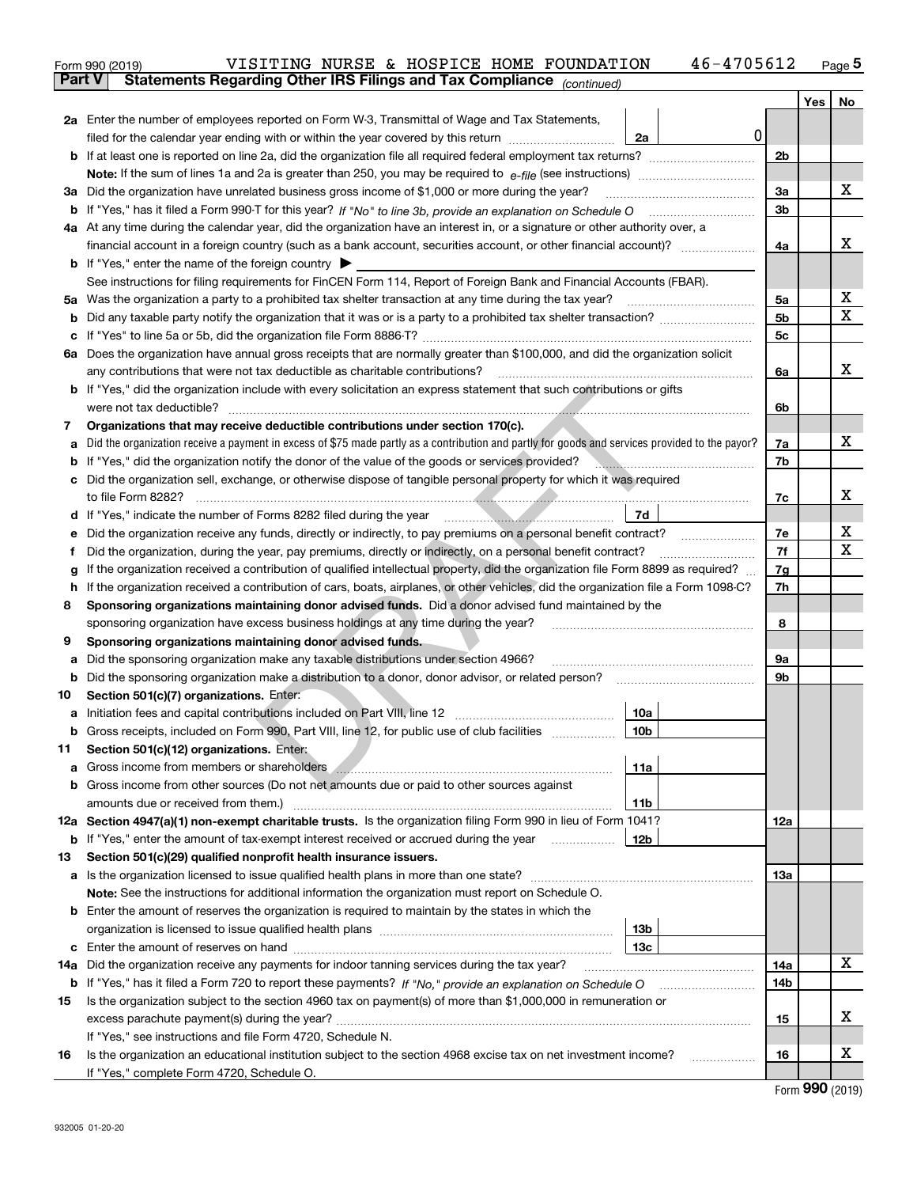Form 990 (2019) VISITING NURSE & HOSPICE HOME FOUNDATION 46-4705612 Page 5

**Part V — Statements Regarding Other IRS Filings and Tax Compliance** *(continued)*

| | | | | Yes | No |
|---|---|---|---|---|---|
| **2a** | Enter the number of employees reported on Form W-3, Transmittal of Wage and Tax Statements, filed for the calendar year ending with or within the year covered by this return | 2a 0 | | | |
| **b** | If at least one is reported on line 2a, did the organization file all required federal employment tax returns? | | 2b | | |
| | **Note:** If the sum of lines 1a and 2a is greater than 250, you may be required to *e-file* (see instructions) | | | | |
| **3a** | Did the organization have unrelated business gross income of $1,000 or more during the year? | | 3a | | X |
| **b** | If "Yes," has it filed a Form 990-T for this year? *If "No" to line 3b, provide an explanation on Schedule O* | | 3b | | |
| **4a** | At any time during the calendar year, did the organization have an interest in, or a signature or other authority over, a financial account in a foreign country (such as a bank account, securities account, or other financial account)? | | 4a | | X |
| **b** | If "Yes," enter the name of the foreign country ▶ | | | | |
| | See instructions for filing requirements for FinCEN Form 114, Report of Foreign Bank and Financial Accounts (FBAR). | | | | |
| **5a** | Was the organization a party to a prohibited tax shelter transaction at any time during the tax year? | | 5a | | X |
| **b** | Did any taxable party notify the organization that it was or is a party to a prohibited tax shelter transaction? | | 5b | | X |
| **c** | If "Yes" to line 5a or 5b, did the organization file Form 8886-T? | | 5c | | |
| **6a** | Does the organization have annual gross receipts that are normally greater than $100,000, and did the organization solicit any contributions that were not tax deductible as charitable contributions? | | 6a | | X |
| **b** | If "Yes," did the organization include with every solicitation an express statement that such contributions or gifts were not tax deductible? | | 6b | | |
| **7** | **Organizations that may receive deductible contributions under section 170(c).** | | | | |
| **a** | Did the organization receive a payment in excess of $75 made partly as a contribution and partly for goods and services provided to the payor? | | 7a | | X |
| **b** | If "Yes," did the organization notify the donor of the value of the goods or services provided? | | 7b | | |
| **c** | Did the organization sell, exchange, or otherwise dispose of tangible personal property for which it was required to file Form 8282? | | 7c | | X |
| **d** | If "Yes," indicate the number of Forms 8282 filed during the year | 7d | | | |
| **e** | Did the organization receive any funds, directly or indirectly, to pay premiums on a personal benefit contract? | | 7e | | X |
| **f** | Did the organization, during the year, pay premiums, directly or indirectly, on a personal benefit contract? | | 7f | | X |
| **g** | If the organization received a contribution of qualified intellectual property, did the organization file Form 8899 as required? | | 7g | | |
| **h** | If the organization received a contribution of cars, boats, airplanes, or other vehicles, did the organization file a Form 1098-C? | | 7h | | |
| **8** | **Sponsoring organizations maintaining donor advised funds.** Did a donor advised fund maintained by the sponsoring organization have excess business holdings at any time during the year? | | 8 | | |
| **9** | **Sponsoring organizations maintaining donor advised funds.** | | | | |
| **a** | Did the sponsoring organization make any taxable distributions under section 4966? | | 9a | | |
| **b** | Did the sponsoring organization make a distribution to a donor, donor advisor, or related person? | | 9b | | |
| **10** | **Section 501(c)(7) organizations.** Enter: | | | | |
| **a** | Initiation fees and capital contributions included on Part VIII, line 12 | 10a | | | |
| **b** | Gross receipts, included on Form 990, Part VIII, line 12, for public use of club facilities | 10b | | | |
| **11** | **Section 501(c)(12) organizations.** Enter: | | | | |
| **a** | Gross income from members or shareholders | 11a | | | |
| **b** | Gross income from other sources (Do not net amounts due or paid to other sources against amounts due or received from them.) | 11b | | | |
| **12a** | **Section 4947(a)(1) non-exempt charitable trusts.** Is the organization filing Form 990 in lieu of Form 1041? | | 12a | | |
| **b** | If "Yes," enter the amount of tax-exempt interest received or accrued during the year | 12b | | | |
| **13** | **Section 501(c)(29) qualified nonprofit health insurance issuers.** | | | | |
| **a** | Is the organization licensed to issue qualified health plans in more than one state? | | 13a | | |
| | **Note:** See the instructions for additional information the organization must report on Schedule O. | | | | |
| **b** | Enter the amount of reserves the organization is required to maintain by the states in which the organization is licensed to issue qualified health plans | 13b | | | |
| **c** | Enter the amount of reserves on hand | 13c | | | |
| **14a** | Did the organization receive any payments for indoor tanning services during the tax year? | | 14a | | X |
| **b** | If "Yes," has it filed a Form 720 to report these payments? *If "No," provide an explanation on Schedule O* | | 14b | | |
| **15** | Is the organization subject to the section 4960 tax on payment(s) of more than $1,000,000 in remuneration or excess parachute payment(s) during the year? | | 15 | | X |
| | If "Yes," see instructions and file Form 4720, Schedule N. | | | | |
| **16** | Is the organization an educational institution subject to the section 4968 excise tax on net investment income? | | 16 | | X |
| | If "Yes," complete Form 4720, Schedule O. | | | | |

Form **990** (2019)

932005 01-20-20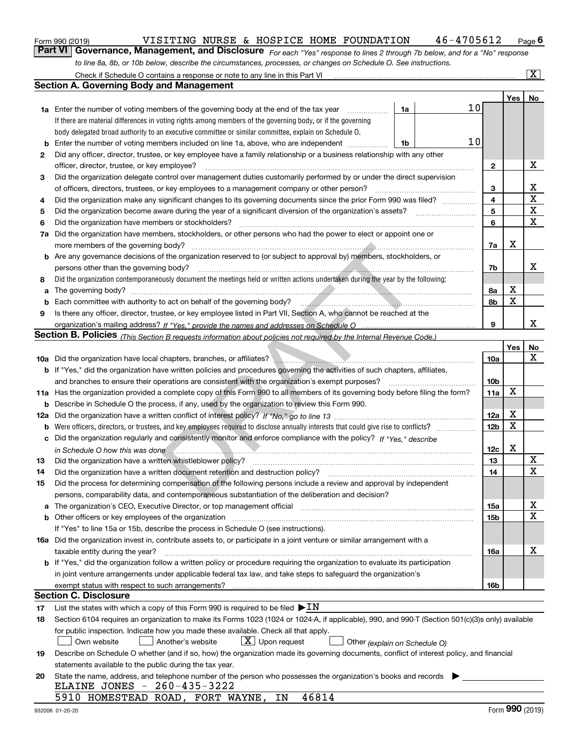Form 990 (2019) VISITING NURSE & HOSPICE HOME FOUNDATION 46-4705612 Page 6

## Part VI Governance, Management, and Disclosure

*For each "Yes" response to lines 2 through 7b below, and for a "No" response to line 8a, 8b, or 10b below, describe the circumstances, processes, or changes on Schedule O. See instructions.*

Check if Schedule O contains a response or note to any line in this Part VI ..... [X]

### Section A. Governing Body and Management

| | | | | | Yes | No |
|---|---|---|---|---|---|---|
| **1a** | Enter the number of voting members of the governing body at the end of the tax year. If there are material differences in voting rights among members of the governing body, or if the governing body delegated broad authority to an executive committee or similar committee, explain on Schedule O. | 1a | 10 | | | |
| **b** | Enter the number of voting members included on line 1a, above, who are independent | 1b | 10 | | | |
| **2** | Did any officer, director, trustee, or key employee have a family relationship or a business relationship with any other officer, director, trustee, or key employee? | | | 2 | | X |
| **3** | Did the organization delegate control over management duties customarily performed by or under the direct supervision of officers, directors, trustees, or key employees to a management company or other person? | | | 3 | | X |
| **4** | Did the organization make any significant changes to its governing documents since the prior Form 990 was filed? | | | 4 | | X |
| **5** | Did the organization become aware during the year of a significant diversion of the organization's assets? | | | 5 | | X |
| **6** | Did the organization have members or stockholders? | | | 6 | | X |
| **7a** | Did the organization have members, stockholders, or other persons who had the power to elect or appoint one or more members of the governing body? | | | 7a | X | |
| **b** | Are any governance decisions of the organization reserved to (or subject to approval by) members, stockholders, or persons other than the governing body? | | | 7b | | X |
| **8** | Did the organization contemporaneously document the meetings held or written actions undertaken during the year by the following: | | | | | |
| **a** | The governing body? | | | 8a | X | |
| **b** | Each committee with authority to act on behalf of the governing body? | | | 8b | X | |
| **9** | Is there any officer, director, trustee, or key employee listed in Part VII, Section A, who cannot be reached at the organization's mailing address? *If "Yes," provide the names and addresses on Schedule O* | | | 9 | | X |

### Section B. Policies *(This Section B requests information about policies not required by the Internal Revenue Code.)*

| | | | Yes | No |
|---|---|---|---|---|
| **10a** | Did the organization have local chapters, branches, or affiliates? | 10a | | X |
| **b** | If "Yes," did the organization have written policies and procedures governing the activities of such chapters, affiliates, and branches to ensure their operations are consistent with the organization's exempt purposes? | 10b | | |
| **11a** | Has the organization provided a complete copy of this Form 990 to all members of its governing body before filing the form? | 11a | X | |
| **b** | Describe in Schedule O the process, if any, used by the organization to review this Form 990. | | | |
| **12a** | Did the organization have a written conflict of interest policy? *If "No," go to line 13* | 12a | X | |
| **b** | Were officers, directors, or trustees, and key employees required to disclose annually interests that could give rise to conflicts? | 12b | X | |
| **c** | Did the organization regularly and consistently monitor and enforce compliance with the policy? *If "Yes," describe in Schedule O how this was done* | 12c | X | |
| **13** | Did the organization have a written whistleblower policy? | 13 | | X |
| **14** | Did the organization have a written document retention and destruction policy? | 14 | | X |
| **15** | Did the process for determining compensation of the following persons include a review and approval by independent persons, comparability data, and contemporaneous substantiation of the deliberation and decision? | | | |
| **a** | The organization's CEO, Executive Director, or top management official | 15a | | X |
| **b** | Other officers or key employees of the organization | 15b | | X |
| | If "Yes" to line 15a or 15b, describe the process in Schedule O (see instructions). | | | |
| **16a** | Did the organization invest in, contribute assets to, or participate in a joint venture or similar arrangement with a taxable entity during the year? | 16a | | X |
| **b** | If "Yes," did the organization follow a written policy or procedure requiring the organization to evaluate its participation in joint venture arrangements under applicable federal tax law, and take steps to safeguard the organization's exempt status with respect to such arrangements? | 16b | | |

### Section C. Disclosure

**17** List the states with which a copy of this Form 990 is required to be filed ▶IN

**18** Section 6104 requires an organization to make its Forms 1023 (1024 or 1024-A, if applicable), 990, and 990-T (Section 501(c)(3)s only) available for public inspection. Indicate how you made these available. Check all that apply.

[ ] Own website [ ] Another's website [X] Upon request [ ] Other *(explain on Schedule O)*

**19** Describe on Schedule O whether (and if so, how) the organization made its governing documents, conflict of interest policy, and financial statements available to the public during the tax year.

**20** State the name, address, and telephone number of the person who possesses the organization's books and records ▶

ELAINE JONES - 260-435-3222
5910 HOMESTEAD ROAD, FORT WAYNE, IN 46814

932006 01-20-20 Form **990** (2019)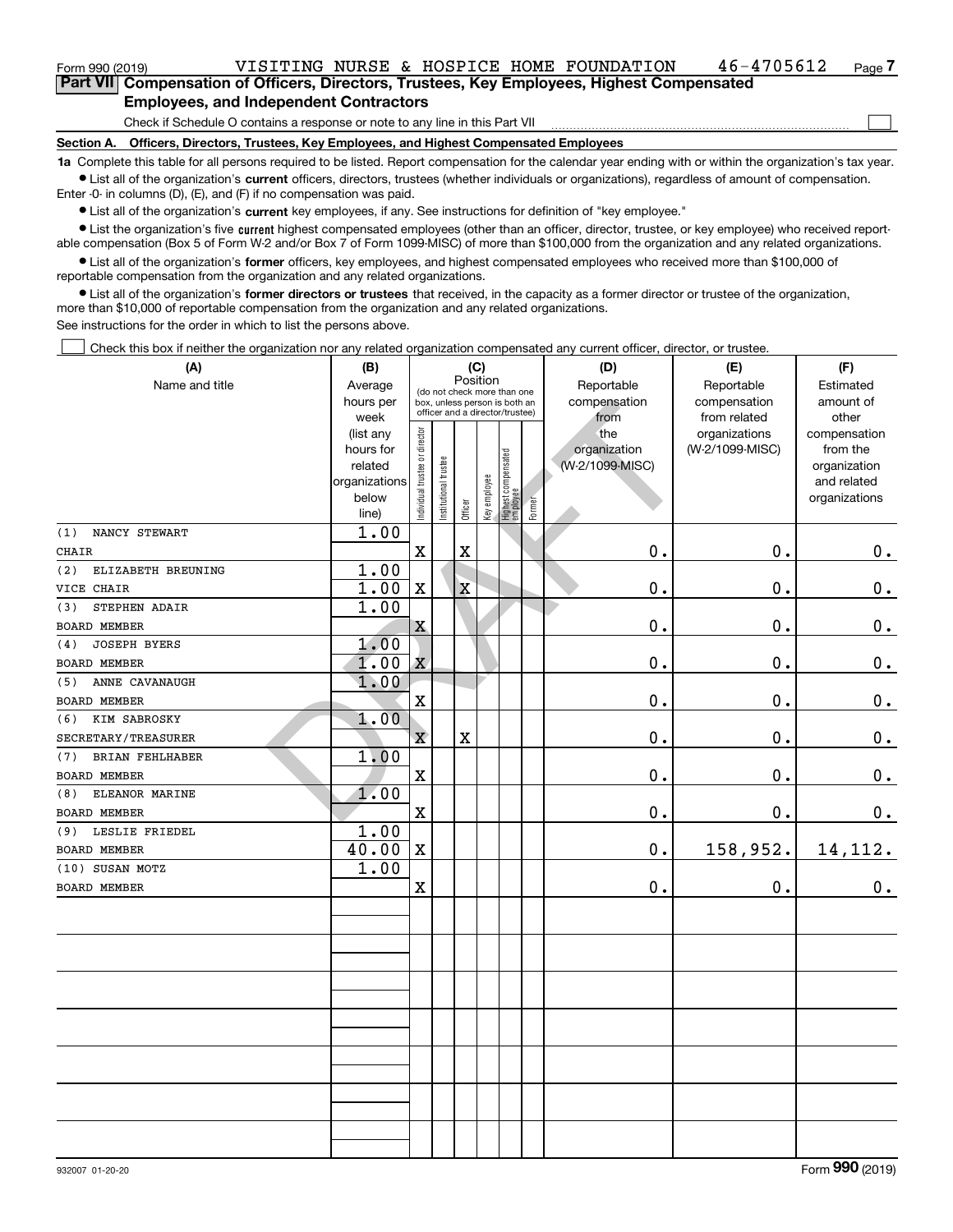Form 990 (2019) VISITING NURSE & HOSPICE HOME FOUNDATION 46-4705612 Page 7

**Part VII Compensation of Officers, Directors, Trustees, Key Employees, Highest Compensated Employees, and Independent Contractors**

Check if Schedule O contains a response or note to any line in this Part VII ☐

**Section A. Officers, Directors, Trustees, Key Employees, and Highest Compensated Employees**

**1a** Complete this table for all persons required to be listed. Report compensation for the calendar year ending with or within the organization's tax year.

- List all of the organization's **current** officers, directors, trustees (whether individuals or organizations), regardless of amount of compensation. Enter -0- in columns (D), (E), and (F) if no compensation was paid.
- List all of the organization's **current** key employees, if any. See instructions for definition of "key employee."
- List the organization's five **current** highest compensated employees (other than an officer, director, trustee, or key employee) who received reportable compensation (Box 5 of Form W-2 and/or Box 7 of Form 1099-MISC) of more than $100,000 from the organization and any related organizations.
- List all of the organization's **former** officers, key employees, and highest compensated employees who received more than $100,000 of reportable compensation from the organization and any related organizations.
- List all of the organization's **former directors or trustees** that received, in the capacity as a former director or trustee of the organization, more than $10,000 of reportable compensation from the organization and any related organizations.

See instructions for the order in which to list the persons above.

☐ Check this box if neither the organization nor any related organization compensated any current officer, director, or trustee.

| (A) Name and title | (B) Average hours per week (list any hours for related organizations below line) | (C) Position: Individual trustee or director | Institutional trustee | Officer | Key employee | Highest compensated employee | Former | (D) Reportable compensation from the organization (W-2/1099-MISC) | (E) Reportable compensation from related organizations (W-2/1099-MISC) | (F) Estimated amount of other compensation from the organization and related organizations |
|---|---|---|---|---|---|---|---|---|---|---|
| (1) NANCY STEWART<br>CHAIR | 1.00 | X | | X | | | | 0. | 0. | 0. |
| (2) ELIZABETH BREUNING<br>VICE CHAIR | 1.00<br>1.00 | X | | X | | | | 0. | 0. | 0. |
| (3) STEPHEN ADAIR<br>BOARD MEMBER | 1.00 | X | | | | | | 0. | 0. | 0. |
| (4) JOSEPH BYERS<br>BOARD MEMBER | 1.00<br>1.00 | X | | | | | | 0. | 0. | 0. |
| (5) ANNE CAVANAUGH<br>BOARD MEMBER | 1.00 | X | | | | | | 0. | 0. | 0. |
| (6) KIM SABROSKY<br>SECRETARY/TREASURER | 1.00 | X | | X | | | | 0. | 0. | 0. |
| (7) BRIAN FEHLHABER<br>BOARD MEMBER | 1.00 | X | | | | | | 0. | 0. | 0. |
| (8) ELEANOR MARINE<br>BOARD MEMBER | 1.00 | X | | | | | | 0. | 0. | 0. |
| (9) LESLIE FRIEDEL<br>BOARD MEMBER | 1.00<br>40.00 | X | | | | | | 0. | 158,952. | 14,112. |
| (10) SUSAN MOTZ<br>BOARD MEMBER | 1.00 | X | | | | | | 0. | 0. | 0. |

932007 01-20-20 Form **990** (2019)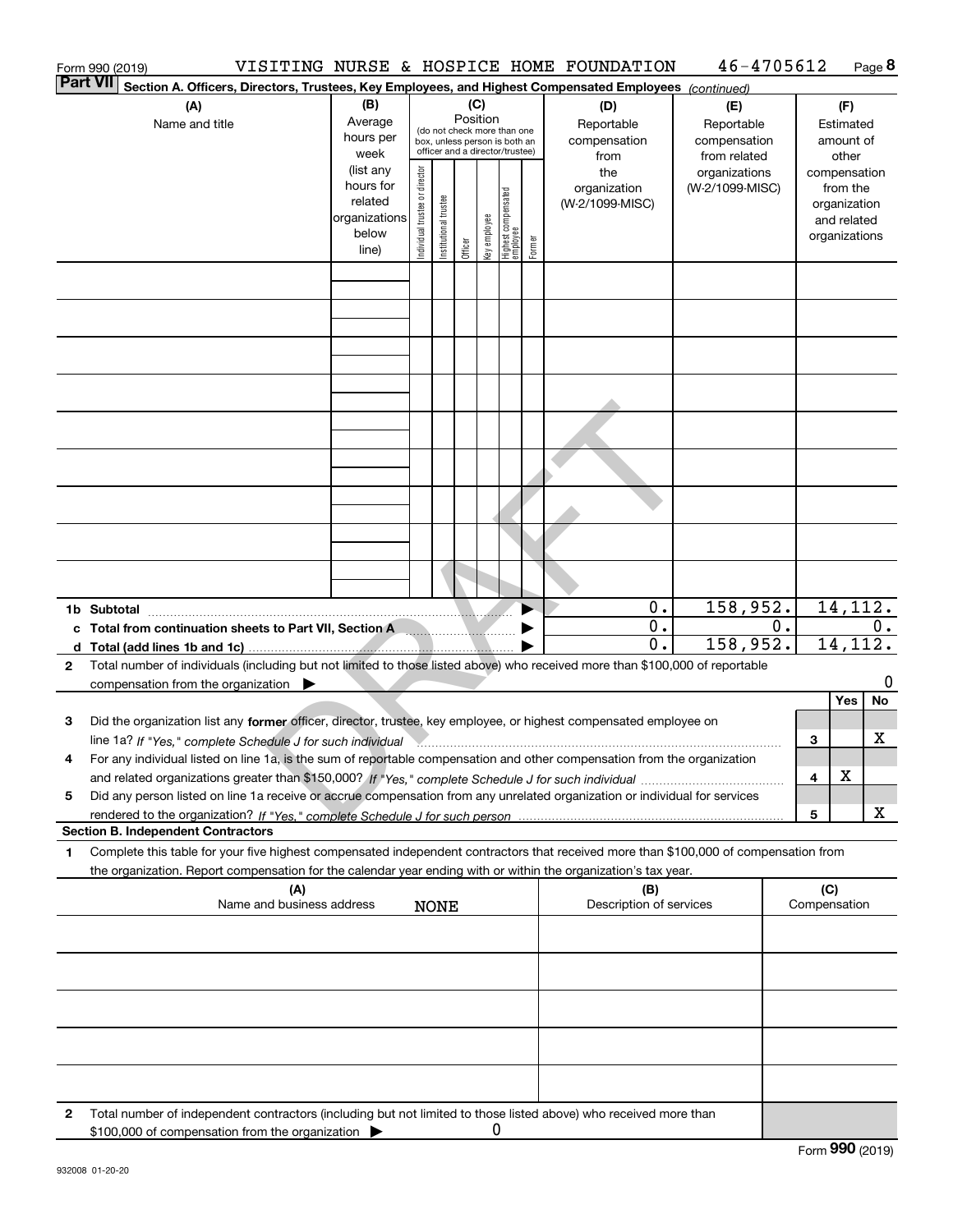Form 990 (2019) VISITING NURSE & HOSPICE HOME FOUNDATION 46-4705612

**Part VII** **Section A. Officers, Directors, Trustees, Key Employees, and Highest Compensated Employees** *(continued)*

| (A) Name and title | (B) Average hours per week (list any hours for related organizations below line) | (C) Position (do not check more than one box, unless person is both an officer and a director/trustee): Individual trustee or director | Institutional trustee | Officer | Key employee | Highest compensated employee | Former | (D) Reportable compensation from the organization (W-2/1099-MISC) | (E) Reportable compensation from related organizations (W-2/1099-MISC) | (F) Estimated amount of other compensation from the organization and related organizations |
|---|---|---|---|---|---|---|---|---|---|---|
| | | | | | | | | | | |
| | | | | | | | | | | |
| | | | | | | | | | | |
| | | | | | | | | | | |
| | | | | | | | | | | |
| | | | | | | | | | | |
| | | | | | | | | | | |
| | | | | | | | | | | |
| | | | | | | | | | | |
| **1b Subtotal** | | | | | | | | 0. | 158,952. | 14,112. |
| **c Total from continuation sheets to Part VII, Section A** | | | | | | | | 0. | 0. | 0. |
| **d Total (add lines 1b and 1c)** | | | | | | | | 0. | 158,952. | 14,112. |

**2** Total number of individuals (including but not limited to those listed above) who received more than $100,000 of reportable compensation from the organization ▶ 0

| | | Yes | No |
|---|---|---|---|
| **3** Did the organization list any **former** officer, director, trustee, key employee, or highest compensated employee on line 1a? *If "Yes," complete Schedule J for such individual* | 3 | | X |
| **4** For any individual listed on line 1a, is the sum of reportable compensation and other compensation from the organization and related organizations greater than $150,000? *If "Yes," complete Schedule J for such individual* | 4 | X | |
| **5** Did any person listed on line 1a receive or accrue compensation from any unrelated organization or individual for services rendered to the organization? *If "Yes," complete Schedule J for such person* | 5 | | X |

**Section B. Independent Contractors**

**1** Complete this table for your five highest compensated independent contractors that received more than $100,000 of compensation from the organization. Report compensation for the calendar year ending with or within the organization's tax year.

| (A) Name and business address | (B) Description of services | (C) Compensation |
|---|---|---|
| NONE | | |
| | | |
| | | |
| | | |
| | | |

**2** Total number of independent contractors (including but not limited to those listed above) who received more than $100,000 of compensation from the organization ▶ 0

Form **990** (2019)

932008 01-20-20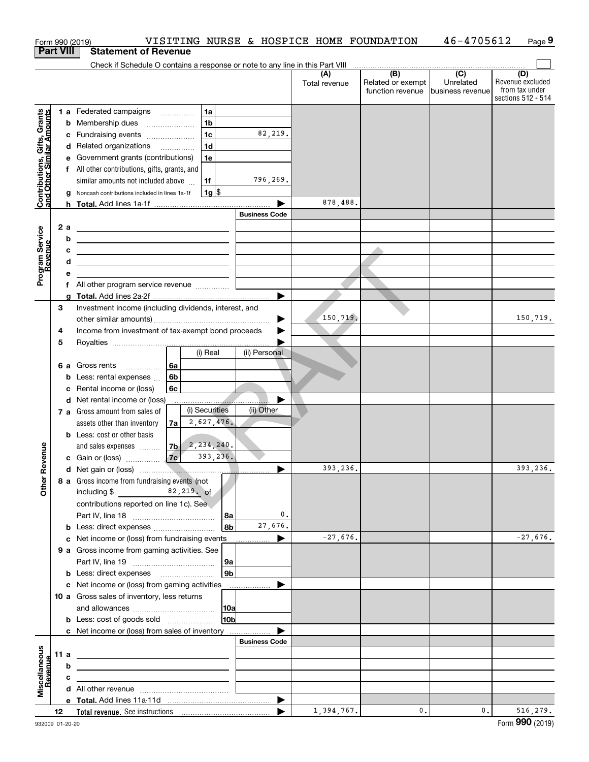Form 990 (2019) VISITING NURSE & HOSPICE HOME FOUNDATION 46-4705612

## Part VIII Statement of Revenue

Check if Schedule O contains a response or note to any line in this Part VIII

| | | | | (A) Total revenue | (B) Related or exempt function revenue | (C) Unrelated business revenue | (D) Revenue excluded from tax under sections 512 - 514 |
|---|---|---|---|---|---|---|---|
| **Contributions, Gifts, Grants and Other Similar Amounts** | 1 a Federated campaigns | 1a | | | | | |
| | b Membership dues | 1b | | | | | |
| | c Fundraising events | 1c | 82,219. | | | | |
| | d Related organizations | 1d | | | | | |
| | e Government grants (contributions) | 1e | | | | | |
| | f All other contributions, gifts, grants, and similar amounts not included above | 1f | 796,269. | | | | |
| | g Noncash contributions included in lines 1a-1f | 1g $ | | | | | |
| | h **Total.** Add lines 1a-1f | | | 878,488. | | | |
| **Program Service Revenue** | | | Business Code | | | | |
| | 2 a | | | | | | |
| | b | | | | | | |
| | c | | | | | | |
| | d | | | | | | |
| | e | | | | | | |
| | f All other program service revenue | | | | | | |
| | g **Total.** Add lines 2a-2f | | | | | | |
| **Other Revenue** | 3 Investment income (including dividends, interest, and other similar amounts) | | | 150,719. | | | 150,719. |
| | 4 Income from investment of tax-exempt bond proceeds | | | | | | |
| | 5 Royalties | | | | | | |
| | | (i) Real | (ii) Personal | | | | |
| | 6 a Gross rents 6a | | | | | | |
| | b Less: rental expenses 6b | | | | | | |
| | c Rental income or (loss) 6c | | | | | | |
| | d Net rental income or (loss) | | | | | | |
| | | (i) Securities | (ii) Other | | | | |
| | 7 a Gross amount from sales of assets other than inventory 7a | 2,627,476. | | | | | |
| | b Less: cost or other basis and sales expenses 7b | 2,234,240. | | | | | |
| | c Gain or (loss) 7c | 393,236. | | | | | |
| | d Net gain or (loss) | | | 393,236. | | | 393,236. |
| | 8 a Gross income from fundraising events (not including $ 82,219. of contributions reported on line 1c). See Part IV, line 18 | 8a | 0. | | | | |
| | b Less: direct expenses | 8b | 27,676. | | | | |
| | c Net income or (loss) from fundraising events | | | -27,676. | | | -27,676. |
| | 9 a Gross income from gaming activities. See Part IV, line 19 | 9a | | | | | |
| | b Less: direct expenses | 9b | | | | | |
| | c Net income or (loss) from gaming activities | | | | | | |
| | 10 a Gross sales of inventory, less returns and allowances | 10a | | | | | |
| | b Less: cost of goods sold | 10b | | | | | |
| | c Net income or (loss) from sales of inventory | | | | | | |
| **Miscellaneous Revenue** | | | Business Code | | | | |
| | 11 a | | | | | | |
| | b | | | | | | |
| | c | | | | | | |
| | d All other revenue | | | | | | |
| | e **Total.** Add lines 11a-11d | | | | | | |
| | 12 **Total revenue.** See instructions | | | 1,394,767. | 0. | 0. | 516,279. |

932009 01-20-20 Form **990** (2019)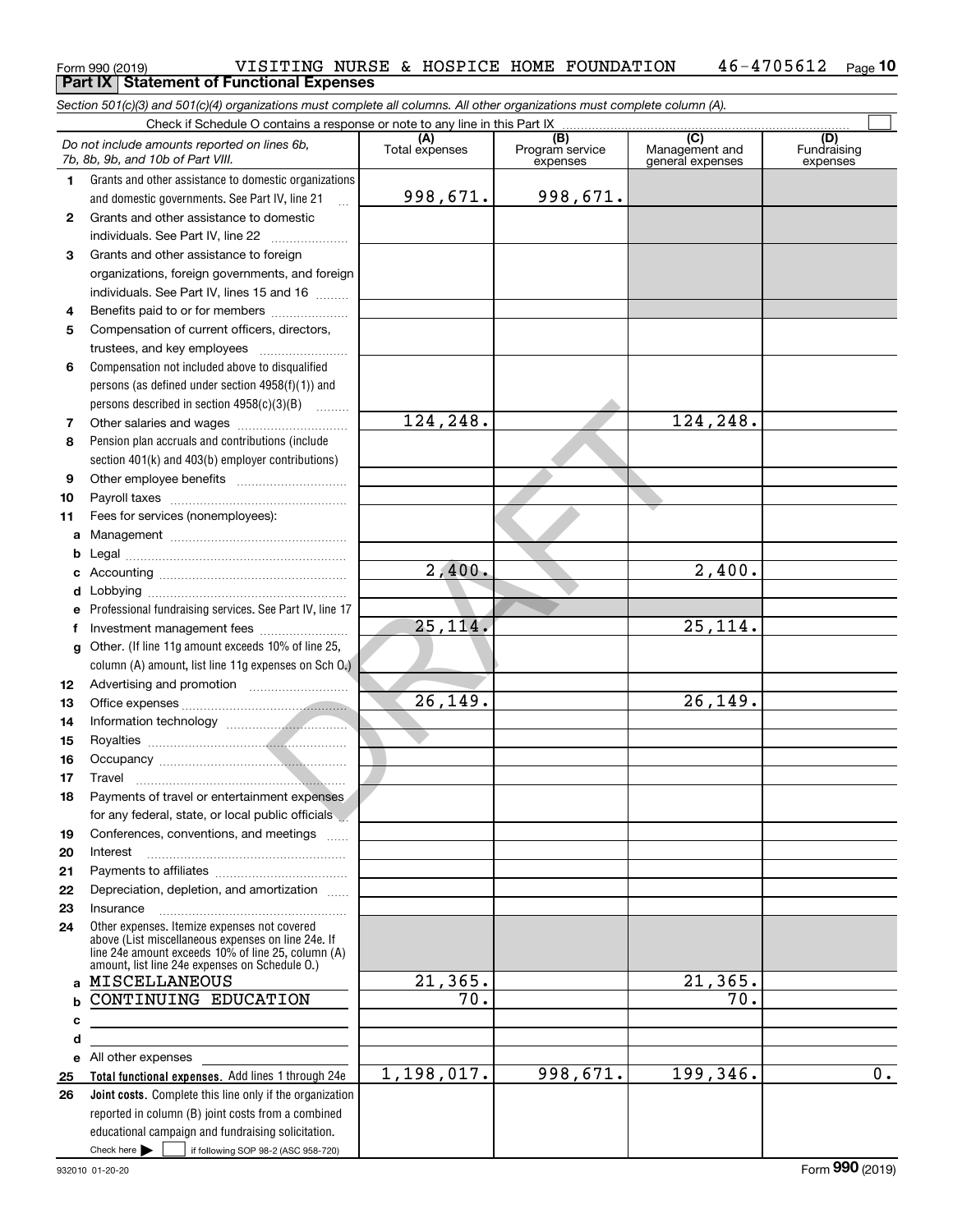Form 990 (2019) VISITING NURSE & HOSPICE HOME FOUNDATION 46-4705612

## Part IX Statement of Functional Expenses

*Section 501(c)(3) and 501(c)(4) organizations must complete all columns. All other organizations must complete column (A).*

Check if Schedule O contains a response or note to any line in this Part IX

| | *Do not include amounts reported on lines 6b, 7b, 8b, 9b, and 10b of Part VIII.* | (A) Total expenses | (B) Program service expenses | (C) Management and general expenses | (D) Fundraising expenses |
|---|---|---|---|---|---|
| 1 | Grants and other assistance to domestic organizations and domestic governments. See Part IV, line 21 | 998,671. | 998,671. | | |
| 2 | Grants and other assistance to domestic individuals. See Part IV, line 22 | | | | |
| 3 | Grants and other assistance to foreign organizations, foreign governments, and foreign individuals. See Part IV, lines 15 and 16 | | | | |
| 4 | Benefits paid to or for members | | | | |
| 5 | Compensation of current officers, directors, trustees, and key employees | | | | |
| 6 | Compensation not included above to disqualified persons (as defined under section 4958(f)(1)) and persons described in section 4958(c)(3)(B) | | | | |
| 7 | Other salaries and wages | 124,248. | | 124,248. | |
| 8 | Pension plan accruals and contributions (include section 401(k) and 403(b) employer contributions) | | | | |
| 9 | Other employee benefits | | | | |
| 10 | Payroll taxes | | | | |
| 11 | Fees for services (nonemployees): | | | | |
| a | Management | | | | |
| b | Legal | | | | |
| c | Accounting | 2,400. | | 2,400. | |
| d | Lobbying | | | | |
| e | Professional fundraising services. See Part IV, line 17 | | | | |
| f | Investment management fees | 25,114. | | 25,114. | |
| g | Other. (If line 11g amount exceeds 10% of line 25, column (A) amount, list line 11g expenses on Sch O.) | | | | |
| 12 | Advertising and promotion | | | | |
| 13 | Office expenses | 26,149. | | 26,149. | |
| 14 | Information technology | | | | |
| 15 | Royalties | | | | |
| 16 | Occupancy | | | | |
| 17 | Travel | | | | |
| 18 | Payments of travel or entertainment expenses for any federal, state, or local public officials | | | | |
| 19 | Conferences, conventions, and meetings | | | | |
| 20 | Interest | | | | |
| 21 | Payments to affiliates | | | | |
| 22 | Depreciation, depletion, and amortization | | | | |
| 23 | Insurance | | | | |
| 24 | Other expenses. Itemize expenses not covered above (List miscellaneous expenses on line 24e. If line 24e amount exceeds 10% of line 25, column (A) amount, list line 24e expenses on Schedule O.) | | | | |
| a | MISCELLANEOUS | 21,365. | | 21,365. | |
| b | CONTINUING EDUCATION | 70. | | 70. | |
| c | | | | | |
| d | | | | | |
| e | All other expenses | | | | |
| 25 | **Total functional expenses.** Add lines 1 through 24e | 1,198,017. | 998,671. | 199,346. | 0. |
| 26 | **Joint costs.** Complete this line only if the organization reported in column (B) joint costs from a combined educational campaign and fundraising solicitation. Check here ☐ if following SOP 98-2 (ASC 958-720) | | | | |

932010 01-20-20

Form **990** (2019)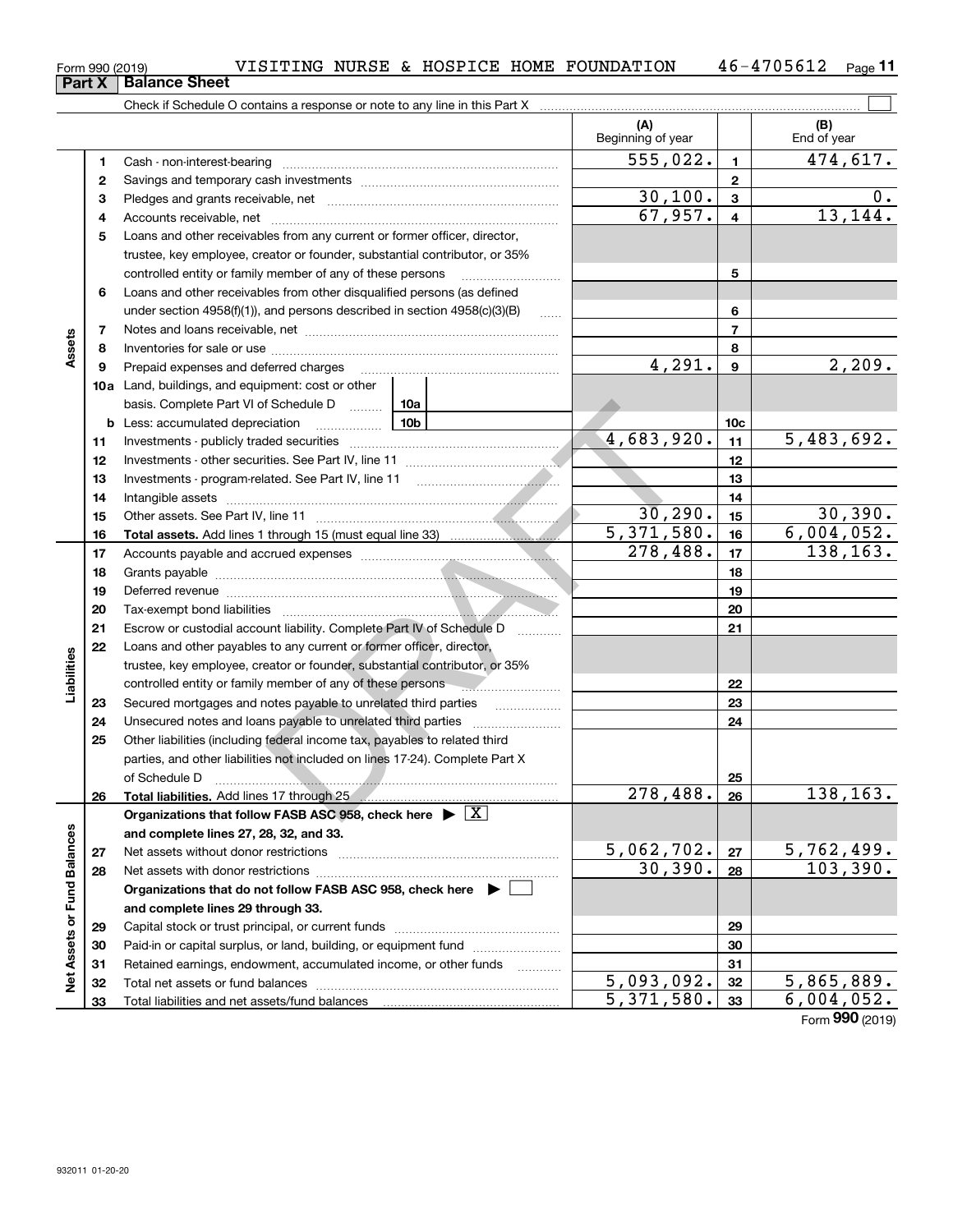Form 990 (2019) VISITING NURSE & HOSPICE HOME FOUNDATION 46-4705612

## Part X Balance Sheet

Check if Schedule O contains a response or note to any line in this Part X

| | | | (A) Beginning of year | | (B) End of year |
|---|---|---|---|---|---|
| Assets | 1 | Cash - non-interest-bearing | 555,022. | 1 | 474,617. |
| | 2 | Savings and temporary cash investments | | 2 | |
| | 3 | Pledges and grants receivable, net | 30,100. | 3 | 0. |
| | 4 | Accounts receivable, net | 67,957. | 4 | 13,144. |
| | 5 | Loans and other receivables from any current or former officer, director, trustee, key employee, creator or founder, substantial contributor, or 35% controlled entity or family member of any of these persons | | 5 | |
| | 6 | Loans and other receivables from other disqualified persons (as defined under section 4958(f)(1)), and persons described in section 4958(c)(3)(B) | | 6 | |
| | 7 | Notes and loans receivable, net | | 7 | |
| | 8 | Inventories for sale or use | | 8 | |
| | 9 | Prepaid expenses and deferred charges | 4,291. | 9 | 2,209. |
| | 10a | Land, buildings, and equipment: cost or other basis. Complete Part VI of Schedule D 10a | | | |
| | b | Less: accumulated depreciation 10b | | 10c | |
| | 11 | Investments - publicly traded securities | 4,683,920. | 11 | 5,483,692. |
| | 12 | Investments - other securities. See Part IV, line 11 | | 12 | |
| | 13 | Investments - program-related. See Part IV, line 11 | | 13 | |
| | 14 | Intangible assets | | 14 | |
| | 15 | Other assets. See Part IV, line 11 | 30,290. | 15 | 30,390. |
| | 16 | **Total assets.** Add lines 1 through 15 (must equal line 33) | 5,371,580. | 16 | 6,004,052. |
| Liabilities | 17 | Accounts payable and accrued expenses | 278,488. | 17 | 138,163. |
| | 18 | Grants payable | | 18 | |
| | 19 | Deferred revenue | | 19 | |
| | 20 | Tax-exempt bond liabilities | | 20 | |
| | 21 | Escrow or custodial account liability. Complete Part IV of Schedule D | | 21 | |
| | 22 | Loans and other payables to any current or former officer, director, trustee, key employee, creator or founder, substantial contributor, or 35% controlled entity or family member of any of these persons | | 22 | |
| | 23 | Secured mortgages and notes payable to unrelated third parties | | 23 | |
| | 24 | Unsecured notes and loans payable to unrelated third parties | | 24 | |
| | 25 | Other liabilities (including federal income tax, payables to related third parties, and other liabilities not included on lines 17-24). Complete Part X of Schedule D | | 25 | |
| | 26 | **Total liabilities.** Add lines 17 through 25 | 278,488. | 26 | 138,163. |
| Net Assets or Fund Balances | | **Organizations that follow FASB ASC 958, check here ▶ [X] and complete lines 27, 28, 32, and 33.** | | | |
| | 27 | Net assets without donor restrictions | 5,062,702. | 27 | 5,762,499. |
| | 28 | Net assets with donor restrictions | 30,390. | 28 | 103,390. |
| | | **Organizations that do not follow FASB ASC 958, check here ▶ [ ] and complete lines 29 through 33.** | | | |
| | 29 | Capital stock or trust principal, or current funds | | 29 | |
| | 30 | Paid-in or capital surplus, or land, building, or equipment fund | | 30 | |
| | 31 | Retained earnings, endowment, accumulated income, or other funds | | 31 | |
| | 32 | Total net assets or fund balances | 5,093,092. | 32 | 5,865,889. |
| | 33 | Total liabilities and net assets/fund balances | 5,371,580. | 33 | 6,004,052. |

Form 990 (2019)

932011 01-20-20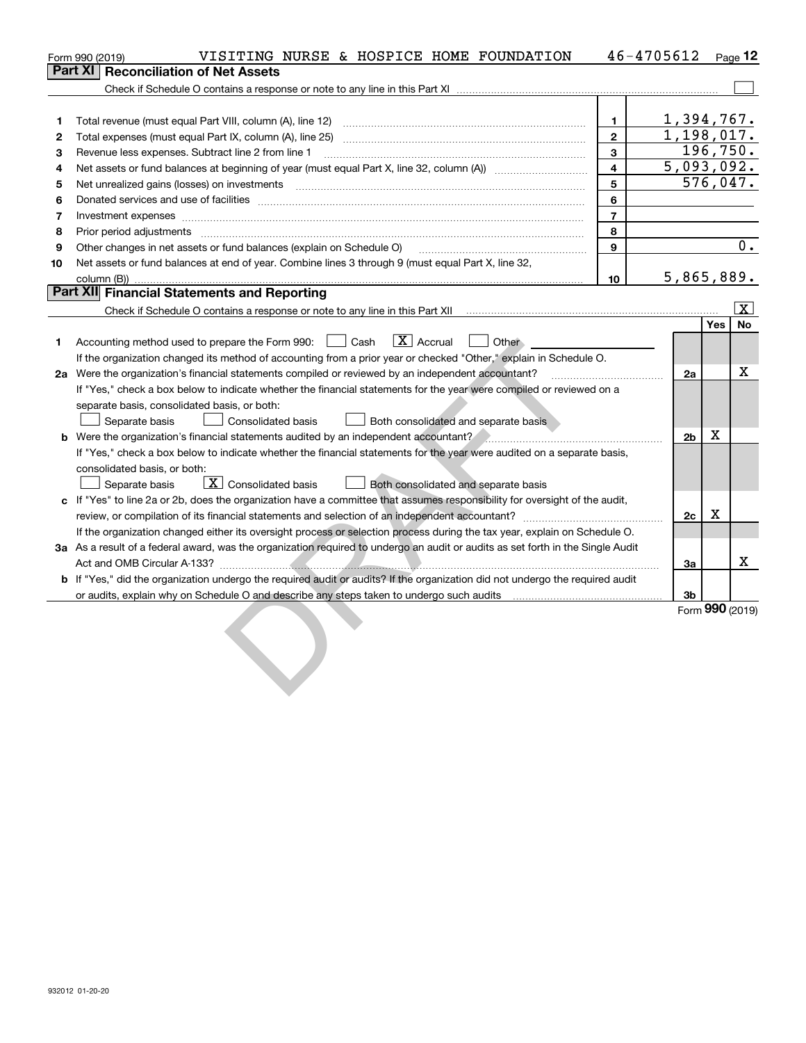Form 990 (2019) VISITING NURSE & HOSPICE HOME FOUNDATION 46-4705612

## Part XI Reconciliation of Net Assets

Check if Schedule O contains a response or note to any line in this Part XI [ ]

| | | | |
|---|---|---|---|
| 1 | Total revenue (must equal Part VIII, column (A), line 12) | 1 | 1,394,767. |
| 2 | Total expenses (must equal Part IX, column (A), line 25) | 2 | 1,198,017. |
| 3 | Revenue less expenses. Subtract line 2 from line 1 | 3 | 196,750. |
| 4 | Net assets or fund balances at beginning of year (must equal Part X, line 32, column (A)) | 4 | 5,093,092. |
| 5 | Net unrealized gains (losses) on investments | 5 | 576,047. |
| 6 | Donated services and use of facilities | 6 | |
| 7 | Investment expenses | 7 | |
| 8 | Prior period adjustments | 8 | |
| 9 | Other changes in net assets or fund balances (explain on Schedule O) | 9 | 0. |
| 10 | Net assets or fund balances at end of year. Combine lines 3 through 9 (must equal Part X, line 32, column (B)) | 10 | 5,865,889. |

## Part XII Financial Statements and Reporting

Check if Schedule O contains a response or note to any line in this Part XII [X]

| | | | Yes | No |
|---|---|---|---|---|
| 1 | Accounting method used to prepare the Form 990: [ ] Cash [X] Accrual [ ] Other<br>If the organization changed its method of accounting from a prior year or checked "Other," explain in Schedule O. | | | |
| 2a | Were the organization's financial statements compiled or reviewed by an independent accountant?<br>If "Yes," check a box below to indicate whether the financial statements for the year were compiled or reviewed on a separate basis, consolidated basis, or both:<br>[ ] Separate basis [ ] Consolidated basis [ ] Both consolidated and separate basis | 2a | | X |
| b | Were the organization's financial statements audited by an independent accountant?<br>If "Yes," check a box below to indicate whether the financial statements for the year were audited on a separate basis, consolidated basis, or both:<br>[ ] Separate basis [X] Consolidated basis [ ] Both consolidated and separate basis | 2b | X | |
| c | If "Yes" to line 2a or 2b, does the organization have a committee that assumes responsibility for oversight of the audit, review, or compilation of its financial statements and selection of an independent accountant?<br>If the organization changed either its oversight process or selection process during the tax year, explain on Schedule O. | 2c | X | |
| 3a | As a result of a federal award, was the organization required to undergo an audit or audits as set forth in the Single Audit Act and OMB Circular A-133? | 3a | | X |
| b | If "Yes," did the organization undergo the required audit or audits? If the organization did not undergo the required audit or audits, explain why on Schedule O and describe any steps taken to undergo such audits | 3b | | |

Form 990 (2019)

932012 01-20-20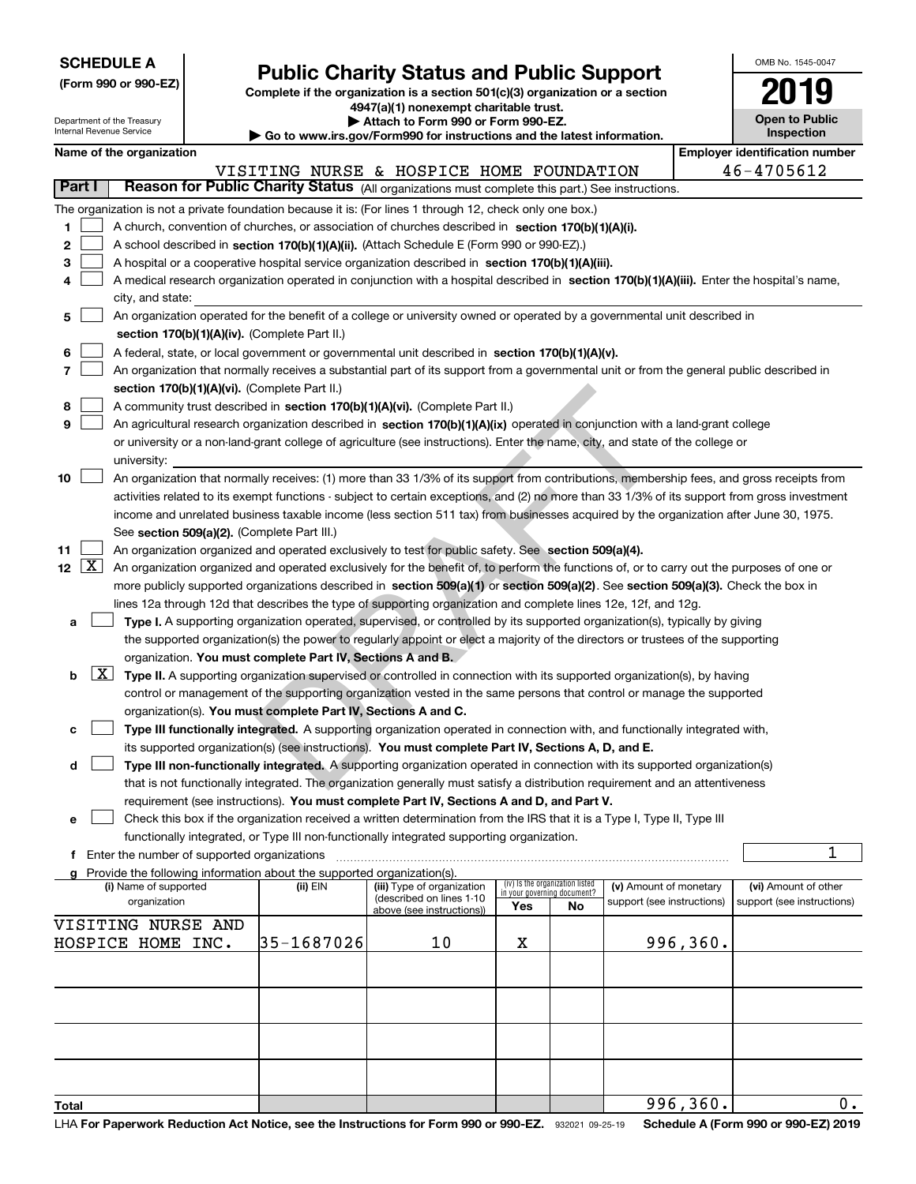**SCHEDULE A** (Form 990 or 990-EZ)

Department of the Treasury
Internal Revenue Service

# Public Charity Status and Public Support

**Complete if the organization is a section 501(c)(3) organization or a section 4947(a)(1) nonexempt charitable trust.**
**▶ Attach to Form 990 or Form 990-EZ.**
**▶ Go to www.irs.gov/Form990 for instructions and the latest information.**

OMB No. 1545-0047

**2019**

**Open to Public Inspection**

**Name of the organization:** VISITING NURSE & HOSPICE HOME FOUNDATION

**Employer identification number:** 46-4705612

## Part I Reason for Public Charity Status (All organizations must complete this part.) See instructions.

The organization is not a private foundation because it is: (For lines 1 through 12, check only one box.)

1. ☐ A church, convention of churches, or association of churches described in **section 170(b)(1)(A)(i).**
2. ☐ A school described in **section 170(b)(1)(A)(ii).** (Attach Schedule E (Form 990 or 990-EZ).)
3. ☐ A hospital or a cooperative hospital service organization described in **section 170(b)(1)(A)(iii).**
4. ☐ A medical research organization operated in conjunction with a hospital described in **section 170(b)(1)(A)(iii).** Enter the hospital's name, city, and state:
5. ☐ An organization operated for the benefit of a college or university owned or operated by a governmental unit described in **section 170(b)(1)(A)(iv).** (Complete Part II.)
6. ☐ A federal, state, or local government or governmental unit described in **section 170(b)(1)(A)(v).**
7. ☐ An organization that normally receives a substantial part of its support from a governmental unit or from the general public described in **section 170(b)(1)(A)(vi).** (Complete Part II.)
8. ☐ A community trust described in **section 170(b)(1)(A)(vi).** (Complete Part II.)
9. ☐ An agricultural research organization described in **section 170(b)(1)(A)(ix)** operated in conjunction with a land-grant college or university or a non-land-grant college of agriculture (see instructions). Enter the name, city, and state of the college or university:
10. ☐ An organization that normally receives: (1) more than 33 1/3% of its support from contributions, membership fees, and gross receipts from activities related to its exempt functions - subject to certain exceptions, and (2) no more than 33 1/3% of its support from gross investment income and unrelated business taxable income (less section 511 tax) from businesses acquired by the organization after June 30, 1975. See **section 509(a)(2).** (Complete Part III.)
11. ☐ An organization organized and operated exclusively to test for public safety. See **section 509(a)(4).**
12. ☒ An organization organized and operated exclusively for the benefit of, to perform the functions of, or to carry out the purposes of one or more publicly supported organizations described in **section 509(a)(1)** or **section 509(a)(2)**. See **section 509(a)(3).** Check the box in lines 12a through 12d that describes the type of supporting organization and complete lines 12e, 12f, and 12g.
   - **a** ☐ **Type I.** A supporting organization operated, supervised, or controlled by its supported organization(s), typically by giving the supported organization(s) the power to regularly appoint or elect a majority of the directors or trustees of the supporting organization. **You must complete Part IV, Sections A and B.**
   - **b** ☒ **Type II.** A supporting organization supervised or controlled in connection with its supported organization(s), by having control or management of the supporting organization vested in the same persons that control or manage the supported organization(s). **You must complete Part IV, Sections A and C.**
   - **c** ☐ **Type III functionally integrated.** A supporting organization operated in connection with, and functionally integrated with, its supported organization(s) (see instructions). **You must complete Part IV, Sections A, D, and E.**
   - **d** ☐ **Type III non-functionally integrated.** A supporting organization operated in connection with its supported organization(s) that is not functionally integrated. The organization generally must satisfy a distribution requirement and an attentiveness requirement (see instructions). **You must complete Part IV, Sections A and D, and Part V.**
   - **e** ☐ Check this box if the organization received a written determination from the IRS that it is a Type I, Type II, Type III functionally integrated, or Type III non-functionally integrated supporting organization.
   - **f** Enter the number of supported organizations: 1
   - **g** Provide the following information about the supported organization(s).

| (i) Name of supported organization | (ii) EIN | (iii) Type of organization (described on lines 1-10 above (see instructions)) | (iv) Is the organization listed in your governing document? Yes | No | (v) Amount of monetary support (see instructions) | (vi) Amount of other support (see instructions) |
|---|---|---|---|---|---|---|
| VISITING NURSE AND HOSPICE HOME INC. | 35-1687026 | 10 | X | | 996,360. | |
| | | | | | | |
| | | | | | | |
| | | | | | | |
| | | | | | | |
| **Total** | | | | | 996,360. | 0. |

LHA For Paperwork Reduction Act Notice, see the Instructions for Form 990 or 990-EZ. 932021 09-25-19 Schedule A (Form 990 or 990-EZ) 2019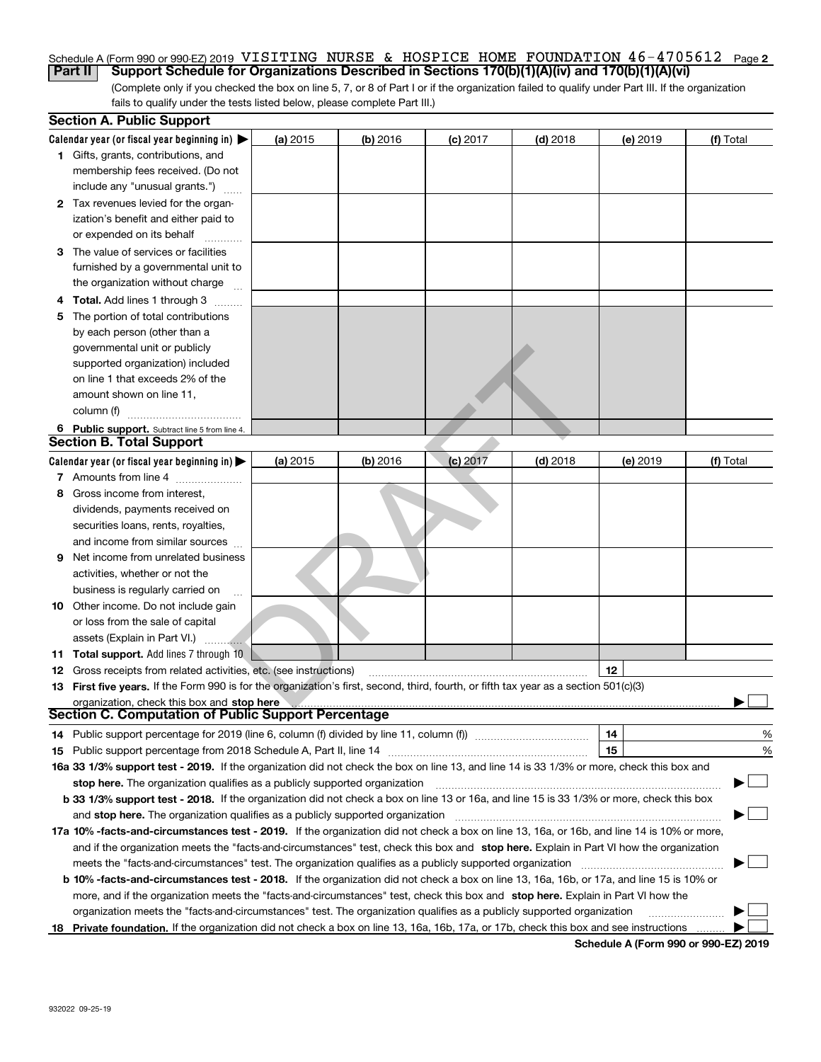Schedule A (Form 990 or 990-EZ) 2019 VISITING NURSE & HOSPICE HOME FOUNDATION 46-4705612 Page 2

## Part II Support Schedule for Organizations Described in Sections 170(b)(1)(A)(iv) and 170(b)(1)(A)(vi)

(Complete only if you checked the box on line 5, 7, or 8 of Part I or if the organization failed to qualify under Part III. If the organization fails to qualify under the tests listed below, please complete Part III.)

### Section A. Public Support

| Calendar year (or fiscal year beginning in) ▶ | (a) 2015 | (b) 2016 | (c) 2017 | (d) 2018 | (e) 2019 | (f) Total |
|---|---|---|---|---|---|---|
| 1 Gifts, grants, contributions, and membership fees received. (Do not include any "unusual grants.") | | | | | | |
| 2 Tax revenues levied for the organization's benefit and either paid to or expended on its behalf | | | | | | |
| 3 The value of services or facilities furnished by a governmental unit to the organization without charge | | | | | | |
| 4 Total. Add lines 1 through 3 | | | | | | |
| 5 The portion of total contributions by each person (other than a governmental unit or publicly supported organization) included on line 1 that exceeds 2% of the amount shown on line 11, column (f) | | | | | | |
| 6 Public support. Subtract line 5 from line 4. | | | | | | |

### Section B. Total Support

| Calendar year (or fiscal year beginning in) ▶ | (a) 2015 | (b) 2016 | (c) 2017 | (d) 2018 | (e) 2019 | (f) Total |
|---|---|---|---|---|---|---|
| 7 Amounts from line 4 | | | | | | |
| 8 Gross income from interest, dividends, payments received on securities loans, rents, royalties, and income from similar sources | | | | | | |
| 9 Net income from unrelated business activities, whether or not the business is regularly carried on | | | | | | |
| 10 Other income. Do not include gain or loss from the sale of capital assets (Explain in Part VI.) | | | | | | |
| 11 Total support. Add lines 7 through 10 | | | | | | |

12 Gross receipts from related activities, etc. (see instructions) | 12 |

13 **First five years.** If the Form 990 is for the organization's first, second, third, fourth, or fifth tax year as a section 501(c)(3) organization, check this box and **stop here** ▶ ☐

### Section C. Computation of Public Support Percentage

14 Public support percentage for 2019 (line 6, column (f) divided by line 11, column (f)) | 14 | %

15 Public support percentage from 2018 Schedule A, Part II, line 14 | 15 | %

**16a 33 1/3% support test - 2019.** If the organization did not check the box on line 13, and line 14 is 33 1/3% or more, check this box and **stop here.** The organization qualifies as a publicly supported organization ▶ ☐

**b 33 1/3% support test - 2018.** If the organization did not check a box on line 13 or 16a, and line 15 is 33 1/3% or more, check this box and **stop here.** The organization qualifies as a publicly supported organization ▶ ☐

**17a 10% -facts-and-circumstances test - 2019.** If the organization did not check a box on line 13, 16a, or 16b, and line 14 is 10% or more, and if the organization meets the "facts-and-circumstances" test, check this box and **stop here.** Explain in Part VI how the organization meets the "facts-and-circumstances" test. The organization qualifies as a publicly supported organization ▶ ☐

**b 10% -facts-and-circumstances test - 2018.** If the organization did not check a box on line 13, 16a, 16b, or 17a, and line 15 is 10% or more, and if the organization meets the "facts-and-circumstances" test, check this box and **stop here.** Explain in Part VI how the organization meets the "facts-and-circumstances" test. The organization qualifies as a publicly supported organization ▶ ☐

**18 Private foundation.** If the organization did not check a box on line 13, 16a, 16b, 17a, or 17b, check this box and see instructions ▶ ☐

DRAFT

Schedule A (Form 990 or 990-EZ) 2019

932022 09-25-19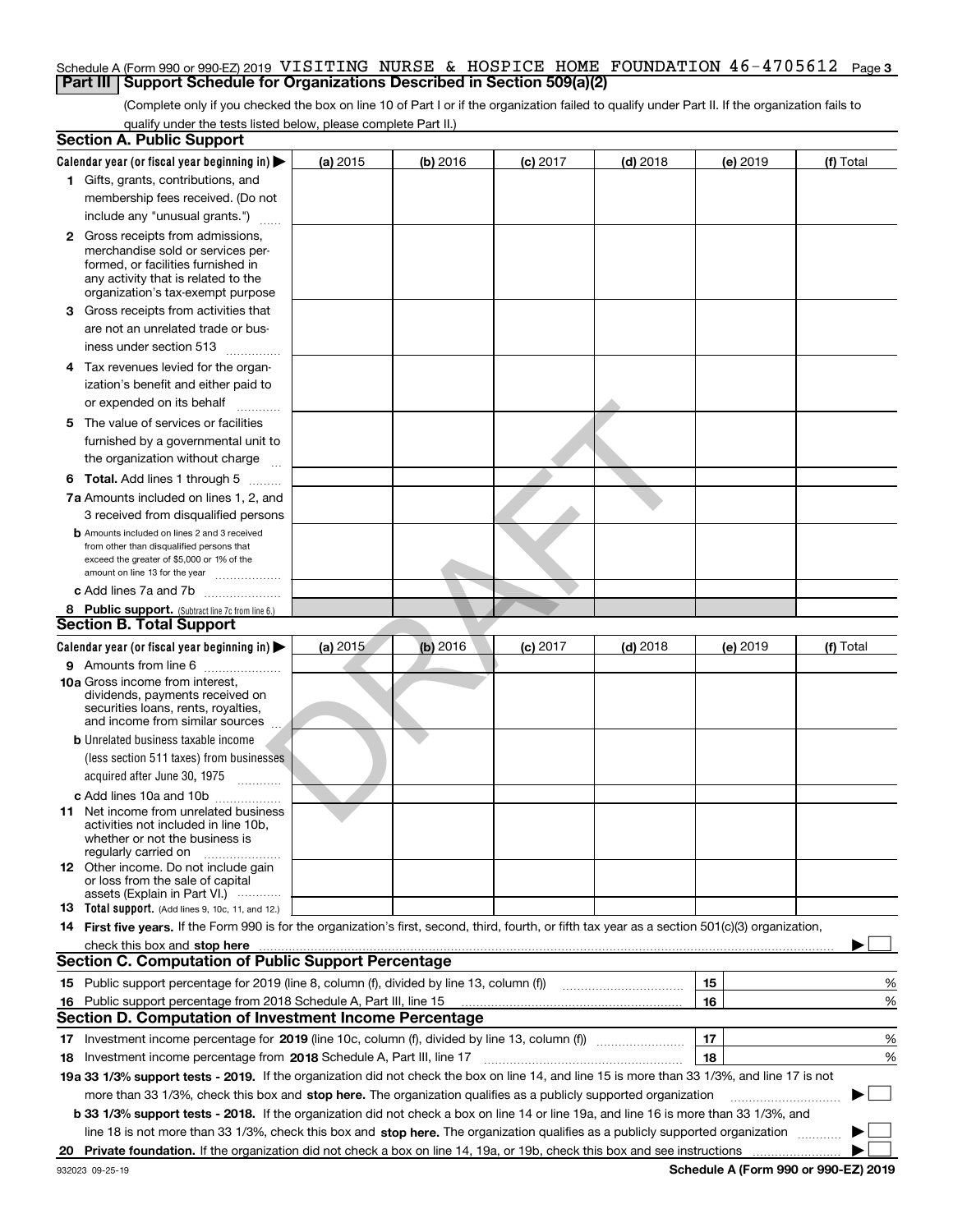Schedule A (Form 990 or 990-EZ) 2019 VISITING NURSE & HOSPICE HOME FOUNDATION 46-4705612 Page 3

## Part III Support Schedule for Organizations Described in Section 509(a)(2)

(Complete only if you checked the box on line 10 of Part I or if the organization failed to qualify under Part II. If the organization fails to qualify under the tests listed below, please complete Part II.)

### Section A. Public Support

| Calendar year (or fiscal year beginning in) ▶ | (a) 2015 | (b) 2016 | (c) 2017 | (d) 2018 | (e) 2019 | (f) Total |
|---|---|---|---|---|---|---|
| **1** Gifts, grants, contributions, and membership fees received. (Do not include any "unusual grants.") | | | | | | |
| **2** Gross receipts from admissions, merchandise sold or services performed, or facilities furnished in any activity that is related to the organization's tax-exempt purpose | | | | | | |
| **3** Gross receipts from activities that are not an unrelated trade or business under section 513 | | | | | | |
| **4** Tax revenues levied for the organization's benefit and either paid to or expended on its behalf | | | | | | |
| **5** The value of services or facilities furnished by a governmental unit to the organization without charge | | | | | | |
| **6 Total.** Add lines 1 through 5 | | | | | | |
| **7a** Amounts included on lines 1, 2, and 3 received from disqualified persons | | | | | | |
| **b** Amounts included on lines 2 and 3 received from other than disqualified persons that exceed the greater of $5,000 or 1% of the amount on line 13 for the year | | | | | | |
| **c** Add lines 7a and 7b | | | | | | |
| **8 Public support.** (Subtract line 7c from line 6.) | | | | | | |

### Section B. Total Support

| Calendar year (or fiscal year beginning in) ▶ | (a) 2015 | (b) 2016 | (c) 2017 | (d) 2018 | (e) 2019 | (f) Total |
|---|---|---|---|---|---|---|
| **9** Amounts from line 6 | | | | | | |
| **10a** Gross income from interest, dividends, payments received on securities loans, rents, royalties, and income from similar sources | | | | | | |
| **b** Unrelated business taxable income (less section 511 taxes) from businesses acquired after June 30, 1975 | | | | | | |
| **c** Add lines 10a and 10b | | | | | | |
| **11** Net income from unrelated business activities not included in line 10b, whether or not the business is regularly carried on | | | | | | |
| **12** Other income. Do not include gain or loss from the sale of capital assets (Explain in Part VI.) | | | | | | |
| **13 Total support.** (Add lines 9, 10c, 11, and 12.) | | | | | | |

**14 First five years.** If the Form 990 is for the organization's first, second, third, fourth, or fifth tax year as a section 501(c)(3) organization, check this box and **stop here** ▶ ☐

### Section C. Computation of Public Support Percentage

| | | | |
|---|---|---|---|
| **15** | Public support percentage for 2019 (line 8, column (f), divided by line 13, column (f)) | 15 | % |
| **16** | Public support percentage from 2018 Schedule A, Part III, line 15 | 16 | % |

### Section D. Computation of Investment Income Percentage

| | | | |
|---|---|---|---|
| **17** | Investment income percentage for **2019** (line 10c, column (f), divided by line 13, column (f)) | 17 | % |
| **18** | Investment income percentage from **2018** Schedule A, Part III, line 17 | 18 | % |

**19a 33 1/3% support tests - 2019.** If the organization did not check the box on line 14, and line 15 is more than 33 1/3%, and line 17 is not more than 33 1/3%, check this box and **stop here.** The organization qualifies as a publicly supported organization ▶ ☐

**b 33 1/3% support tests - 2018.** If the organization did not check a box on line 14 or line 19a, and line 16 is more than 33 1/3%, and line 18 is not more than 33 1/3%, check this box and **stop here.** The organization qualifies as a publicly supported organization ▶ ☐

**20 Private foundation.** If the organization did not check a box on line 14, 19a, or 19b, check this box and see instructions ▶ ☐

932023 09-25-19 **Schedule A (Form 990 or 990-EZ) 2019**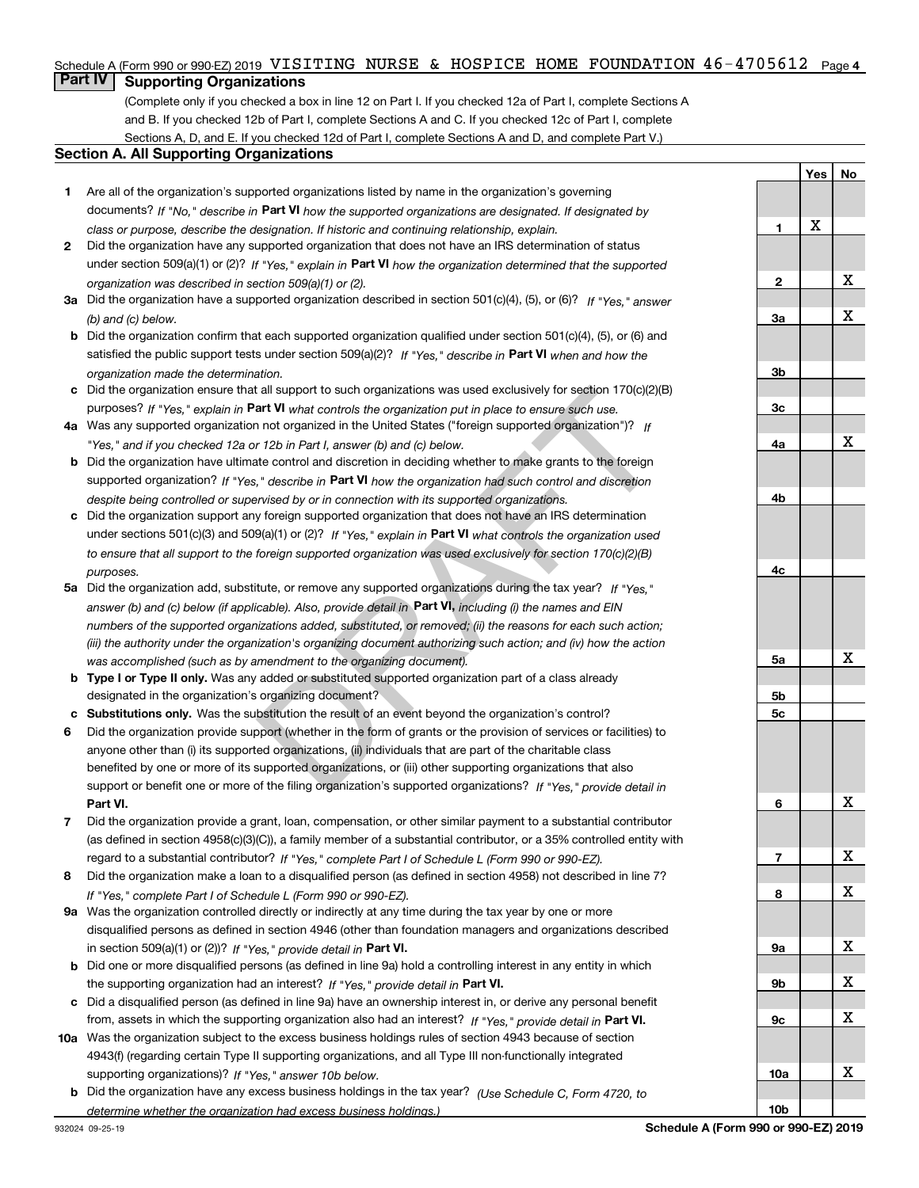Schedule A (Form 990 or 990-EZ) 2019 VISITING NURSE & HOSPICE HOME FOUNDATION 46-4705612 Page 4

## Part IV Supporting Organizations

(Complete only if you checked a box in line 12 on Part I. If you checked 12a of Part I, complete Sections A and B. If you checked 12b of Part I, complete Sections A and C. If you checked 12c of Part I, complete Sections A, D, and E. If you checked 12d of Part I, complete Sections A and D, and complete Part V.)

### Section A. All Supporting Organizations

| | | Line | Yes | No |
|---|---|---|---|---|
| 1 | Are all of the organization's supported organizations listed by name in the organization's governing documents? *If "No," describe in* **Part VI** *how the supported organizations are designated. If designated by class or purpose, describe the designation. If historic and continuing relationship, explain.* | 1 | X | |
| 2 | Did the organization have any supported organization that does not have an IRS determination of status under section 509(a)(1) or (2)? *If "Yes," explain in* **Part VI** *how the organization determined that the supported organization was described in section 509(a)(1) or (2).* | 2 | | X |
| 3a | Did the organization have a supported organization described in section 501(c)(4), (5), or (6)? *If "Yes," answer (b) and (c) below.* | 3a | | X |
| b | Did the organization confirm that each supported organization qualified under section 501(c)(4), (5), or (6) and satisfied the public support tests under section 509(a)(2)? *If "Yes," describe in* **Part VI** *when and how the organization made the determination.* | 3b | | |
| c | Did the organization ensure that all support to such organizations was used exclusively for section 170(c)(2)(B) purposes? *If "Yes," explain in* **Part VI** *what controls the organization put in place to ensure such use.* | 3c | | |
| 4a | Was any supported organization not organized in the United States ("foreign supported organization")? *If "Yes," and if you checked 12a or 12b in Part I, answer (b) and (c) below.* | 4a | | X |
| b | Did the organization have ultimate control and discretion in deciding whether to make grants to the foreign supported organization? *If "Yes," describe in* **Part VI** *how the organization had such control and discretion despite being controlled or supervised by or in connection with its supported organizations.* | 4b | | |
| c | Did the organization support any foreign supported organization that does not have an IRS determination under sections 501(c)(3) and 509(a)(1) or (2)? *If "Yes," explain in* **Part VI** *what controls the organization used to ensure that all support to the foreign supported organization was used exclusively for section 170(c)(2)(B) purposes.* | 4c | | |
| 5a | Did the organization add, substitute, or remove any supported organizations during the tax year? *If "Yes," answer (b) and (c) below (if applicable). Also, provide detail in* **Part VI,** *including (i) the names and EIN numbers of the supported organizations added, substituted, or removed; (ii) the reasons for each such action; (iii) the authority under the organization's organizing document authorizing such action; and (iv) how the action was accomplished (such as by amendment to the organizing document).* | 5a | | X |
| b | **Type I or Type II only.** Was any added or substituted supported organization part of a class already designated in the organization's organizing document? | 5b | | |
| c | **Substitutions only.** Was the substitution the result of an event beyond the organization's control? | 5c | | |
| 6 | Did the organization provide support (whether in the form of grants or the provision of services or facilities) to anyone other than (i) its supported organizations, (ii) individuals that are part of the charitable class benefited by one or more of its supported organizations, or (iii) other supporting organizations that also support or benefit one or more of the filing organization's supported organizations? *If "Yes," provide detail in* **Part VI.** | 6 | | X |
| 7 | Did the organization provide a grant, loan, compensation, or other similar payment to a substantial contributor (as defined in section 4958(c)(3)(C)), a family member of a substantial contributor, or a 35% controlled entity with regard to a substantial contributor? *If "Yes," complete Part I of Schedule L (Form 990 or 990-EZ).* | 7 | | X |
| 8 | Did the organization make a loan to a disqualified person (as defined in section 4958) not described in line 7? *If "Yes," complete Part I of Schedule L (Form 990 or 990-EZ).* | 8 | | X |
| 9a | Was the organization controlled directly or indirectly at any time during the tax year by one or more disqualified persons as defined in section 4946 (other than foundation managers and organizations described in section 509(a)(1) or (2))? *If "Yes," provide detail in* **Part VI.** | 9a | | X |
| b | Did one or more disqualified persons (as defined in line 9a) hold a controlling interest in any entity in which the supporting organization had an interest? *If "Yes," provide detail in* **Part VI.** | 9b | | X |
| c | Did a disqualified person (as defined in line 9a) have an ownership interest in, or derive any personal benefit from, assets in which the supporting organization also had an interest? *If "Yes," provide detail in* **Part VI.** | 9c | | X |
| 10a | Was the organization subject to the excess business holdings rules of section 4943 because of section 4943(f) (regarding certain Type II supporting organizations, and all Type III non-functionally integrated supporting organizations)? *If "Yes," answer 10b below.* | 10a | | X |
| b | Did the organization have any excess business holdings in the tax year? *(Use Schedule C, Form 4720, to determine whether the organization had excess business holdings.)* | 10b | | |

932024 09-25-19 **Schedule A (Form 990 or 990-EZ) 2019**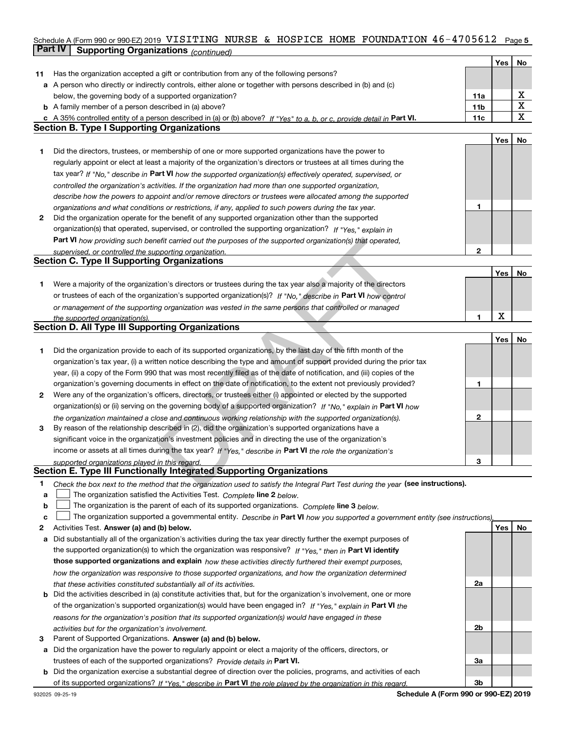Schedule A (Form 990 or 990-EZ) 2019 VISITING NURSE & HOSPICE HOME FOUNDATION 46-4705612 Page 5

## Part IV Supporting Organizations *(continued)*

| | | | Yes | No |
|---|---|---|---|---|
| 11 | Has the organization accepted a gift or contribution from any of the following persons? | | | |
| a | A person who directly or indirectly controls, either alone or together with persons described in (b) and (c) below, the governing body of a supported organization? | 11a | | X |
| b | A family member of a person described in (a) above? | 11b | | X |
| c | A 35% controlled entity of a person described in (a) or (b) above? *If "Yes" to a, b, or c, provide detail in* **Part VI.** | 11c | | X |

### Section B. Type I Supporting Organizations

| | | | Yes | No |
|---|---|---|---|---|
| 1 | Did the directors, trustees, or membership of one or more supported organizations have the power to regularly appoint or elect at least a majority of the organization's directors or trustees at all times during the tax year? *If "No," describe in* **Part VI** *how the supported organization(s) effectively operated, supervised, or controlled the organization's activities. If the organization had more than one supported organization, describe how the powers to appoint and/or remove directors or trustees were allocated among the supported organizations and what conditions or restrictions, if any, applied to such powers during the tax year.* | 1 | | |
| 2 | Did the organization operate for the benefit of any supported organization other than the supported organization(s) that operated, supervised, or controlled the supporting organization? *If "Yes," explain in* **Part VI** *how providing such benefit carried out the purposes of the supported organization(s) that operated, supervised, or controlled the supporting organization.* | 2 | | |

### Section C. Type II Supporting Organizations

| | | | Yes | No |
|---|---|---|---|---|
| 1 | Were a majority of the organization's directors or trustees during the tax year also a majority of the directors or trustees of each of the organization's supported organization(s)? *If "No," describe in* **Part VI** *how control or management of the supporting organization was vested in the same persons that controlled or managed the supported organization(s).* | 1 | X | |

### Section D. All Type III Supporting Organizations

| | | | Yes | No |
|---|---|---|---|---|
| 1 | Did the organization provide to each of its supported organizations, by the last day of the fifth month of the organization's tax year, (i) a written notice describing the type and amount of support provided during the prior tax year, (ii) a copy of the Form 990 that was most recently filed as of the date of notification, and (iii) copies of the organization's governing documents in effect on the date of notification, to the extent not previously provided? | 1 | | |
| 2 | Were any of the organization's officers, directors, or trustees either (i) appointed or elected by the supported organization(s) or (ii) serving on the governing body of a supported organization? *If "No," explain in* **Part VI** *how the organization maintained a close and continuous working relationship with the supported organization(s).* | 2 | | |
| 3 | By reason of the relationship described in (2), did the organization's supported organizations have a significant voice in the organization's investment policies and in directing the use of the organization's income or assets at all times during the tax year? *If "Yes," describe in* **Part VI** *the role the organization's supported organizations played in this regard.* | 3 | | |

### Section E. Type III Functionally Integrated Supporting Organizations

1 *Check the box next to the method that the organization used to satisfy the Integral Part Test during the year* **(see instructions).**

a ☐ The organization satisfied the Activities Test. *Complete* **line 2** *below.*

b ☐ The organization is the parent of each of its supported organizations. *Complete* **line 3** *below.*

c ☐ The organization supported a governmental entity. *Describe in* **Part VI** *how you supported a government entity (see instructions).*

| | | | Yes | No |
|---|---|---|---|---|
| 2 | Activities Test. **Answer (a) and (b) below.** | | | |
| a | Did substantially all of the organization's activities during the tax year directly further the exempt purposes of the supported organization(s) to which the organization was responsive? *If "Yes," then in* **Part VI identify those supported organizations and explain** *how these activities directly furthered their exempt purposes, how the organization was responsive to those supported organizations, and how the organization determined that these activities constituted substantially all of its activities.* | 2a | | |
| b | Did the activities described in (a) constitute activities that, but for the organization's involvement, one or more of the organization's supported organization(s) would have been engaged in? *If "Yes," explain in* **Part VI** *the reasons for the organization's position that its supported organization(s) would have engaged in these activities but for the organization's involvement.* | 2b | | |
| 3 | Parent of Supported Organizations. **Answer (a) and (b) below.** | | | |
| a | Did the organization have the power to regularly appoint or elect a majority of the officers, directors, or trustees of each of the supported organizations? *Provide details in* **Part VI.** | 3a | | |
| b | Did the organization exercise a substantial degree of direction over the policies, programs, and activities of each of its supported organizations? *If "Yes," describe in* **Part VI** *the role played by the organization in this regard.* | 3b | | |

932025 09-25-19 **Schedule A (Form 990 or 990-EZ) 2019**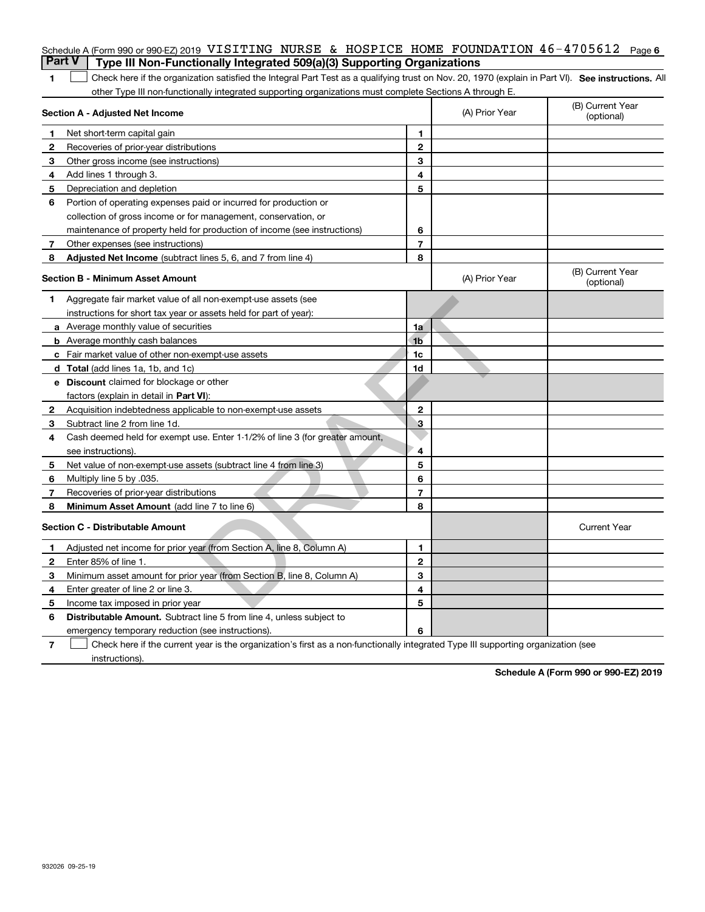Schedule A (Form 990 or 990-EZ) 2019 VISITING NURSE & HOSPICE HOME FOUNDATION 46-4705612

## Part V | Type III Non-Functionally Integrated 509(a)(3) Supporting Organizations

**1** ☐ Check here if the organization satisfied the Integral Part Test as a qualifying trust on Nov. 20, 1970 (explain in Part VI). **See instructions.** All other Type III non-functionally integrated supporting organizations must complete Sections A through E.

| **Section A - Adjusted Net Income** | | (A) Prior Year | (B) Current Year (optional) |
|---|---|---|---|
| **1** Net short-term capital gain | 1 | | |
| **2** Recoveries of prior-year distributions | 2 | | |
| **3** Other gross income (see instructions) | 3 | | |
| **4** Add lines 1 through 3. | 4 | | |
| **5** Depreciation and depletion | 5 | | |
| **6** Portion of operating expenses paid or incurred for production or collection of gross income or for management, conservation, or maintenance of property held for production of income (see instructions) | 6 | | |
| **7** Other expenses (see instructions) | 7 | | |
| **8** **Adjusted Net Income** (subtract lines 5, 6, and 7 from line 4) | 8 | | |

| **Section B - Minimum Asset Amount** | | (A) Prior Year | (B) Current Year (optional) |
|---|---|---|---|
| **1** Aggregate fair market value of all non-exempt-use assets (see instructions for short tax year or assets held for part of year): | | | |
| **a** Average monthly value of securities | 1a | | |
| **b** Average monthly cash balances | 1b | | |
| **c** Fair market value of other non-exempt-use assets | 1c | | |
| **d** **Total** (add lines 1a, 1b, and 1c) | 1d | | |
| **e** **Discount** claimed for blockage or other factors (explain in detail in **Part VI**): | | | |
| **2** Acquisition indebtedness applicable to non-exempt-use assets | 2 | | |
| **3** Subtract line 2 from line 1d. | 3 | | |
| **4** Cash deemed held for exempt use. Enter 1-1/2% of line 3 (for greater amount, see instructions). | 4 | | |
| **5** Net value of non-exempt-use assets (subtract line 4 from line 3) | 5 | | |
| **6** Multiply line 5 by .035. | 6 | | |
| **7** Recoveries of prior-year distributions | 7 | | |
| **8** **Minimum Asset Amount** (add line 7 to line 6) | 8 | | |

| **Section C - Distributable Amount** | | | Current Year |
|---|---|---|---|
| **1** Adjusted net income for prior year (from Section A, line 8, Column A) | 1 | | |
| **2** Enter 85% of line 1. | 2 | | |
| **3** Minimum asset amount for prior year (from Section B, line 8, Column A) | 3 | | |
| **4** Enter greater of line 2 or line 3. | 4 | | |
| **5** Income tax imposed in prior year | 5 | | |
| **6** **Distributable Amount.** Subtract line 5 from line 4, unless subject to emergency temporary reduction (see instructions). | 6 | | |

**7** ☐ Check here if the current year is the organization's first as a non-functionally integrated Type III supporting organization (see instructions).

DRAFT

**Schedule A (Form 990 or 990-EZ) 2019**

932026 09-25-19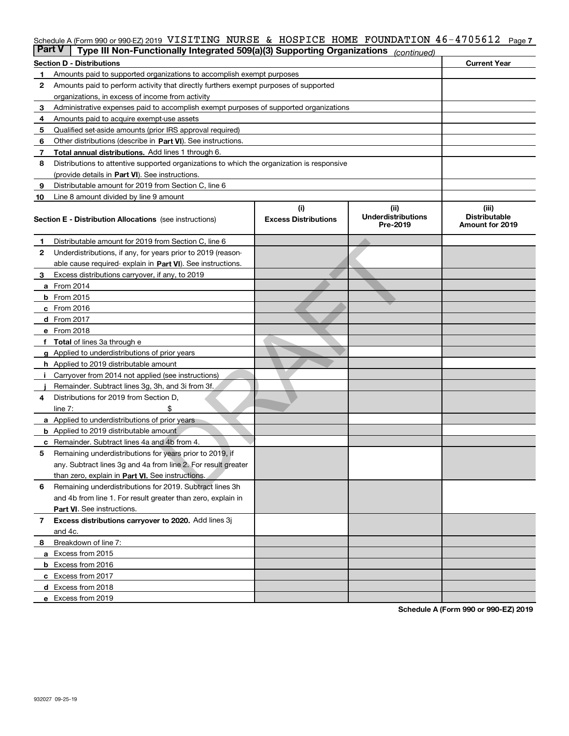Schedule A (Form 990 or 990-EZ) 2019 VISITING NURSE & HOSPICE HOME FOUNDATION 46-4705612 Page 7

## Part V Type III Non-Functionally Integrated 509(a)(3) Supporting Organizations *(continued)*

| Section D - Distributions | | Current Year |
|---|---|---|
| 1 | Amounts paid to supported organizations to accomplish exempt purposes | |
| 2 | Amounts paid to perform activity that directly furthers exempt purposes of supported organizations, in excess of income from activity | |
| 3 | Administrative expenses paid to accomplish exempt purposes of supported organizations | |
| 4 | Amounts paid to acquire exempt-use assets | |
| 5 | Qualified set-aside amounts (prior IRS approval required) | |
| 6 | Other distributions (describe in **Part VI**). See instructions. | |
| 7 | **Total annual distributions.** Add lines 1 through 6. | |
| 8 | Distributions to attentive supported organizations to which the organization is responsive (provide details in **Part VI**). See instructions. | |
| 9 | Distributable amount for 2019 from Section C, line 6 | |
| 10 | Line 8 amount divided by line 9 amount | |

| Section E - Distribution Allocations (see instructions) | | (i) Excess Distributions | (ii) Underdistributions Pre-2019 | (iii) Distributable Amount for 2019 |
|---|---|---|---|---|
| 1 | Distributable amount for 2019 from Section C, line 6 | | | |
| 2 | Underdistributions, if any, for years prior to 2019 (reasonable cause required- explain in **Part VI**). See instructions. | | | |
| 3 | Excess distributions carryover, if any, to 2019 | | | |
| a | From 2014 | | | |
| b | From 2015 | | | |
| c | From 2016 | | | |
| d | From 2017 | | | |
| e | From 2018 | | | |
| f | **Total** of lines 3a through e | | | |
| g | Applied to underdistributions of prior years | | | |
| h | Applied to 2019 distributable amount | | | |
| i | Carryover from 2014 not applied (see instructions) | | | |
| j | Remainder. Subtract lines 3g, 3h, and 3i from 3f. | | | |
| 4 | Distributions for 2019 from Section D, line 7: $ | | | |
| a | Applied to underdistributions of prior years | | | |
| b | Applied to 2019 distributable amount | | | |
| c | Remainder. Subtract lines 4a and 4b from 4. | | | |
| 5 | Remaining underdistributions for years prior to 2019, if any. Subtract lines 3g and 4a from line 2. For result greater than zero, explain in **Part VI**. See instructions. | | | |
| 6 | Remaining underdistributions for 2019. Subtract lines 3h and 4b from line 1. For result greater than zero, explain in **Part VI**. See instructions. | | | |
| 7 | **Excess distributions carryover to 2020.** Add lines 3j and 4c. | | | |
| 8 | Breakdown of line 7: | | | |
| a | Excess from 2015 | | | |
| b | Excess from 2016 | | | |
| c | Excess from 2017 | | | |
| d | Excess from 2018 | | | |
| e | Excess from 2019 | | | |

DRAFT

Schedule A (Form 990 or 990-EZ) 2019

932027 09-25-19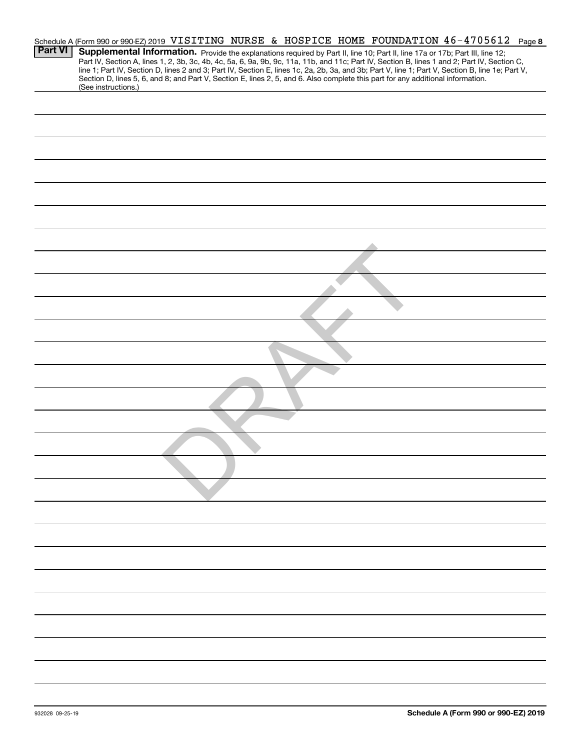Schedule A (Form 990 or 990-EZ) 2019 VISITING NURSE & HOSPICE HOME FOUNDATION 46-4705612 Page **8**

**Part VI** **Supplemental Information.** Provide the explanations required by Part II, line 10; Part II, line 17a or 17b; Part III, line 12; Part IV, Section A, lines 1, 2, 3b, 3c, 4b, 4c, 5a, 6, 9a, 9b, 9c, 11a, 11b, and 11c; Part IV, Section B, lines 1 and 2; Part IV, Section C, line 1; Part IV, Section D, lines 2 and 3; Part IV, Section E, lines 1c, 2a, 2b, 3a, and 3b; Part V, line 1; Part V, Section B, line 1e; Part V, Section D, lines 5, 6, and 8; and Part V, Section E, lines 2, 5, and 6. Also complete this part for any additional information. (See instructions.)

DRAFT

932028 09-25-19

**Schedule A (Form 990 or 990-EZ) 2019**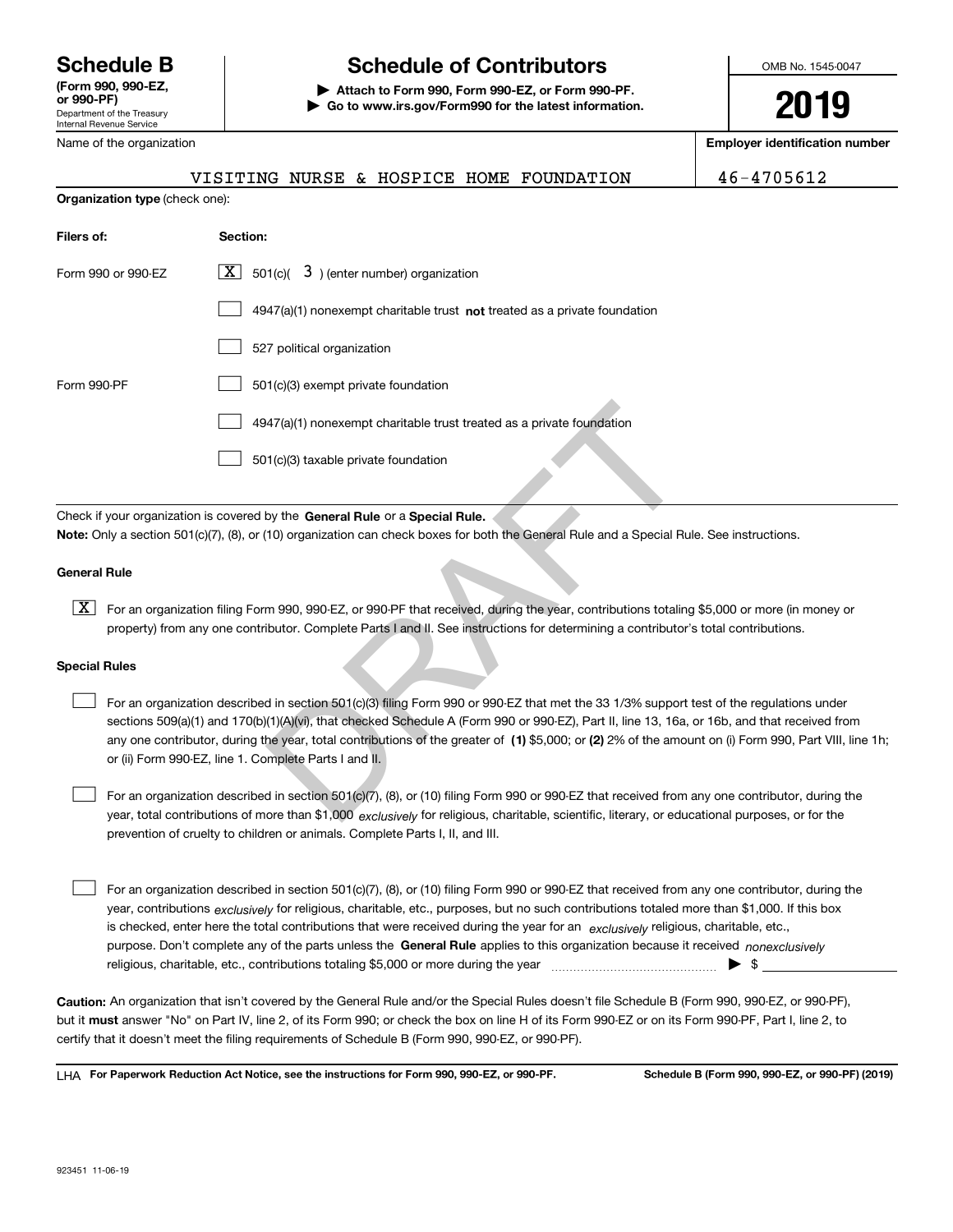# Schedule B (Form 990, 990-EZ, or 990-PF)

Department of the Treasury
Internal Revenue Service

## Schedule of Contributors

▶ **Attach to Form 990, Form 990-EZ, or Form 990-PF.**
▶ **Go to www.irs.gov/Form990 for the latest information.**

OMB No. 1545-0047

**2019**

| Name of the organization | Employer identification number |
|---|---|
| VISITING NURSE & HOSPICE HOME FOUNDATION | 46-4705612 |

**Organization type** (check one):

| Filers of: | Section: |
|---|---|
| Form 990 or 990-EZ | [X] 501(c)( 3 ) (enter number) organization |
| | [ ] 4947(a)(1) nonexempt charitable trust **not** treated as a private foundation |
| | [ ] 527 political organization |
| Form 990-PF | [ ] 501(c)(3) exempt private foundation |
| | [ ] 4947(a)(1) nonexempt charitable trust treated as a private foundation |
| | [ ] 501(c)(3) taxable private foundation |

Check if your organization is covered by the **General Rule** or a **Special Rule.**

**Note:** Only a section 501(c)(7), (8), or (10) organization can check boxes for both the General Rule and a Special Rule. See instructions.

### General Rule

[X] For an organization filing Form 990, 990-EZ, or 990-PF that received, during the year, contributions totaling $5,000 or more (in money or property) from any one contributor. Complete Parts I and II. See instructions for determining a contributor's total contributions.

### Special Rules

[ ] For an organization described in section 501(c)(3) filing Form 990 or 990-EZ that met the 33 1/3% support test of the regulations under sections 509(a)(1) and 170(b)(1)(A)(vi), that checked Schedule A (Form 990 or 990-EZ), Part II, line 13, 16a, or 16b, and that received from any one contributor, during the year, total contributions of the greater of **(1)** $5,000; or **(2)** 2% of the amount on (i) Form 990, Part VIII, line 1h; or (ii) Form 990-EZ, line 1. Complete Parts I and II.

[ ] For an organization described in section 501(c)(7), (8), or (10) filing Form 990 or 990-EZ that received from any one contributor, during the year, total contributions of more than $1,000 *exclusively* for religious, charitable, scientific, literary, or educational purposes, or for the prevention of cruelty to children or animals. Complete Parts I, II, and III.

[ ] For an organization described in section 501(c)(7), (8), or (10) filing Form 990 or 990-EZ that received from any one contributor, during the year, contributions *exclusively* for religious, charitable, etc., purposes, but no such contributions totaled more than $1,000. If this box is checked, enter here the total contributions that were received during the year for an *exclusively* religious, charitable, etc., purpose. Don't complete any of the parts unless the **General Rule** applies to this organization because it received *nonexclusively* religious, charitable, etc., contributions totaling $5,000 or more during the year ▶ $

**Caution:** An organization that isn't covered by the General Rule and/or the Special Rules doesn't file Schedule B (Form 990, 990-EZ, or 990-PF), but it **must** answer "No" on Part IV, line 2, of its Form 990; or check the box on line H of its Form 990-EZ or on its Form 990-PF, Part I, line 2, to certify that it doesn't meet the filing requirements of Schedule B (Form 990, 990-EZ, or 990-PF).

LHA **For Paperwork Reduction Act Notice, see the instructions for Form 990, 990-EZ, or 990-PF.** **Schedule B (Form 990, 990-EZ, or 990-PF) (2019)**

923451 11-06-19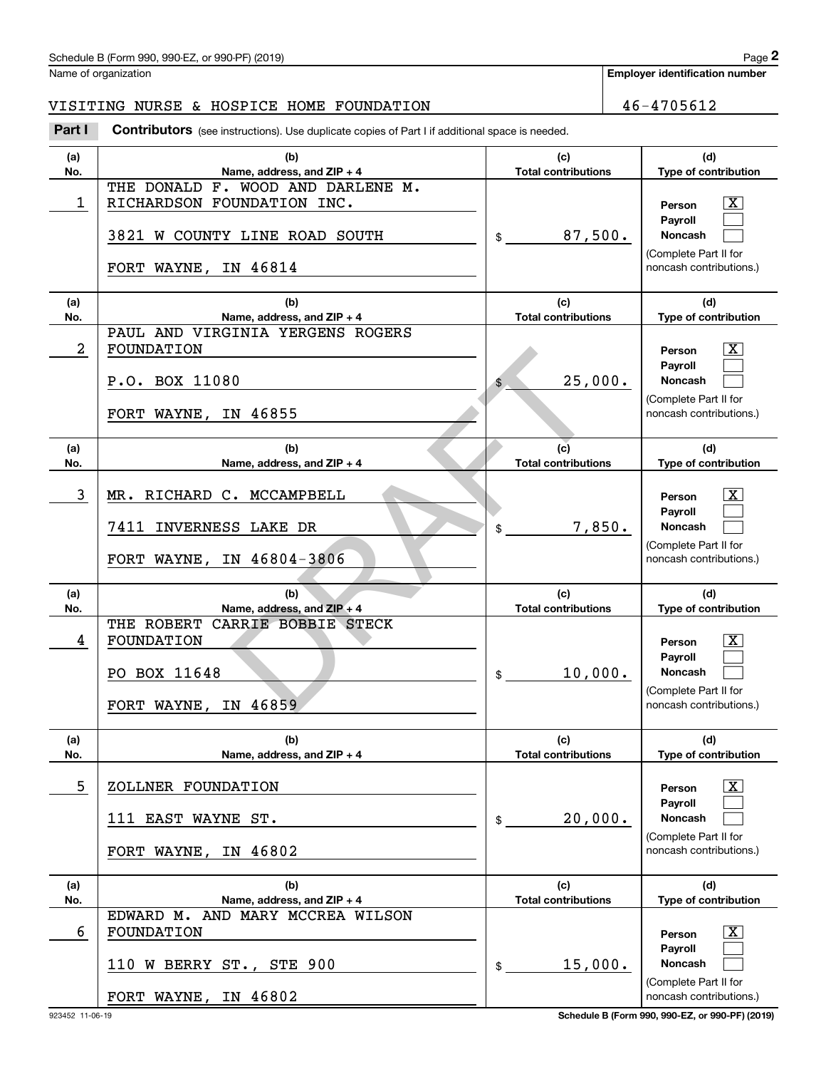Name of organization

**Employer identification number**

VISITING NURSE & HOSPICE HOME FOUNDATION | 46-4705612

**Part I** **Contributors** (see instructions). Use duplicate copies of Part I if additional space is needed.

| (a) No. | (b) Name, address, and ZIP + 4 | (c) Total contributions | (d) Type of contribution |
|---|---|---|---|
| 1 | THE DONALD F. WOOD AND DARLENE M. RICHARDSON FOUNDATION INC.<br>3821 W COUNTY LINE ROAD SOUTH<br>FORT WAYNE, IN 46814 | $ 87,500. | Person [X]<br>Payroll [ ]<br>Noncash [ ]<br>(Complete Part II for noncash contributions.) |
| 2 | PAUL AND VIRGINIA YERGENS ROGERS FOUNDATION<br>P.O. BOX 11080<br>FORT WAYNE, IN 46855 | $ 25,000. | Person [X]<br>Payroll [ ]<br>Noncash [ ]<br>(Complete Part II for noncash contributions.) |
| 3 | MR. RICHARD C. MCCAMPBELL<br>7411 INVERNESS LAKE DR<br>FORT WAYNE, IN 46804-3806 | $ 7,850. | Person [X]<br>Payroll [ ]<br>Noncash [ ]<br>(Complete Part II for noncash contributions.) |
| 4 | THE ROBERT CARRIE BOBBIE STECK FOUNDATION<br>PO BOX 11648<br>FORT WAYNE, IN 46859 | $ 10,000. | Person [X]<br>Payroll [ ]<br>Noncash [ ]<br>(Complete Part II for noncash contributions.) |
| 5 | ZOLLNER FOUNDATION<br>111 EAST WAYNE ST.<br>FORT WAYNE, IN 46802 | $ 20,000. | Person [X]<br>Payroll [ ]<br>Noncash [ ]<br>(Complete Part II for noncash contributions.) |
| 6 | EDWARD M. AND MARY MCCREA WILSON FOUNDATION<br>110 W BERRY ST., STE 900<br>FORT WAYNE, IN 46802 | $ 15,000. | Person [X]<br>Payroll [ ]<br>Noncash [ ]<br>(Complete Part II for noncash contributions.) |

DRAFT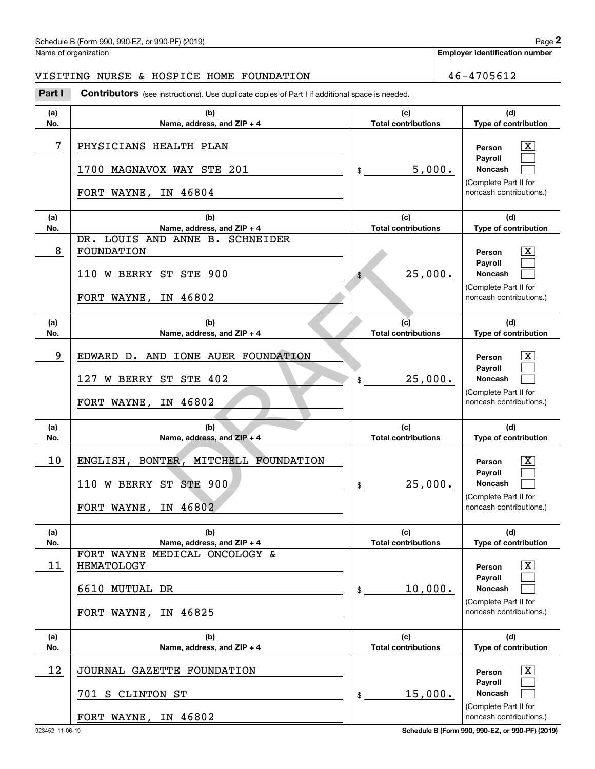Name of organization

VISITING NURSE & HOSPICE HOME FOUNDATION

**Employer identification number**

46-4705612

**Part I** **Contributors** (see instructions). Use duplicate copies of Part I if additional space is needed.

| (a) No. | (b) Name, address, and ZIP + 4 | (c) Total contributions | (d) Type of contribution |
|---|---|---|---|
| 7 | PHYSICIANS HEALTH PLAN<br>1700 MAGNAVOX WAY STE 201<br>FORT WAYNE, IN 46804 | $ 5,000. | Person [X]<br>Payroll [ ]<br>Noncash [ ]<br>(Complete Part II for noncash contributions.) |
| 8 | DR. LOUIS AND ANNE B. SCHNEIDER FOUNDATION<br>110 W BERRY ST STE 900<br>FORT WAYNE, IN 46802 | $ 25,000. | Person [X]<br>Payroll [ ]<br>Noncash [ ]<br>(Complete Part II for noncash contributions.) |
| 9 | EDWARD D. AND IONE AUER FOUNDATION<br>127 W BERRY ST STE 402<br>FORT WAYNE, IN 46802 | $ 25,000. | Person [X]<br>Payroll [ ]<br>Noncash [ ]<br>(Complete Part II for noncash contributions.) |
| 10 | ENGLISH, BONTER, MITCHELL FOUNDATION<br>110 W BERRY ST STE 900<br>FORT WAYNE, IN 46802 | $ 25,000. | Person [X]<br>Payroll [ ]<br>Noncash [ ]<br>(Complete Part II for noncash contributions.) |
| 11 | FORT WAYNE MEDICAL ONCOLOGY & HEMATOLOGY<br>6610 MUTUAL DR<br>FORT WAYNE, IN 46825 | $ 10,000. | Person [X]<br>Payroll [ ]<br>Noncash [ ]<br>(Complete Part II for noncash contributions.) |
| 12 | JOURNAL GAZETTE FOUNDATION<br>701 S CLINTON ST<br>FORT WAYNE, IN 46802 | $ 15,000. | Person [X]<br>Payroll [ ]<br>Noncash [ ]<br>(Complete Part II for noncash contributions.) |

DRAFT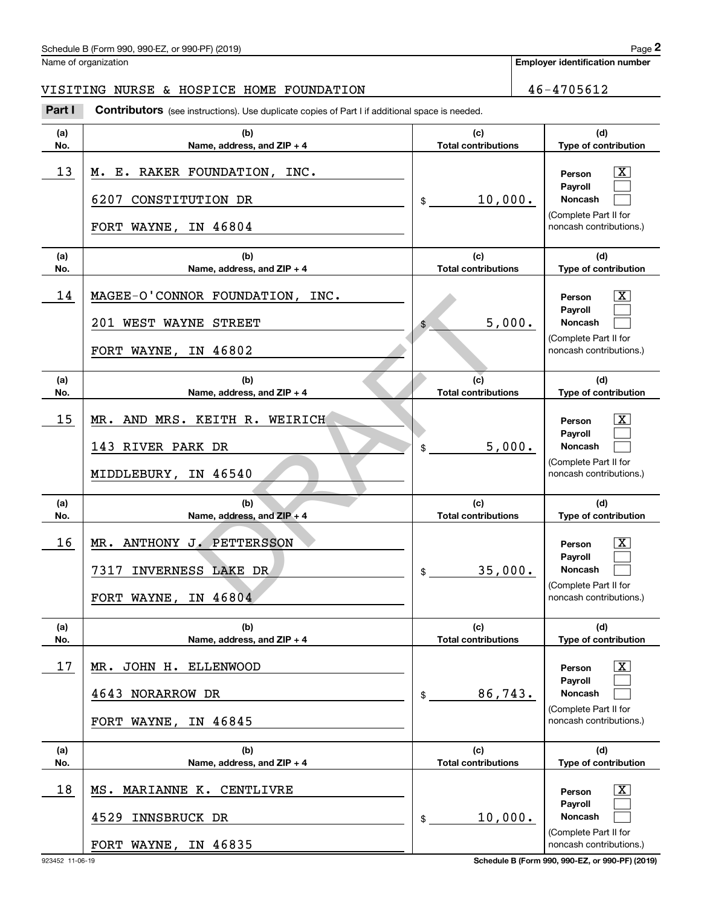Schedule B (Form 990, 990-EZ, or 990-PF) (2019)

Name of organization: VISITING NURSE & HOSPICE HOME FOUNDATION

**Employer identification number:** 46-4705612

**Part I** **Contributors** (see instructions). Use duplicate copies of Part I if additional space is needed.

| (a) No. | (b) Name, address, and ZIP + 4 | (c) Total contributions | (d) Type of contribution |
|---|---|---|---|
| 13 | M. E. RAKER FOUNDATION, INC.<br>6207 CONSTITUTION DR<br>FORT WAYNE, IN 46804 | $ 10,000. | Person [X]<br>Payroll [ ]<br>Noncash [ ]<br>(Complete Part II for noncash contributions.) |
| 14 | MAGEE-O'CONNOR FOUNDATION, INC.<br>201 WEST WAYNE STREET<br>FORT WAYNE, IN 46802 | $ 5,000. | Person [X]<br>Payroll [ ]<br>Noncash [ ]<br>(Complete Part II for noncash contributions.) |
| 15 | MR. AND MRS. KEITH R. WEIRICH<br>143 RIVER PARK DR<br>MIDDLEBURY, IN 46540 | $ 5,000. | Person [X]<br>Payroll [ ]<br>Noncash [ ]<br>(Complete Part II for noncash contributions.) |
| 16 | MR. ANTHONY J. PETTERSSON<br>7317 INVERNESS LAKE DR<br>FORT WAYNE, IN 46804 | $ 35,000. | Person [X]<br>Payroll [ ]<br>Noncash [ ]<br>(Complete Part II for noncash contributions.) |
| 17 | MR. JOHN H. ELLENWOOD<br>4643 NORARROW DR<br>FORT WAYNE, IN 46845 | $ 86,743. | Person [X]<br>Payroll [ ]<br>Noncash [ ]<br>(Complete Part II for noncash contributions.) |
| 18 | MS. MARIANNE K. CENTLIVRE<br>4529 INNSBRUCK DR<br>FORT WAYNE, IN 46835 | $ 10,000. | Person [X]<br>Payroll [ ]<br>Noncash [ ]<br>(Complete Part II for noncash contributions.) |

DRAFT

923452 11-06-19 **Schedule B (Form 990, 990-EZ, or 990-PF) (2019)**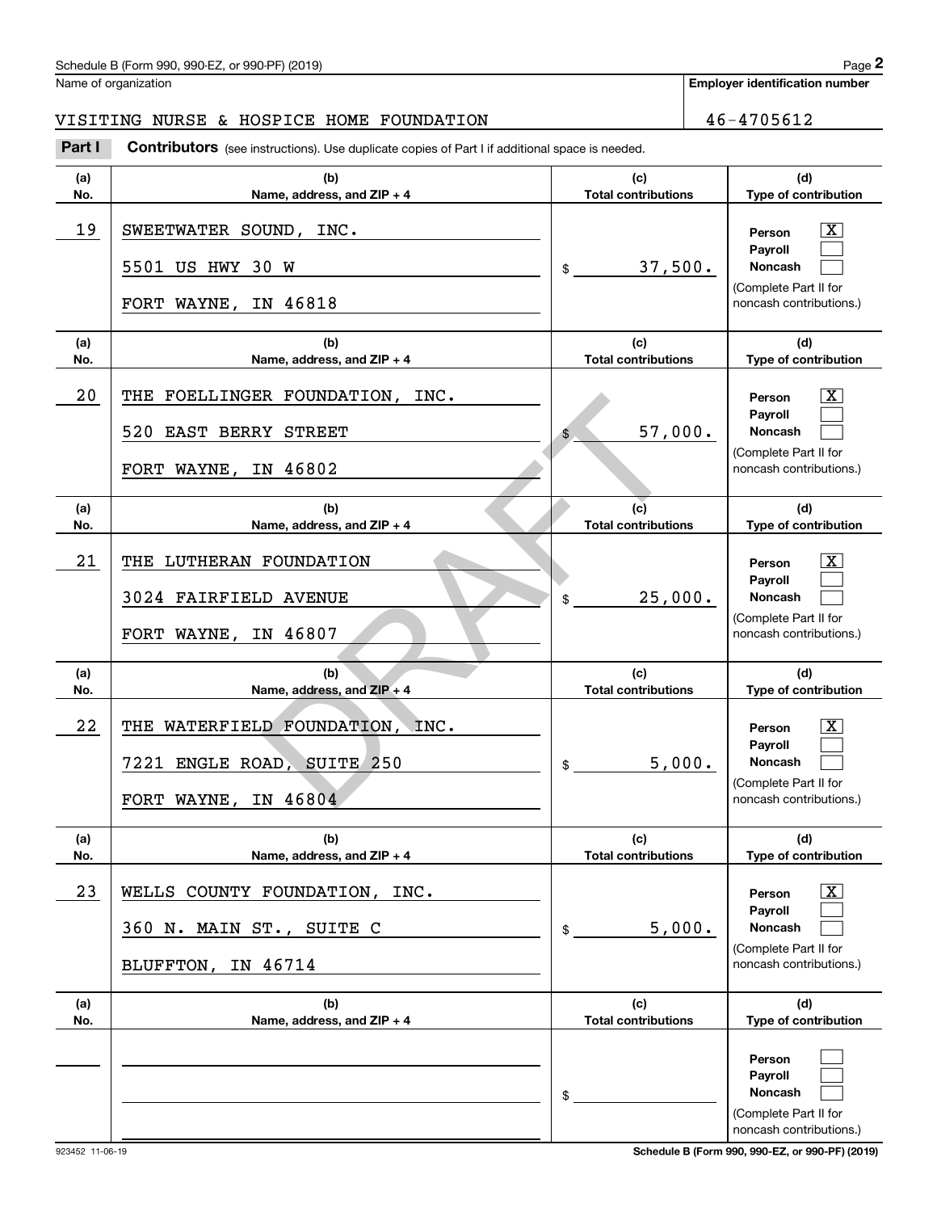Name of organization: VISITING NURSE & HOSPICE HOME FOUNDATION

Employer identification number: 46-4705612

**Part I** **Contributors** (see instructions). Use duplicate copies of Part I if additional space is needed.

| (a) No. | (b) Name, address, and ZIP + 4 | (c) Total contributions | (d) Type of contribution |
|---|---|---|---|
| 19 | SWEETWATER SOUND, INC.<br>5501 US HWY 30 W<br>FORT WAYNE, IN 46818 | $ 37,500. | Person [X]<br>Payroll [ ]<br>Noncash [ ]<br>(Complete Part II for noncash contributions.) |
| 20 | THE FOELLINGER FOUNDATION, INC.<br>520 EAST BERRY STREET<br>FORT WAYNE, IN 46802 | $ 57,000. | Person [X]<br>Payroll [ ]<br>Noncash [ ]<br>(Complete Part II for noncash contributions.) |
| 21 | THE LUTHERAN FOUNDATION<br>3024 FAIRFIELD AVENUE<br>FORT WAYNE, IN 46807 | $ 25,000. | Person [X]<br>Payroll [ ]<br>Noncash [ ]<br>(Complete Part II for noncash contributions.) |
| 22 | THE WATERFIELD FOUNDATION, INC.<br>7221 ENGLE ROAD, SUITE 250<br>FORT WAYNE, IN 46804 | $ 5,000. | Person [X]<br>Payroll [ ]<br>Noncash [ ]<br>(Complete Part II for noncash contributions.) |
| 23 | WELLS COUNTY FOUNDATION, INC.<br>360 N. MAIN ST., SUITE C<br>BLUFFTON, IN 46714 | $ 5,000. | Person [X]<br>Payroll [ ]<br>Noncash [ ]<br>(Complete Part II for noncash contributions.) |
| | | $ | Person [ ]<br>Payroll [ ]<br>Noncash [ ]<br>(Complete Part II for noncash contributions.) |

DRAFT

923452 11-06-19

Schedule B (Form 990, 990-EZ, or 990-PF) (2019)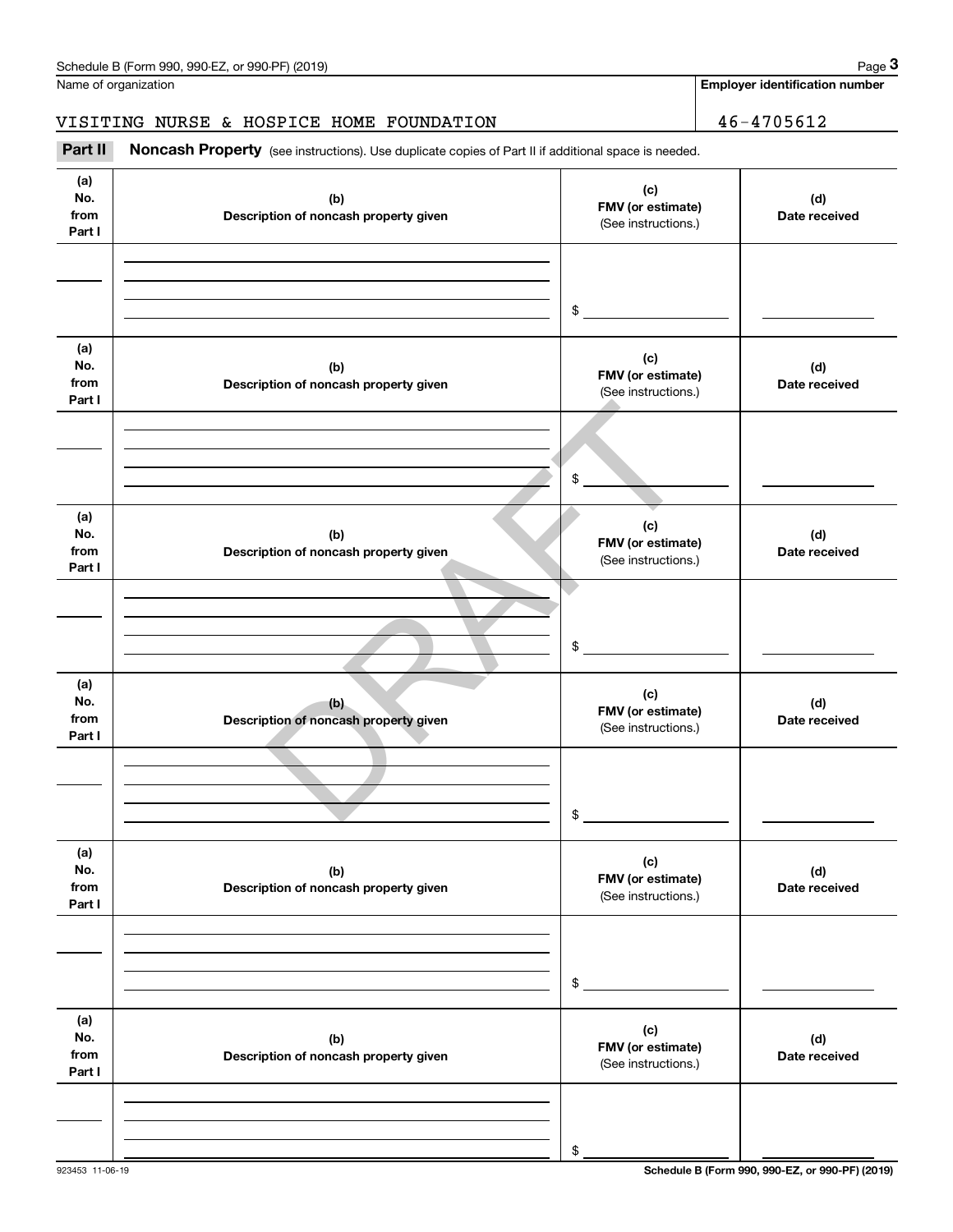Name of organization

VISITING NURSE & HOSPICE HOME FOUNDATION

**Employer identification number**

46-4705612

**Part II** **Noncash Property** (see instructions). Use duplicate copies of Part II if additional space is needed.

| (a) No. from Part I | (b) Description of noncash property given | (c) FMV (or estimate) (See instructions.) | (d) Date received |
|---|---|---|---|
| | | $ | |

| (a) No. from Part I | (b) Description of noncash property given | (c) FMV (or estimate) (See instructions.) | (d) Date received |
|---|---|---|---|
| | | $ | |

| (a) No. from Part I | (b) Description of noncash property given | (c) FMV (or estimate) (See instructions.) | (d) Date received |
|---|---|---|---|
| | | $ | |

| (a) No. from Part I | (b) Description of noncash property given | (c) FMV (or estimate) (See instructions.) | (d) Date received |
|---|---|---|---|
| | | $ | |

| (a) No. from Part I | (b) Description of noncash property given | (c) FMV (or estimate) (See instructions.) | (d) Date received |
|---|---|---|---|
| | | $ | |

| (a) No. from Part I | (b) Description of noncash property given | (c) FMV (or estimate) (See instructions.) | (d) Date received |
|---|---|---|---|
| | | $ | |

DRAFT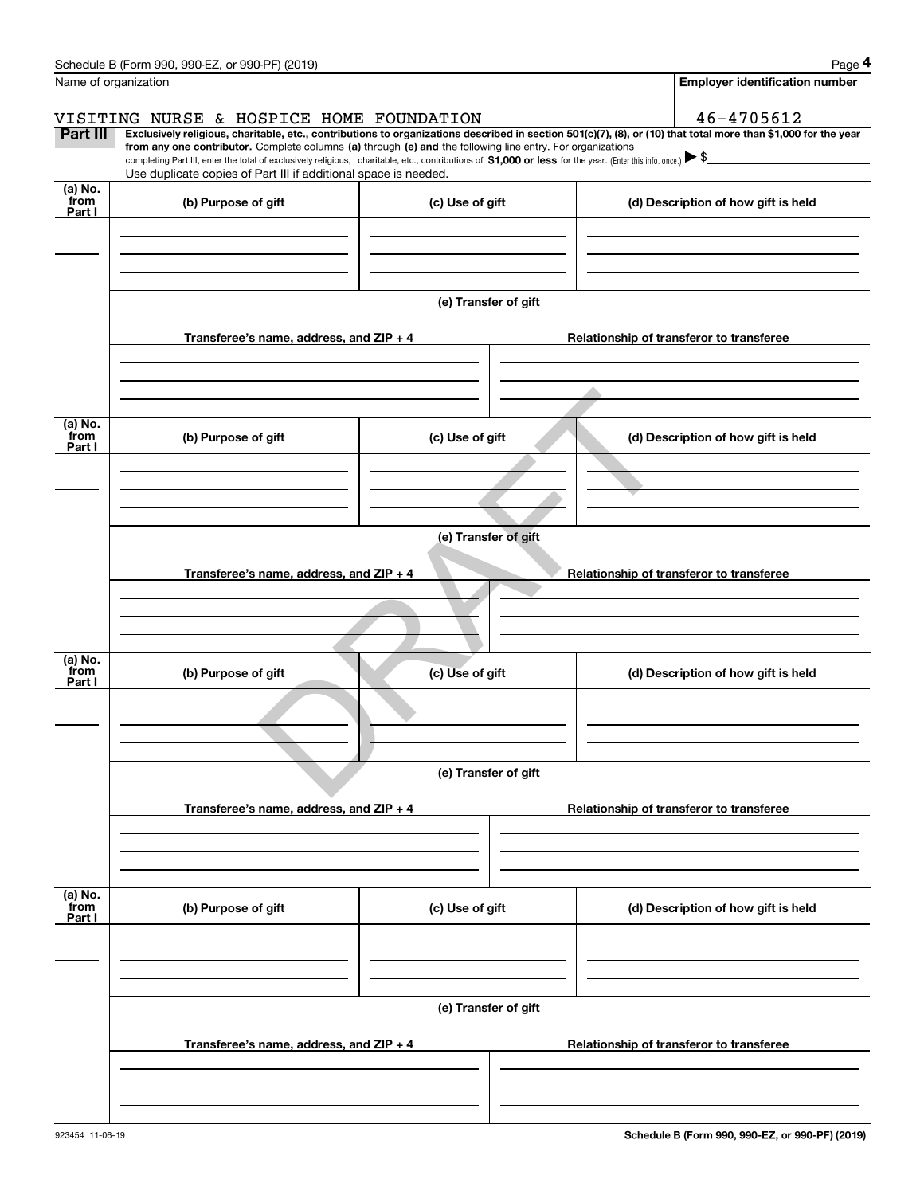Schedule B (Form 990, 990-EZ, or 990-PF) (2019) Page **4**

Name of organization: VISITING NURSE & HOSPICE HOME FOUNDATION

**Employer identification number:** 46-4705612

**Part III** **Exclusively religious, charitable, etc., contributions to organizations described in section 501(c)(7), (8), or (10) that total more than $1,000 for the year from any one contributor.** Complete columns **(a)** through **(e) and** the following line entry. For organizations completing Part III, enter the total of exclusively religious, charitable, etc., contributions of **$1,000 or less** for the year. (Enter this info. once.) ▶ $

Use duplicate copies of Part III if additional space is needed.

| (a) No. from Part I | (b) Purpose of gift | (c) Use of gift | (d) Description of how gift is held |
|---|---|---|---|
| | | | |

**(e) Transfer of gift**

| Transferee's name, address, and ZIP + 4 | Relationship of transferor to transferee |
|---|---|
| | |

| (a) No. from Part I | (b) Purpose of gift | (c) Use of gift | (d) Description of how gift is held |
|---|---|---|---|
| | | | |

**(e) Transfer of gift**

| Transferee's name, address, and ZIP + 4 | Relationship of transferor to transferee |
|---|---|
| | |

| (a) No. from Part I | (b) Purpose of gift | (c) Use of gift | (d) Description of how gift is held |
|---|---|---|---|
| | | | |

**(e) Transfer of gift**

| Transferee's name, address, and ZIP + 4 | Relationship of transferor to transferee |
|---|---|
| | |

| (a) No. from Part I | (b) Purpose of gift | (c) Use of gift | (d) Description of how gift is held |
|---|---|---|---|
| | | | |

**(e) Transfer of gift**

| Transferee's name, address, and ZIP + 4 | Relationship of transferor to transferee |
|---|---|
| | |

DRAFT

923454 11-06-19 **Schedule B (Form 990, 990-EZ, or 990-PF) (2019)**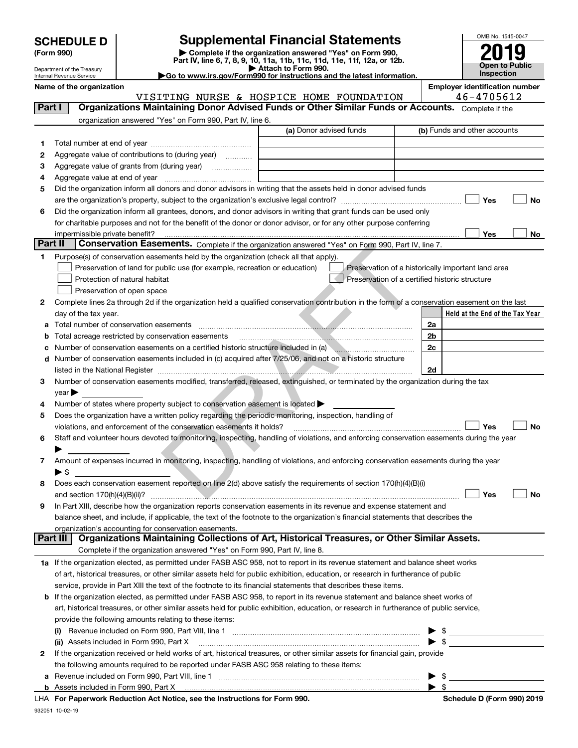# SCHEDULE D (Form 990)

Department of the Treasury
Internal Revenue Service

## Supplemental Financial Statements

▶ Complete if the organization answered "Yes" on Form 990, Part IV, line 6, 7, 8, 9, 10, 11a, 11b, 11c, 11d, 11e, 11f, 12a, or 12b.
▶ Attach to Form 990.
▶Go to www.irs.gov/Form990 for instructions and the latest information.

OMB No. 1545-0047
2019
Open to Public Inspection

Name of the organization: VISITING NURSE & HOSPICE HOME FOUNDATION
Employer identification number: 46-4705612

**Part I — Organizations Maintaining Donor Advised Funds or Other Similar Funds or Accounts.** Complete if the organization answered "Yes" on Form 990, Part IV, line 6.

| | | (a) Donor advised funds | (b) Funds and other accounts |
|---|---|---|---|
| 1 | Total number at end of year | | |
| 2 | Aggregate value of contributions to (during year) | | |
| 3 | Aggregate value of grants from (during year) | | |
| 4 | Aggregate value at end of year | | |

5 Did the organization inform all donors and donor advisors in writing that the assets held in donor advised funds are the organization's property, subject to the organization's exclusive legal control? ☐ Yes ☐ No

6 Did the organization inform all grantees, donors, and donor advisors in writing that grant funds can be used only for charitable purposes and not for the benefit of the donor or donor advisor, or for any other purpose conferring impermissible private benefit? ☐ Yes ☐ No

**Part II — Conservation Easements.** Complete if the organization answered "Yes" on Form 990, Part IV, line 7.

1 Purpose(s) of conservation easements held by the organization (check all that apply).
- ☐ Preservation of land for public use (for example, recreation or education)
- ☐ Protection of natural habitat
- ☐ Preservation of open space
- ☐ Preservation of a historically important land area
- ☐ Preservation of a certified historic structure

2 Complete lines 2a through 2d if the organization held a qualified conservation contribution in the form of a conservation easement on the last day of the tax year.

| | | | Held at the End of the Tax Year |
|---|---|---|---|
| a | Total number of conservation easements | 2a | |
| b | Total acreage restricted by conservation easements | 2b | |
| c | Number of conservation easements on a certified historic structure included in (a) | 2c | |
| d | Number of conservation easements included in (c) acquired after 7/25/06, and not on a historic structure listed in the National Register | 2d | |

3 Number of conservation easements modified, transferred, released, extinguished, or terminated by the organization during the tax year ▶

4 Number of states where property subject to conservation easement is located ▶

5 Does the organization have a written policy regarding the periodic monitoring, inspection, handling of violations, and enforcement of the conservation easements it holds? ☐ Yes ☐ No

6 Staff and volunteer hours devoted to monitoring, inspecting, handling of violations, and enforcing conservation easements during the year ▶

7 Amount of expenses incurred in monitoring, inspecting, handling of violations, and enforcing conservation easements during the year ▶ $

8 Does each conservation easement reported on line 2(d) above satisfy the requirements of section 170(h)(4)(B)(i) and section 170(h)(4)(B)(ii)? ☐ Yes ☐ No

9 In Part XIII, describe how the organization reports conservation easements in its revenue and expense statement and balance sheet, and include, if applicable, the text of the footnote to the organization's financial statements that describes the organization's accounting for conservation easements.

**Part III — Organizations Maintaining Collections of Art, Historical Treasures, or Other Similar Assets.** Complete if the organization answered "Yes" on Form 990, Part IV, line 8.

1a If the organization elected, as permitted under FASB ASC 958, not to report in its revenue statement and balance sheet works of art, historical treasures, or other similar assets held for public exhibition, education, or research in furtherance of public service, provide in Part XIII the text of the footnote to its financial statements that describes these items.

b If the organization elected, as permitted under FASB ASC 958, to report in its revenue statement and balance sheet works of art, historical treasures, or other similar assets held for public exhibition, education, or research in furtherance of public service, provide the following amounts relating to these items:

(i) Revenue included on Form 990, Part VIII, line 1 ▶ $

(ii) Assets included in Form 990, Part X ▶ $

2 If the organization received or held works of art, historical treasures, or other similar assets for financial gain, provide the following amounts required to be reported under FASB ASC 958 relating to these items:

a Revenue included on Form 990, Part VIII, line 1 ▶ $

b Assets included in Form 990, Part X ▶ $

LHA For Paperwork Reduction Act Notice, see the Instructions for Form 990. Schedule D (Form 990) 2019

932051 10-02-19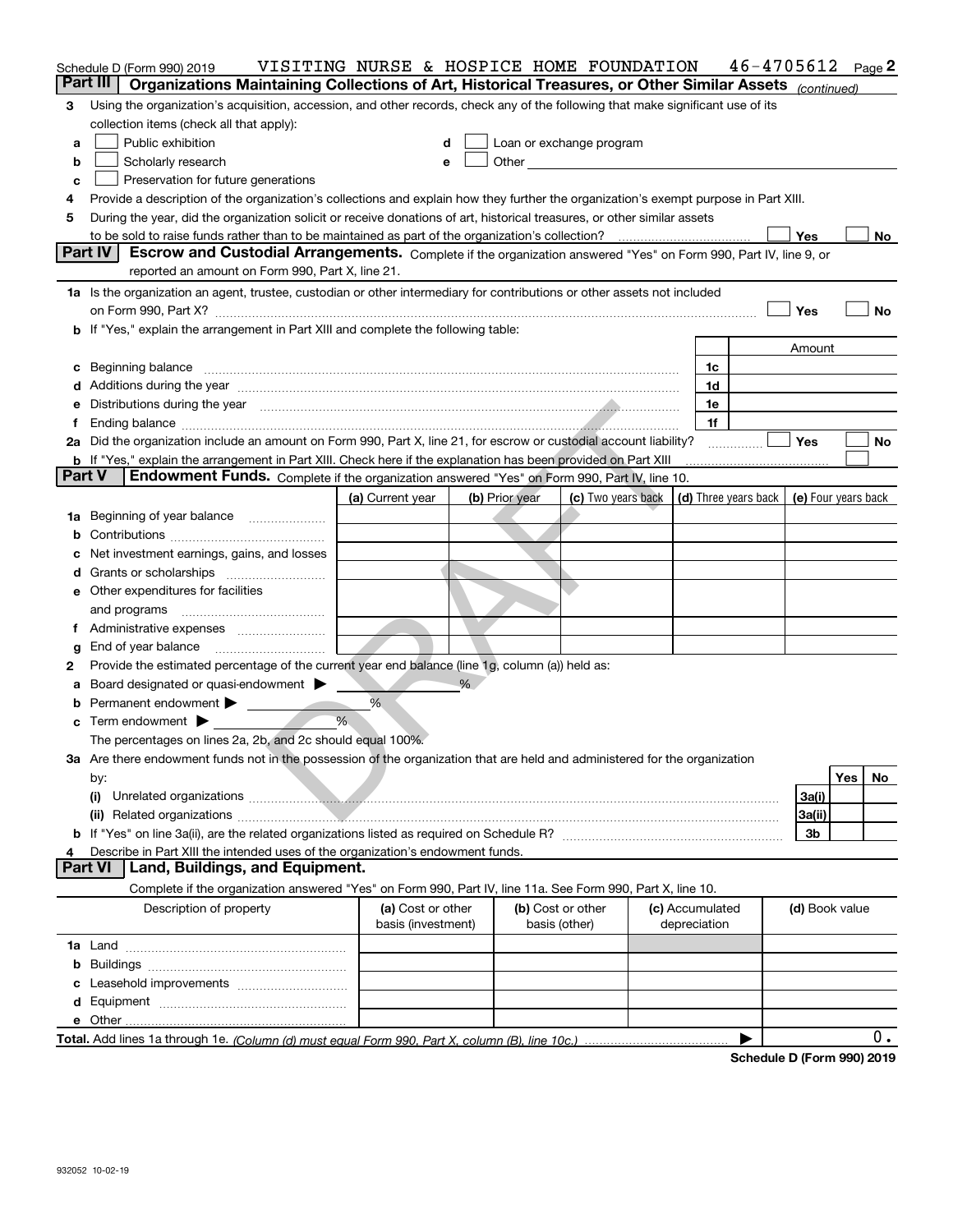Schedule D (Form 990) 2019 VISITING NURSE & HOSPICE HOME FOUNDATION 46-4705612

## Part III Organizations Maintaining Collections of Art, Historical Treasures, or Other Similar Assets *(continued)*

**3** Using the organization's acquisition, accession, and other records, check any of the following that make significant use of its collection items (check all that apply):

- **a** ☐ Public exhibition
- **b** ☐ Scholarly research
- **c** ☐ Preservation for future generations
- **d** ☐ Loan or exchange program
- **e** ☐ Other

**4** Provide a description of the organization's collections and explain how they further the organization's exempt purpose in Part XIII.

**5** During the year, did the organization solicit or receive donations of art, historical treasures, or other similar assets to be sold to raise funds rather than to be maintained as part of the organization's collection? ☐ Yes ☐ No

## Part IV Escrow and Custodial Arrangements.

Complete if the organization answered "Yes" on Form 990, Part IV, line 9, or reported an amount on Form 990, Part X, line 21.

**1a** Is the organization an agent, trustee, custodian or other intermediary for contributions or other assets not included on Form 990, Part X? ☐ Yes ☐ No

**b** If "Yes," explain the arrangement in Part XIII and complete the following table:

| | | Amount |
|---|---|---|
| **c** Beginning balance | 1c | |
| **d** Additions during the year | 1d | |
| **e** Distributions during the year | 1e | |
| **f** Ending balance | 1f | |

**2a** Did the organization include an amount on Form 990, Part X, line 21, for escrow or custodial account liability? ☐ Yes ☐ No

**b** If "Yes," explain the arrangement in Part XIII. Check here if the explanation has been provided on Part XIII ☐

## Part V Endowment Funds.

Complete if the organization answered "Yes" on Form 990, Part IV, line 10.

| | (a) Current year | (b) Prior year | (c) Two years back | (d) Three years back | (e) Four years back |
|---|---|---|---|---|---|
| **1a** Beginning of year balance | | | | | |
| **b** Contributions | | | | | |
| **c** Net investment earnings, gains, and losses | | | | | |
| **d** Grants or scholarships | | | | | |
| **e** Other expenditures for facilities and programs | | | | | |
| **f** Administrative expenses | | | | | |
| **g** End of year balance | | | | | |

**2** Provide the estimated percentage of the current year end balance (line 1g, column (a)) held as:

- **a** Board designated or quasi-endowment ▶ %
- **b** Permanent endowment ▶ %
- **c** Term endowment ▶ %

The percentages on lines 2a, 2b, and 2c should equal 100%.

**3a** Are there endowment funds not in the possession of the organization that are held and administered for the organization by:

| | | Yes | No |
|---|---|---|---|
| **(i)** Unrelated organizations | 3a(i) | | |
| **(ii)** Related organizations | 3a(ii) | | |
| **b** If "Yes" on line 3a(ii), are the related organizations listed as required on Schedule R? | 3b | | |

**4** Describe in Part XIII the intended uses of the organization's endowment funds.

## Part VI Land, Buildings, and Equipment.

Complete if the organization answered "Yes" on Form 990, Part IV, line 11a. See Form 990, Part X, line 10.

| Description of property | (a) Cost or other basis (investment) | (b) Cost or other basis (other) | (c) Accumulated depreciation | (d) Book value |
|---|---|---|---|---|
| **1a** Land | | | | |
| **b** Buildings | | | | |
| **c** Leasehold improvements | | | | |
| **d** Equipment | | | | |
| **e** Other | | | | |
| **Total.** Add lines 1a through 1e. *(Column (d) must equal Form 990, Part X, column (B), line 10c.)* ▶ | | | | 0. |

Schedule D (Form 990) 2019

932052 10-02-19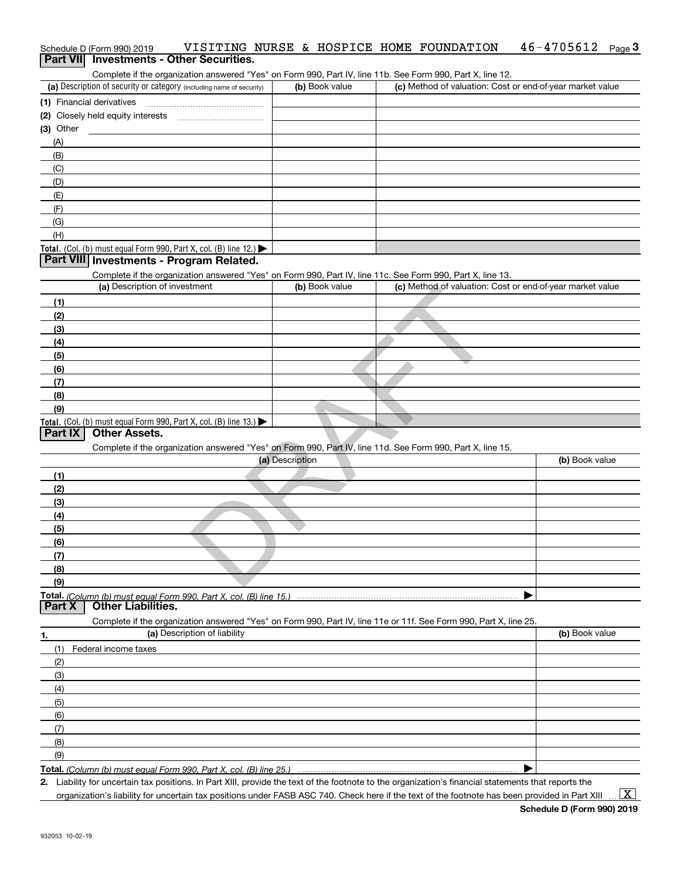Schedule D (Form 990) 2019 VISITING NURSE & HOSPICE HOME FOUNDATION 46-4705612 Page 3

## Part VII Investments - Other Securities.

Complete if the organization answered "Yes" on Form 990, Part IV, line 11b. See Form 990, Part X, line 12.

| (a) Description of security or category (including name of security) | (b) Book value | (c) Method of valuation: Cost or end-of-year market value |
|---|---|---|
| (1) Financial derivatives | | |
| (2) Closely held equity interests | | |
| (3) Other | | |
| (A) | | |
| (B) | | |
| (C) | | |
| (D) | | |
| (E) | | |
| (F) | | |
| (G) | | |
| (H) | | |
| **Total.** (Col. (b) must equal Form 990, Part X, col. (B) line 12.) ▶ | | |

## Part VIII Investments - Program Related.

Complete if the organization answered "Yes" on Form 990, Part IV, line 11c. See Form 990, Part X, line 13.

| (a) Description of investment | (b) Book value | (c) Method of valuation: Cost or end-of-year market value |
|---|---|---|
| (1) | | |
| (2) | | |
| (3) | | |
| (4) | | |
| (5) | | |
| (6) | | |
| (7) | | |
| (8) | | |
| (9) | | |
| **Total.** (Col. (b) must equal Form 990, Part X, col. (B) line 13.) ▶ | | |

## Part IX Other Assets.

Complete if the organization answered "Yes" on Form 990, Part IV, line 11d. See Form 990, Part X, line 15.

| (a) Description | (b) Book value |
|---|---|
| (1) | |
| (2) | |
| (3) | |
| (4) | |
| (5) | |
| (6) | |
| (7) | |
| (8) | |
| (9) | |
| **Total.** *(Column (b) must equal Form 990, Part X, col. (B) line 15.)* ▶ | |

## Part X Other Liabilities.

Complete if the organization answered "Yes" on Form 990, Part IV, line 11e or 11f. See Form 990, Part X, line 25.

| 1. (a) Description of liability | (b) Book value |
|---|---|
| (1) Federal income taxes | |
| (2) | |
| (3) | |
| (4) | |
| (5) | |
| (6) | |
| (7) | |
| (8) | |
| (9) | |
| **Total.** *(Column (b) must equal Form 990, Part X, col. (B) line 25.)* ▶ | |

2. Liability for uncertain tax positions. In Part XIII, provide the text of the footnote to the organization's financial statements that reports the organization's liability for uncertain tax positions under FASB ASC 740. Check here if the text of the footnote has been provided in Part XIII ... [X]

**Schedule D (Form 990) 2019**

932053 10-02-19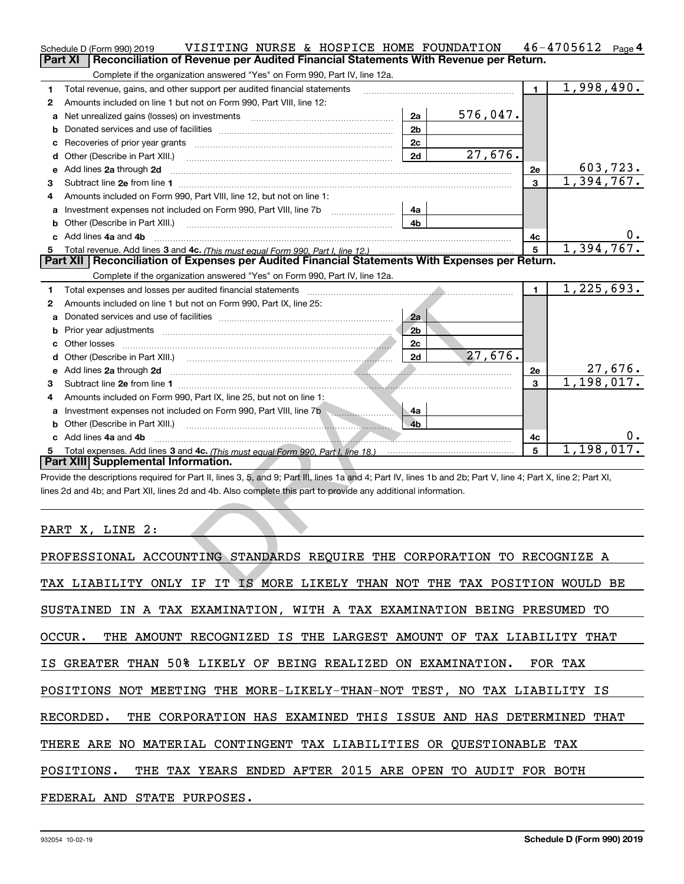Schedule D (Form 990) 2019 VISITING NURSE & HOSPICE HOME FOUNDATION 46-4705612 Page 4

## Part XI Reconciliation of Revenue per Audited Financial Statements With Revenue per Return.

Complete if the organization answered "Yes" on Form 990, Part IV, line 12a.

| | | | | | |
|---|---|---|---|---|---|
| 1 | Total revenue, gains, and other support per audited financial statements | | | 1 | 1,998,490. |
| 2 | Amounts included on line 1 but not on Form 990, Part VIII, line 12: | | | | |
| a | Net unrealized gains (losses) on investments | 2a | 576,047. | | |
| b | Donated services and use of facilities | 2b | | | |
| c | Recoveries of prior year grants | 2c | | | |
| d | Other (Describe in Part XIII.) | 2d | 27,676. | | |
| e | Add lines 2a through 2d | | | 2e | 603,723. |
| 3 | Subtract line 2e from line 1 | | | 3 | 1,394,767. |
| 4 | Amounts included on Form 990, Part VIII, line 12, but not on line 1: | | | | |
| a | Investment expenses not included on Form 990, Part VIII, line 7b | 4a | | | |
| b | Other (Describe in Part XIII.) | 4b | | | |
| c | Add lines 4a and 4b | | | 4c | 0. |
| 5 | Total revenue. Add lines 3 and 4c. *(This must equal Form 990, Part I, line 12.)* | | | 5 | 1,394,767. |

## Part XII Reconciliation of Expenses per Audited Financial Statements With Expenses per Return.

Complete if the organization answered "Yes" on Form 990, Part IV, line 12a.

| | | | | | |
|---|---|---|---|---|---|
| 1 | Total expenses and losses per audited financial statements | | | 1 | 1,225,693. |
| 2 | Amounts included on line 1 but not on Form 990, Part IX, line 25: | | | | |
| a | Donated services and use of facilities | 2a | | | |
| b | Prior year adjustments | 2b | | | |
| c | Other losses | 2c | | | |
| d | Other (Describe in Part XIII.) | 2d | 27,676. | | |
| e | Add lines 2a through 2d | | | 2e | 27,676. |
| 3 | Subtract line 2e from line 1 | | | 3 | 1,198,017. |
| 4 | Amounts included on Form 990, Part IX, line 25, but not on line 1: | | | | |
| a | Investment expenses not included on Form 990, Part VIII, line 7b | 4a | | | |
| b | Other (Describe in Part XIII.) | 4b | | | |
| c | Add lines 4a and 4b | | | 4c | 0. |
| 5 | Total expenses. Add lines 3 and 4c. *(This must equal Form 990, Part I, line 18.)* | | | 5 | 1,198,017. |

## Part XIII Supplemental Information.

Provide the descriptions required for Part II, lines 3, 5, and 9; Part III, lines 1a and 4; Part IV, lines 1b and 2b; Part V, line 4; Part X, line 2; Part XI, lines 2d and 4b; and Part XII, lines 2d and 4b. Also complete this part to provide any additional information.

PART X, LINE 2:

PROFESSIONAL ACCOUNTING STANDARDS REQUIRE THE CORPORATION TO RECOGNIZE A TAX LIABILITY ONLY IF IT IS MORE LIKELY THAN NOT THE TAX POSITION WOULD BE SUSTAINED IN A TAX EXAMINATION, WITH A TAX EXAMINATION BEING PRESUMED TO OCCUR. THE AMOUNT RECOGNIZED IS THE LARGEST AMOUNT OF TAX LIABILITY THAT IS GREATER THAN 50% LIKELY OF BEING REALIZED ON EXAMINATION. FOR TAX POSITIONS NOT MEETING THE MORE-LIKELY-THAN-NOT TEST, NO TAX LIABILITY IS RECORDED. THE CORPORATION HAS EXAMINED THIS ISSUE AND HAS DETERMINED THAT THERE ARE NO MATERIAL CONTINGENT TAX LIABILITIES OR QUESTIONABLE TAX POSITIONS. THE TAX YEARS ENDED AFTER 2015 ARE OPEN TO AUDIT FOR BOTH FEDERAL AND STATE PURPOSES.

932054 10-02-19 Schedule D (Form 990) 2019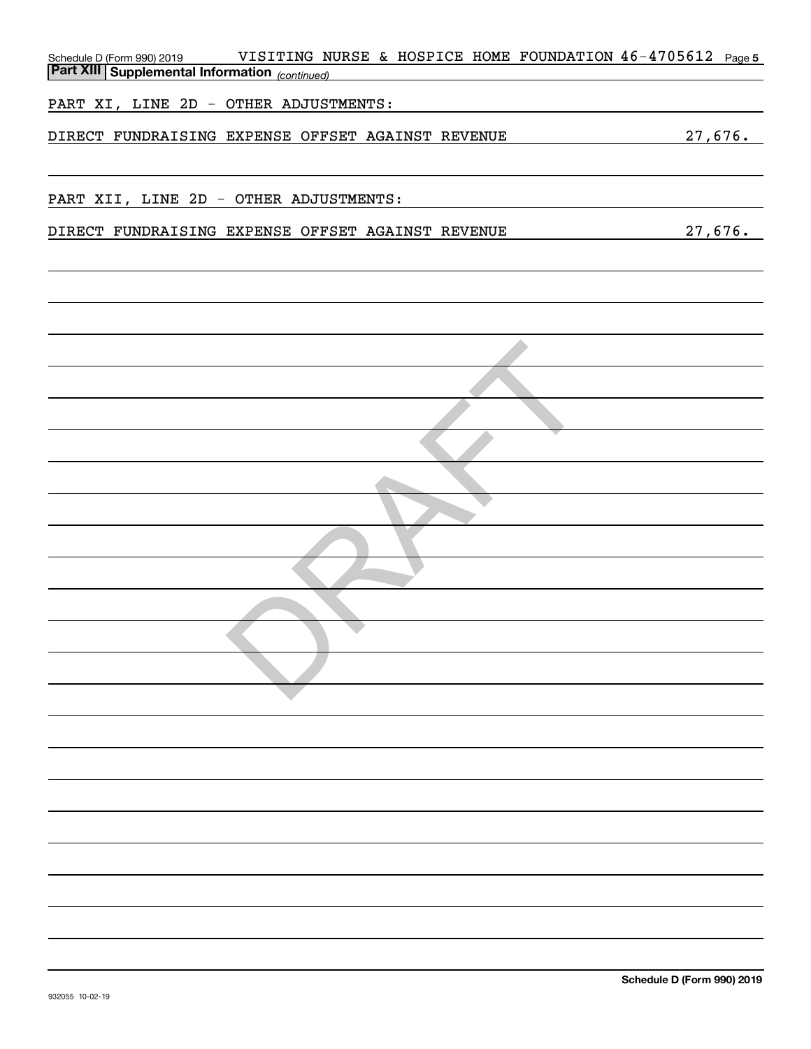Schedule D (Form 990) 2019 VISITING NURSE & HOSPICE HOME FOUNDATION 46-4705612

**Part XIII | Supplemental Information** *(continued)*

PART XI, LINE 2D - OTHER ADJUSTMENTS:

| | |
|---|---|
| DIRECT FUNDRAISING EXPENSE OFFSET AGAINST REVENUE | 27,676. |

PART XII, LINE 2D - OTHER ADJUSTMENTS:

| | |
|---|---|
| DIRECT FUNDRAISING EXPENSE OFFSET AGAINST REVENUE | 27,676. |

DRAFT

932055 10-02-19

Schedule D (Form 990) 2019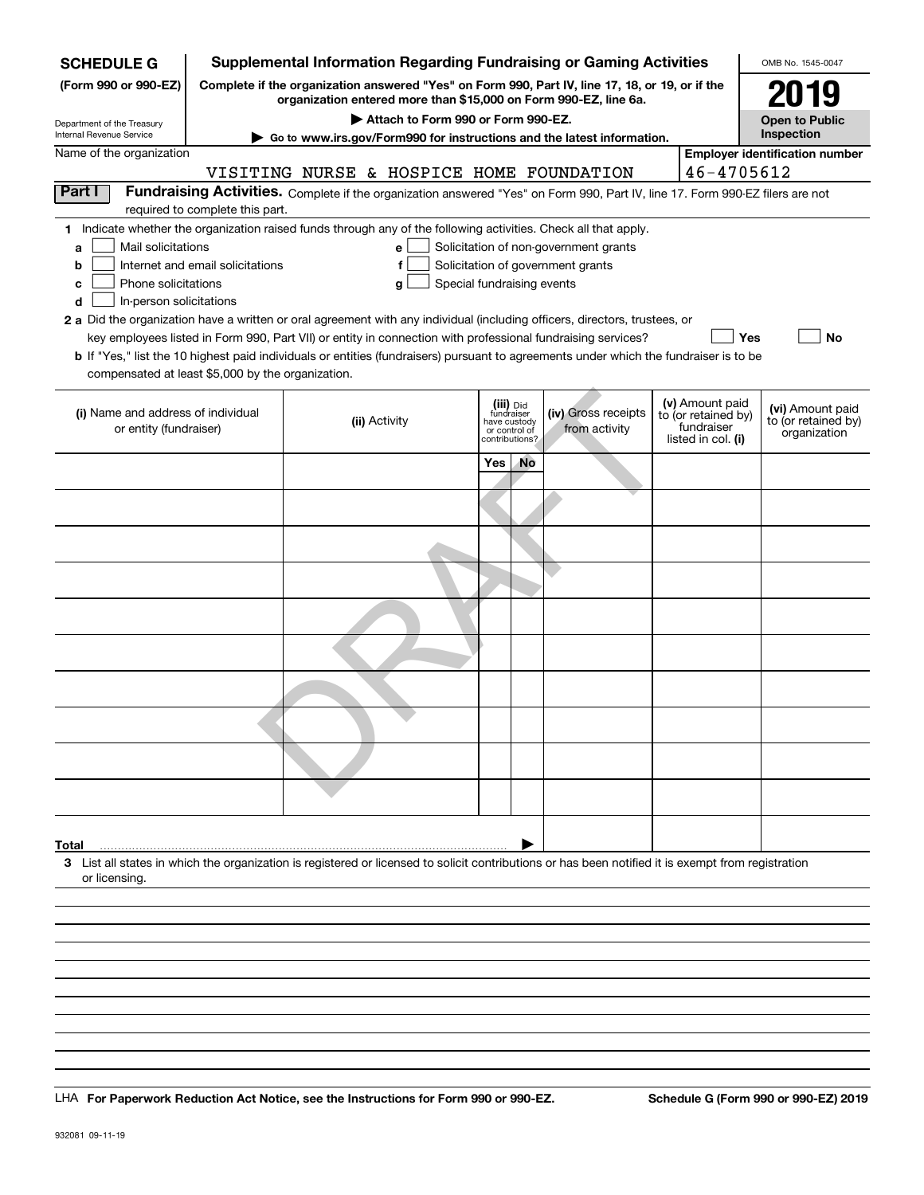**SCHEDULE G**
**(Form 990 or 990-EZ)**

Department of the Treasury
Internal Revenue Service

# Supplemental Information Regarding Fundraising or Gaming Activities

**Complete if the organization answered "Yes" on Form 990, Part IV, line 17, 18, or 19, or if the organization entered more than $15,000 on Form 990-EZ, line 6a.**

▶ **Attach to Form 990 or Form 990-EZ.**

▶ **Go to www.irs.gov/Form990 for instructions and the latest information.**

OMB No. 1545-0047

**2019**

**Open to Public Inspection**

Name of the organization: VISITING NURSE & HOSPICE HOME FOUNDATION

**Employer identification number**: 46-4705612

**Part I** **Fundraising Activities.** Complete if the organization answered "Yes" on Form 990, Part IV, line 17. Form 990-EZ filers are not required to complete this part.

**1** Indicate whether the organization raised funds through any of the following activities. Check all that apply.

- **a** ☐ Mail solicitations
- **b** ☐ Internet and email solicitations
- **c** ☐ Phone solicitations
- **d** ☐ In-person solicitations
- **e** ☐ Solicitation of non-government grants
- **f** ☐ Solicitation of government grants
- **g** ☐ Special fundraising events

**2 a** Did the organization have a written or oral agreement with any individual (including officers, directors, trustees, or key employees listed in Form 990, Part VII) or entity in connection with professional fundraising services? ☐ **Yes** ☐ **No**

**b** If "Yes," list the 10 highest paid individuals or entities (fundraisers) pursuant to agreements under which the fundraiser is to be compensated at least $5,000 by the organization.

| (i) Name and address of individual or entity (fundraiser) | (ii) Activity | (iii) Did fundraiser have custody or control of contributions? Yes | No | (iv) Gross receipts from activity | (v) Amount paid to (or retained by) fundraiser listed in col. (i) | (vi) Amount paid to (or retained by) organization |
|---|---|---|---|---|---|---|
| | | | | | | |
| | | | | | | |
| | | | | | | |
| | | | | | | |
| | | | | | | |
| | | | | | | |
| | | | | | | |
| | | | | | | |
| | | | | | | |
| | | | | | | |
| **Total** ▶ | | | | | | |

**3** List all states in which the organization is registered or licensed to solicit contributions or has been notified it is exempt from registration or licensing.

LHA **For Paperwork Reduction Act Notice, see the Instructions for Form 990 or 990-EZ.** **Schedule G (Form 990 or 990-EZ) 2019**

932081 09-11-19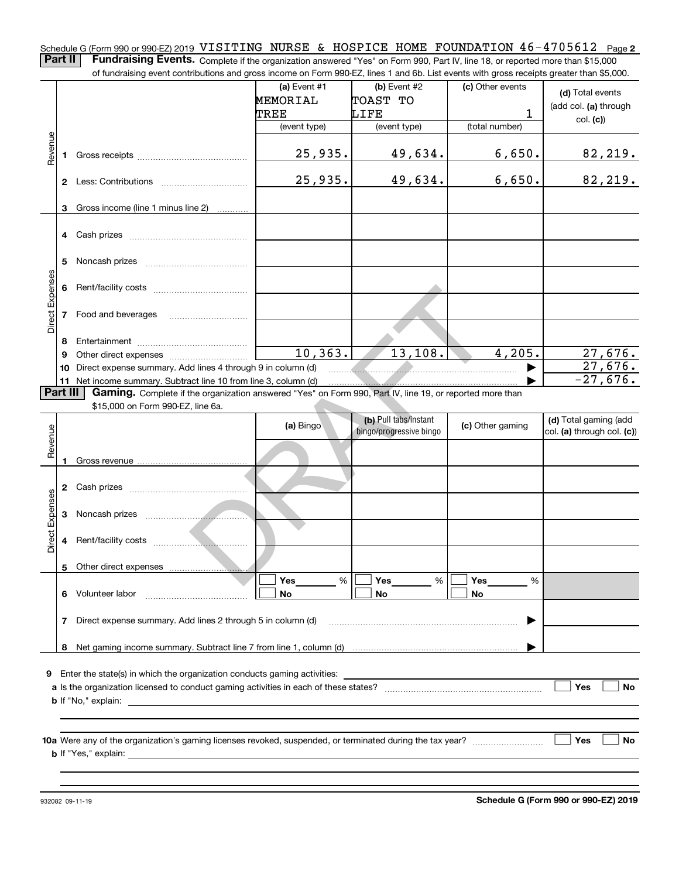Schedule G (Form 990 or 990-EZ) 2019 VISITING NURSE & HOSPICE HOME FOUNDATION 46-4705612 Page **2**

**Part II** **Fundraising Events.** Complete if the organization answered "Yes" on Form 990, Part IV, line 18, or reported more than $15,000 of fundraising event contributions and gross income on Form 990-EZ, lines 1 and 6b. List events with gross receipts greater than $5,000.

| | | (a) Event #1 MEMORIAL TREE (event type) | (b) Event #2 TOAST TO LIFE (event type) | (c) Other events 1 (total number) | (d) Total events (add col. (a) through col. (c)) |
|---|---|---|---|---|---|
| Revenue | 1 Gross receipts | 25,935. | 49,634. | 6,650. | 82,219. |
| | 2 Less: Contributions | 25,935. | 49,634. | 6,650. | 82,219. |
| | 3 Gross income (line 1 minus line 2) | | | | |
| Direct Expenses | 4 Cash prizes | | | | |
| | 5 Noncash prizes | | | | |
| | 6 Rent/facility costs | | | | |
| | 7 Food and beverages | | | | |
| | 8 Entertainment | | | | |
| | 9 Other direct expenses | 10,363. | 13,108. | 4,205. | 27,676. |
| | 10 Direct expense summary. Add lines 4 through 9 in column (d) | | | | 27,676. |
| | 11 Net income summary. Subtract line 10 from line 3, column (d) | | | | -27,676. |

**Part III** **Gaming.** Complete if the organization answered "Yes" on Form 990, Part IV, line 19, or reported more than $15,000 on Form 990-EZ, line 6a.

| | | (a) Bingo | (b) Pull tabs/instant bingo/progressive bingo | (c) Other gaming | (d) Total gaming (add col. (a) through col. (c)) |
|---|---|---|---|---|---|
| Revenue | 1 Gross revenue | | | | |
| Direct Expenses | 2 Cash prizes | | | | |
| | 3 Noncash prizes | | | | |
| | 4 Rent/facility costs | | | | |
| | 5 Other direct expenses | | | | |
| | 6 Volunteer labor | ☐ Yes ____ % ☐ No | ☐ Yes ____ % ☐ No | ☐ Yes ____ % ☐ No | |
| | 7 Direct expense summary. Add lines 2 through 5 in column (d) | | | | |
| | 8 Net gaming income summary. Subtract line 7 from line 1, column (d) | | | | |

**9** Enter the state(s) in which the organization conducts gaming activities: ______

**a** Is the organization licensed to conduct gaming activities in each of these states? ☐ Yes ☐ No

**b** If "No," explain: ______

**10a** Were any of the organization's gaming licenses revoked, suspended, or terminated during the tax year? ☐ Yes ☐ No

**b** If "Yes," explain: ______

932082 09-11-19

**Schedule G (Form 990 or 990-EZ) 2019**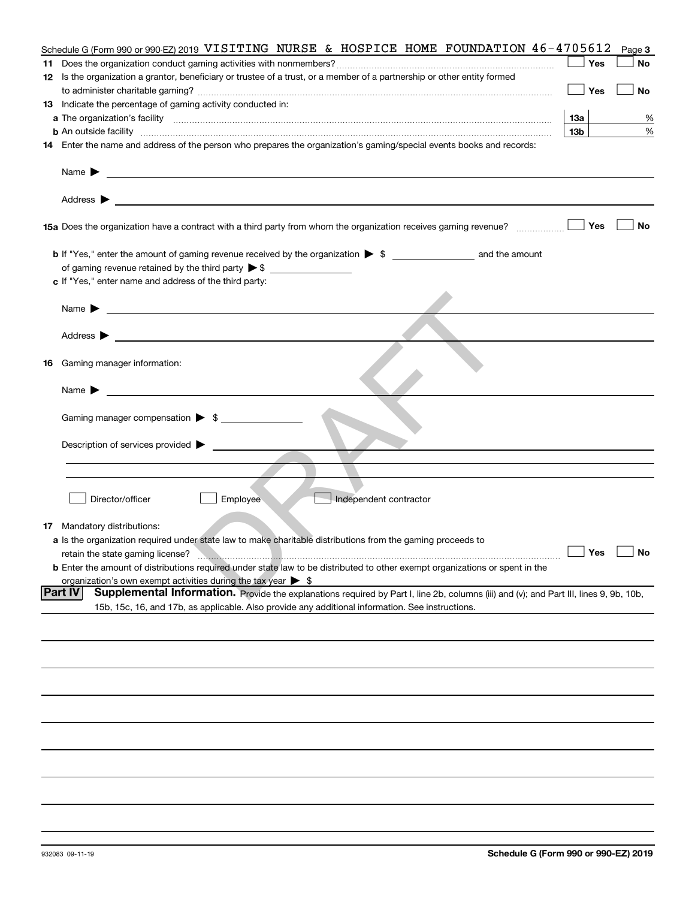Schedule G (Form 990 or 990-EZ) 2019 VISITING NURSE & HOSPICE HOME FOUNDATION 46-4705612 Page **3**

**11** Does the organization conduct gaming activities with nonmembers? ☐ Yes ☐ No

**12** Is the organization a grantor, beneficiary or trustee of a trust, or a member of a partnership or other entity formed to administer charitable gaming? ☐ Yes ☐ No

**13** Indicate the percentage of gaming activity conducted in:

**a** The organization's facility **13a** %

**b** An outside facility **13b** %

**14** Enter the name and address of the person who prepares the organization's gaming/special events books and records:

Name ▶

Address ▶

**15a** Does the organization have a contract with a third party from whom the organization receives gaming revenue? ☐ Yes ☐ No

**b** If "Yes," enter the amount of gaming revenue received by the organization ▶ $ ______ and the amount of gaming revenue retained by the third party ▶ $ ______

**c** If "Yes," enter name and address of the third party:

Name ▶

Address ▶

**16** Gaming manager information:

Name ▶

Gaming manager compensation ▶ $

Description of services provided ▶

☐ Director/officer ☐ Employee ☐ Independent contractor

**17** Mandatory distributions:

**a** Is the organization required under state law to make charitable distributions from the gaming proceeds to retain the state gaming license? ☐ Yes ☐ No

**b** Enter the amount of distributions required under state law to be distributed to other exempt organizations or spent in the organization's own exempt activities during the tax year ▶ $

**Part IV** **Supplemental Information.** Provide the explanations required by Part I, line 2b, columns (iii) and (v); and Part III, lines 9, 9b, 10b, 15b, 15c, 16, and 17b, as applicable. Also provide any additional information. See instructions.

DRAFT

932083 09-11-19 **Schedule G (Form 990 or 990-EZ) 2019**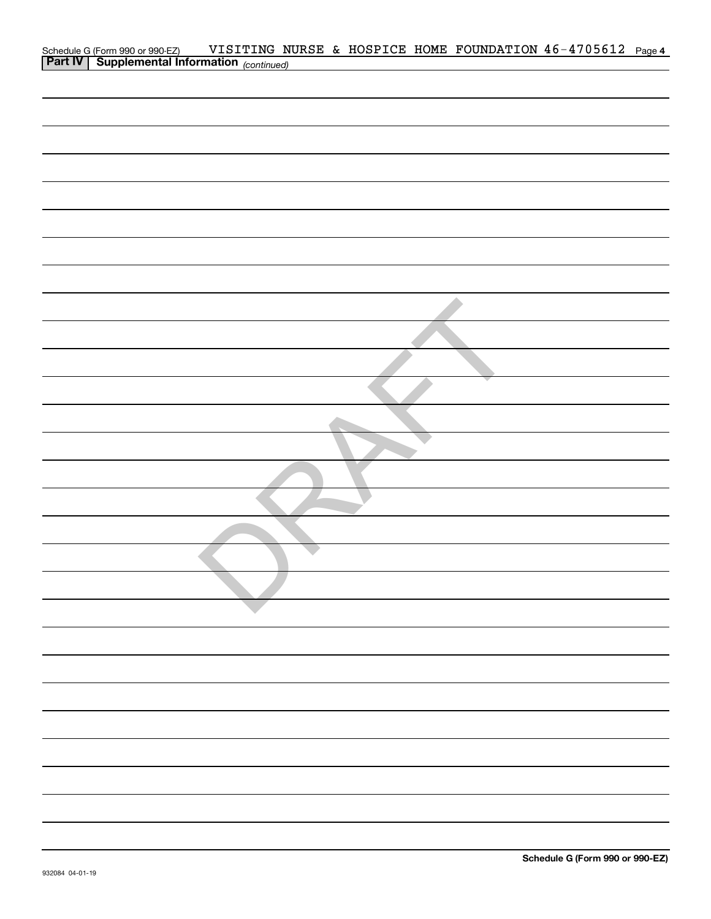Schedule G (Form 990 or 990-EZ) VISITING NURSE & HOSPICE HOME FOUNDATION 46-4705612

**Part IV | Supplemental Information** *(continued)*

DRAFT

**Schedule G (Form 990 or 990-EZ)**

932084 04-01-19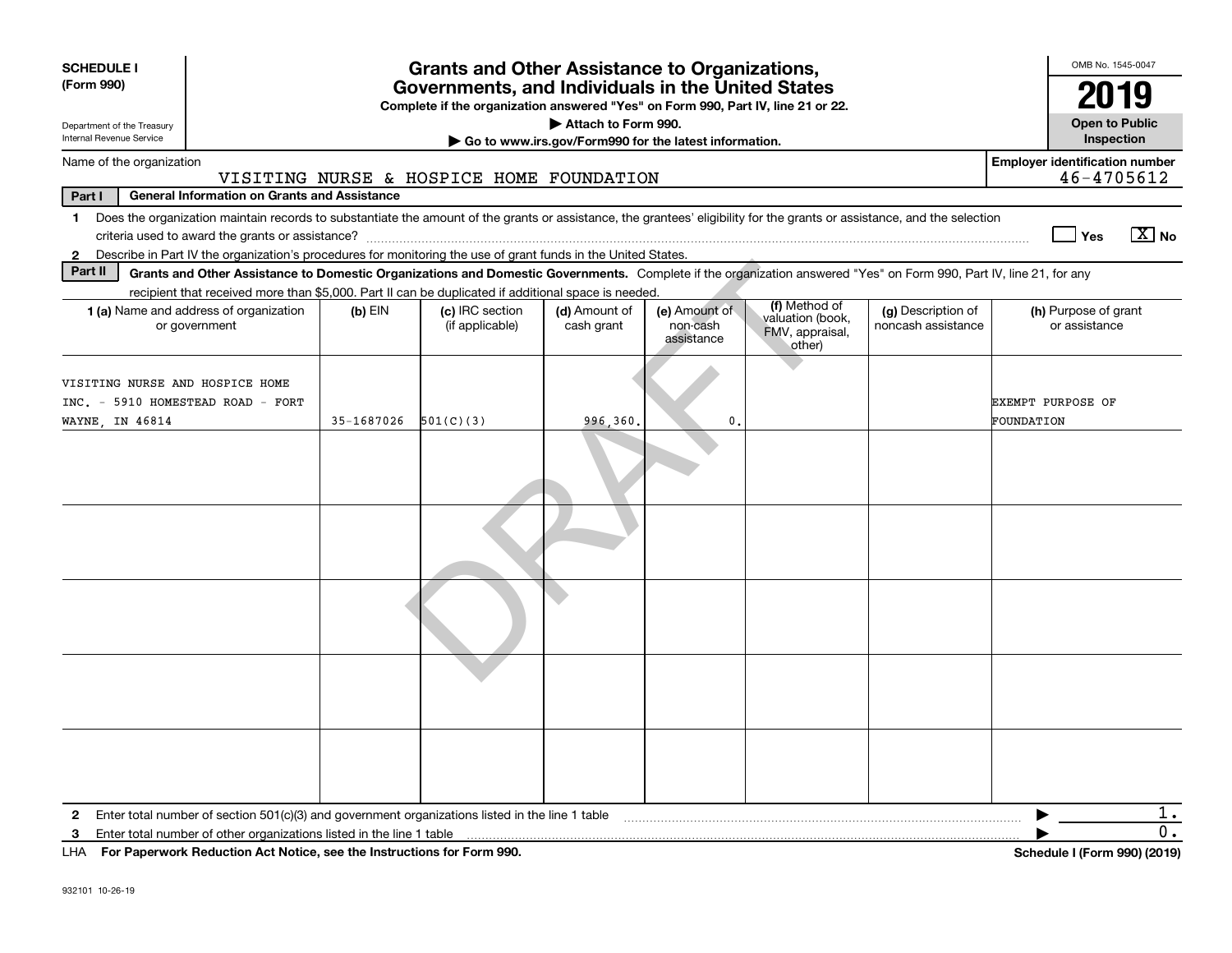**SCHEDULE I**
**(Form 990)**

Department of the Treasury
Internal Revenue Service

# Grants and Other Assistance to Organizations, Governments, and Individuals in the United States

**Complete if the organization answered "Yes" on Form 990, Part IV, line 21 or 22.**
**▶ Attach to Form 990.**
**▶ Go to www.irs.gov/Form990 for the latest information.**

OMB No. 1545-0047
**2019**
**Open to Public Inspection**

Name of the organization: VISITING NURSE & HOSPICE HOME FOUNDATION

**Employer identification number:** 46-4705612

**Part I — General Information on Grants and Assistance**

1 Does the organization maintain records to substantiate the amount of the grants or assistance, the grantees' eligibility for the grants or assistance, and the selection criteria used to award the grants or assistance? ☐ Yes ☒ No

2 Describe in Part IV the organization's procedures for monitoring the use of grant funds in the United States.

**Part II — Grants and Other Assistance to Domestic Organizations and Domestic Governments.** Complete if the organization answered "Yes" on Form 990, Part IV, line 21, for any recipient that received more than $5,000. Part II can be duplicated if additional space is needed.

| 1 (a) Name and address of organization or government | (b) EIN | (c) IRC section (if applicable) | (d) Amount of cash grant | (e) Amount of non-cash assistance | (f) Method of valuation (book, FMV, appraisal, other) | (g) Description of noncash assistance | (h) Purpose of grant or assistance |
|---|---|---|---|---|---|---|---|
| VISITING NURSE AND HOSPICE HOME INC. - 5910 HOMESTEAD ROAD - FORT WAYNE, IN 46814 | 35-1687026 | 501(C)(3) | 996,360. | 0. | | | EXEMPT PURPOSE OF FOUNDATION |
| | | | | | | | |
| | | | | | | | |
| | | | | | | | |
| | | | | | | | |
| | | | | | | | |

2 Enter total number of section 501(c)(3) and government organizations listed in the line 1 table ▶ 1.

3 Enter total number of other organizations listed in the line 1 table ▶ 0.

LHA **For Paperwork Reduction Act Notice, see the Instructions for Form 990.** **Schedule I (Form 990) (2019)**

932101 10-26-19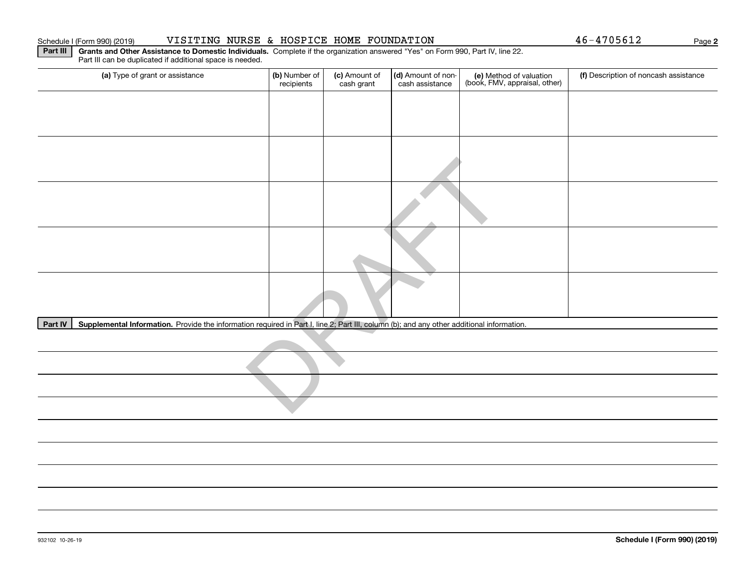Schedule I (Form 990) (2019) VISITING NURSE & HOSPICE HOME FOUNDATION 46-4705612

**Part III** **Grants and Other Assistance to Domestic Individuals.** Complete if the organization answered "Yes" on Form 990, Part IV, line 22. Part III can be duplicated if additional space is needed.

| (a) Type of grant or assistance | (b) Number of recipients | (c) Amount of cash grant | (d) Amount of non-cash assistance | (e) Method of valuation (book, FMV, appraisal, other) | (f) Description of noncash assistance |
|---|---|---|---|---|---|
| | | | | | |
| | | | | | |
| | | | | | |
| | | | | | |
| | | | | | |

**Part IV** **Supplemental Information.** Provide the information required in Part I, line 2; Part III, column (b); and any other additional information.

DRAFT

932102 10-26-19

**Schedule I (Form 990) (2019)**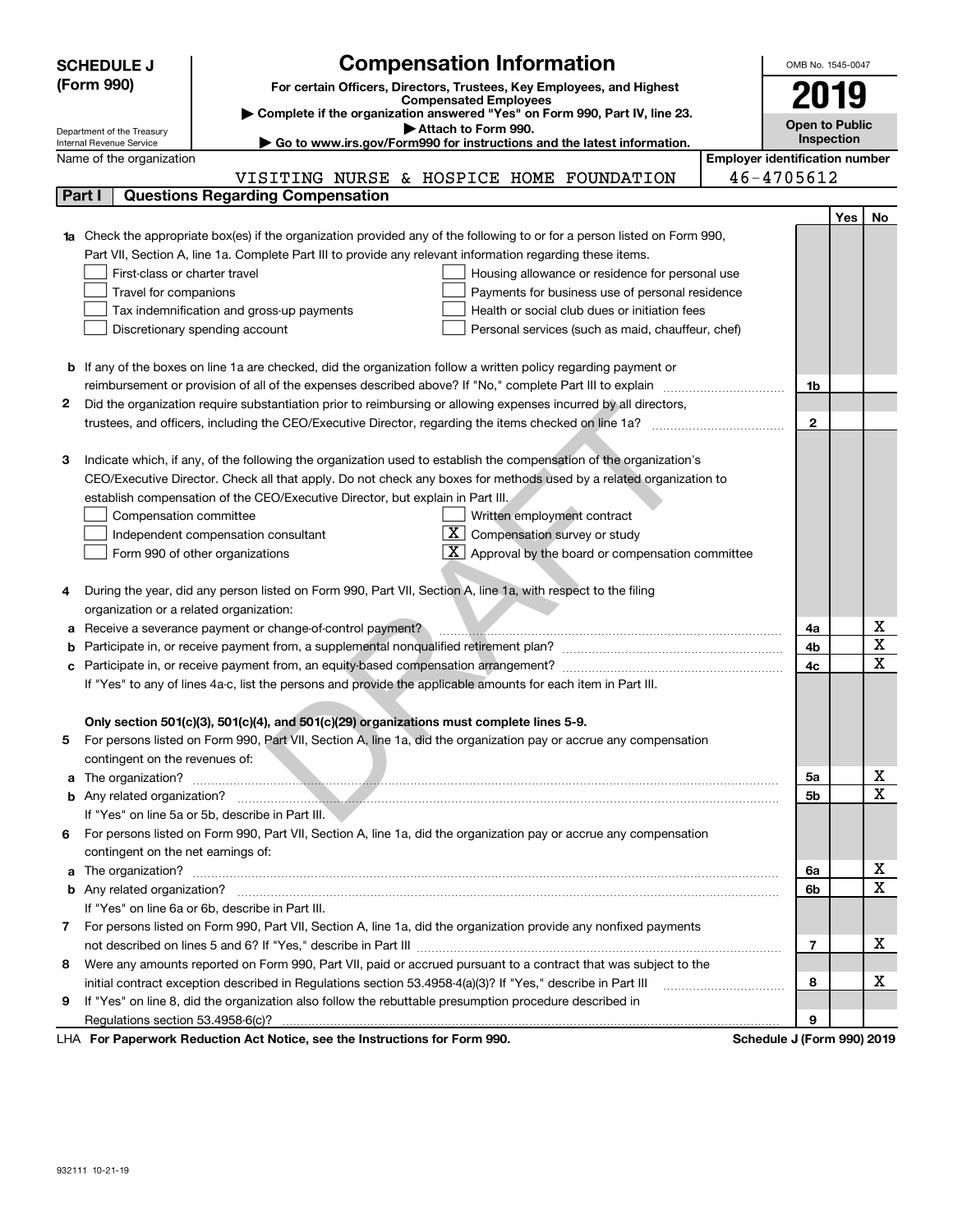**SCHEDULE J (Form 990)**

Department of the Treasury
Internal Revenue Service

# Compensation Information

**For certain Officers, Directors, Trustees, Key Employees, and Highest Compensated Employees**

▶ Complete if the organization answered "Yes" on Form 990, Part IV, line 23.

▶ Attach to Form 990.

▶ Go to www.irs.gov/Form990 for instructions and the latest information.

OMB No. 1545-0047

**2019**

**Open to Public Inspection**

Name of the organization: VISITING NURSE & HOSPICE HOME FOUNDATION

Employer identification number: 46-4705612

## Part I Questions Regarding Compensation

| | | | Yes | No |
|---|---|---|---|---|
| **1a** | Check the appropriate box(es) if the organization provided any of the following to or for a person listed on Form 990, Part VII, Section A, line 1a. Complete Part III to provide any relevant information regarding these items.<br>☐ First-class or charter travel ☐ Housing allowance or residence for personal use<br>☐ Travel for companions ☐ Payments for business use of personal residence<br>☐ Tax indemnification and gross-up payments ☐ Health or social club dues or initiation fees<br>☐ Discretionary spending account ☐ Personal services (such as maid, chauffeur, chef) | | | |
| **b** | If any of the boxes on line 1a are checked, did the organization follow a written policy regarding payment or reimbursement or provision of all of the expenses described above? If "No," complete Part III to explain | 1b | | |
| **2** | Did the organization require substantiation prior to reimbursing or allowing expenses incurred by all directors, trustees, and officers, including the CEO/Executive Director, regarding the items checked on line 1a? | 2 | | |
| **3** | Indicate which, if any, of the following the organization used to establish the compensation of the organization's CEO/Executive Director. Check all that apply. Do not check any boxes for methods used by a related organization to establish compensation of the CEO/Executive Director, but explain in Part III.<br>☐ Compensation committee ☐ Written employment contract<br>☐ Independent compensation consultant ☒ Compensation survey or study<br>☐ Form 990 of other organizations ☒ Approval by the board or compensation committee | | | |
| **4** | During the year, did any person listed on Form 990, Part VII, Section A, line 1a, with respect to the filing organization or a related organization: | | | |
| **a** | Receive a severance payment or change-of-control payment? | 4a | | X |
| **b** | Participate in, or receive payment from, a supplemental nonqualified retirement plan? | 4b | | X |
| **c** | Participate in, or receive payment from, an equity-based compensation arrangement? | 4c | | X |
| | If "Yes" to any of lines 4a-c, list the persons and provide the applicable amounts for each item in Part III. | | | |
| | **Only section 501(c)(3), 501(c)(4), and 501(c)(29) organizations must complete lines 5-9.** | | | |
| **5** | For persons listed on Form 990, Part VII, Section A, line 1a, did the organization pay or accrue any compensation contingent on the revenues of: | | | |
| **a** | The organization? | 5a | | X |
| **b** | Any related organization? | 5b | | X |
| | If "Yes" on line 5a or 5b, describe in Part III. | | | |
| **6** | For persons listed on Form 990, Part VII, Section A, line 1a, did the organization pay or accrue any compensation contingent on the net earnings of: | | | |
| **a** | The organization? | 6a | | X |
| **b** | Any related organization? | 6b | | X |
| | If "Yes" on line 6a or 6b, describe in Part III. | | | |
| **7** | For persons listed on Form 990, Part VII, Section A, line 1a, did the organization provide any nonfixed payments not described on lines 5 and 6? If "Yes," describe in Part III | 7 | | X |
| **8** | Were any amounts reported on Form 990, Part VII, paid or accrued pursuant to a contract that was subject to the initial contract exception described in Regulations section 53.4958-4(a)(3)? If "Yes," describe in Part III | 8 | | X |
| **9** | If "Yes" on line 8, did the organization also follow the rebuttable presumption procedure described in Regulations section 53.4958-6(c)? | 9 | | |

LHA **For Paperwork Reduction Act Notice, see the Instructions for Form 990.** **Schedule J (Form 990) 2019**

932111 10-21-19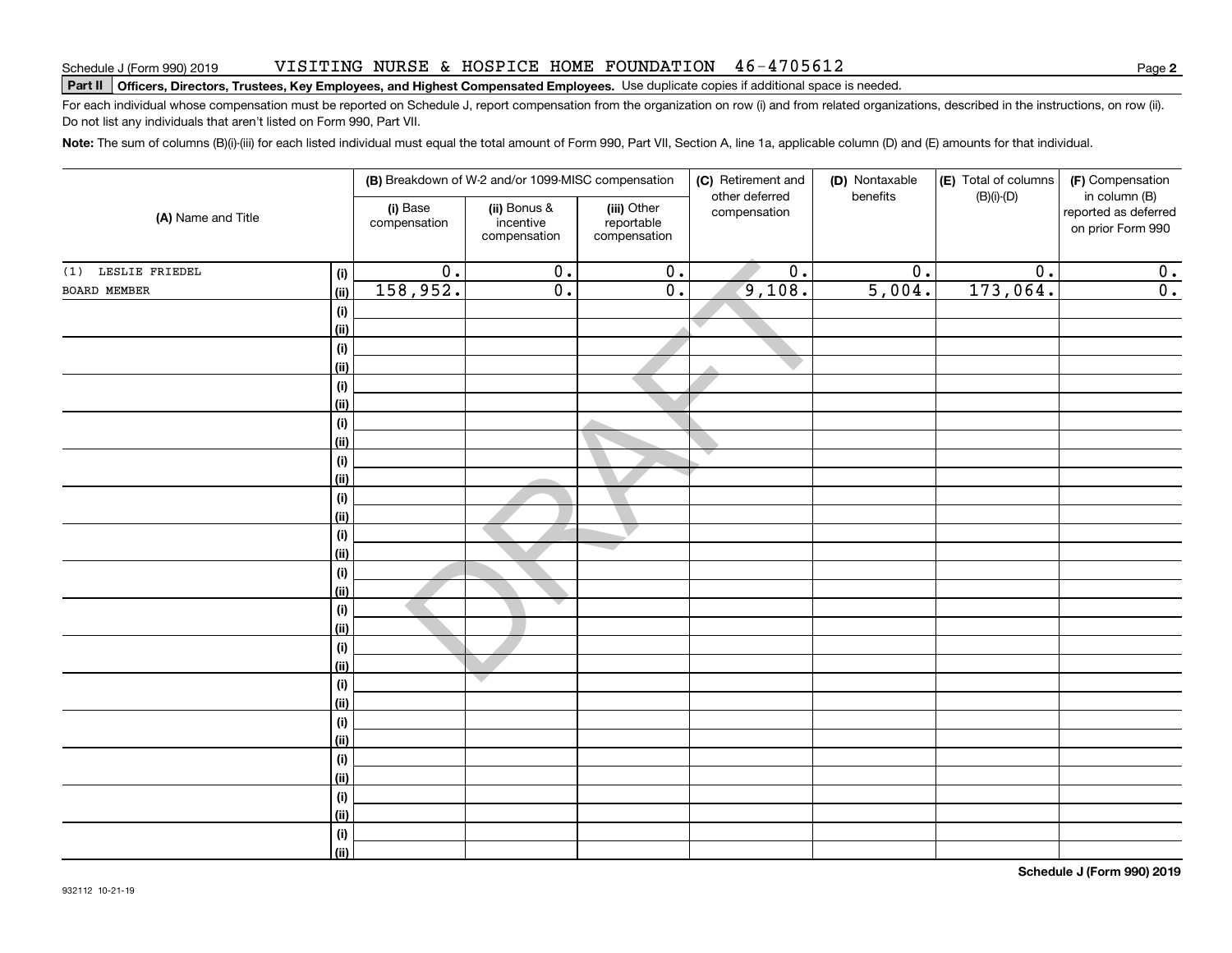Schedule J (Form 990) 2019 VISITING NURSE & HOSPICE HOME FOUNDATION 46-4705612

**Part II** **Officers, Directors, Trustees, Key Employees, and Highest Compensated Employees.** Use duplicate copies if additional space is needed.

For each individual whose compensation must be reported on Schedule J, report compensation from the organization on row (i) and from related organizations, described in the instructions, on row (ii). Do not list any individuals that aren't listed on Form 990, Part VII.

**Note:** The sum of columns (B)(i)-(iii) for each listed individual must equal the total amount of Form 990, Part VII, Section A, line 1a, applicable column (D) and (E) amounts for that individual.

| (A) Name and Title | | (B) Breakdown of W-2 and/or 1099-MISC compensation | | | (C) Retirement and other deferred compensation | (D) Nontaxable benefits | (E) Total of columns (B)(i)-(D) | (F) Compensation in column (B) reported as deferred on prior Form 990 |
|---|---|---|---|---|---|---|---|---|
| | | (i) Base compensation | (ii) Bonus & incentive compensation | (iii) Other reportable compensation | | | | |
| (1) LESLIE FRIEDEL | (i) | 0. | 0. | 0. | 0. | 0. | 0. | 0. |
| BOARD MEMBER | (ii) | 158,952. | 0. | 0. | 9,108. | 5,004. | 173,064. | 0. |
| | (i) | | | | | | | |
| | (ii) | | | | | | | |
| | (i) | | | | | | | |
| | (ii) | | | | | | | |
| | (i) | | | | | | | |
| | (ii) | | | | | | | |
| | (i) | | | | | | | |
| | (ii) | | | | | | | |
| | (i) | | | | | | | |
| | (ii) | | | | | | | |
| | (i) | | | | | | | |
| | (ii) | | | | | | | |
| | (i) | | | | | | | |
| | (ii) | | | | | | | |
| | (i) | | | | | | | |
| | (ii) | | | | | | | |
| | (i) | | | | | | | |
| | (ii) | | | | | | | |
| | (i) | | | | | | | |
| | (ii) | | | | | | | |
| | (i) | | | | | | | |
| | (ii) | | | | | | | |
| | (i) | | | | | | | |
| | (ii) | | | | | | | |
| | (i) | | | | | | | |
| | (ii) | | | | | | | |
| | (i) | | | | | | | |
| | (ii) | | | | | | | |
| | (i) | | | | | | | |
| | (ii) | | | | | | | |

DRAFT

932112 10-21-19

**Schedule J (Form 990) 2019**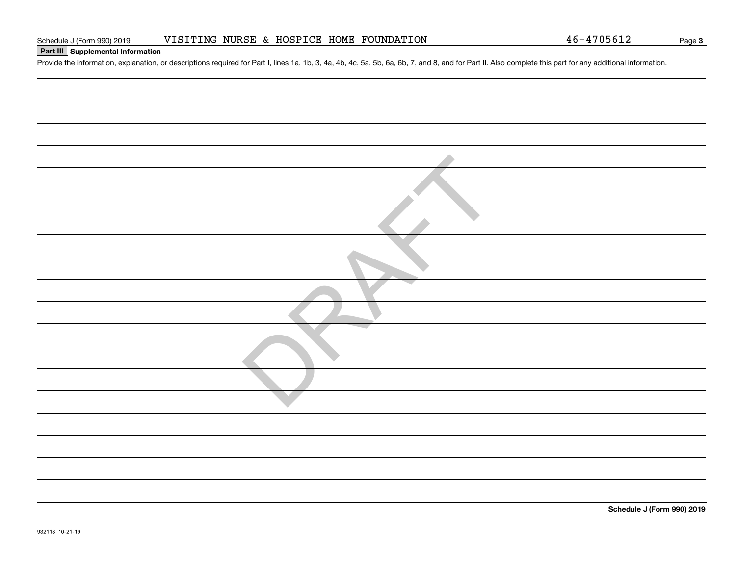Schedule J (Form 990) 2019 VISITING NURSE & HOSPICE HOME FOUNDATION 46-4705612

## Part III Supplemental Information

Provide the information, explanation, or descriptions required for Part I, lines 1a, 1b, 3, 4a, 4b, 4c, 5a, 5b, 6a, 6b, 7, and 8, and for Part II. Also complete this part for any additional information.

DRAFT

**Schedule J (Form 990) 2019**

932113 10-21-19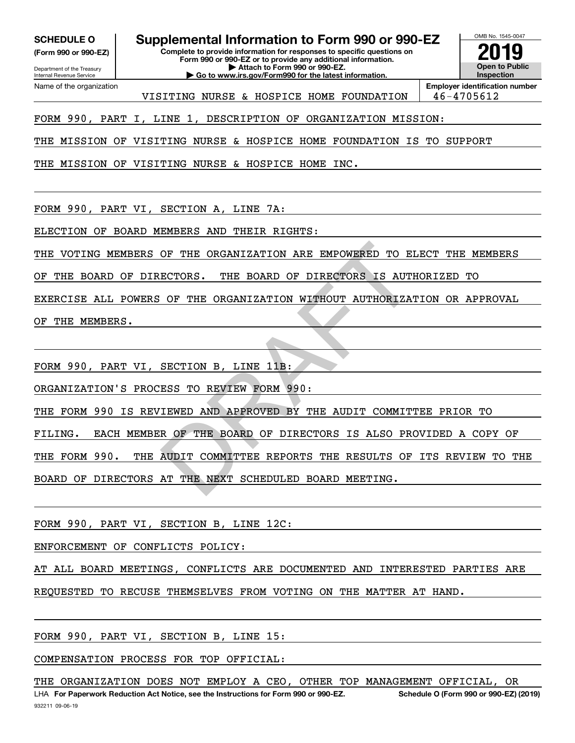**SCHEDULE O**
**(Form 990 or 990-EZ)**

Department of the Treasury
Internal Revenue Service

# Supplemental Information to Form 990 or 990-EZ

**Complete to provide information for responses to specific questions on Form 990 or 990-EZ or to provide any additional information.**
**▶ Attach to Form 990 or 990-EZ.**
**▶ Go to www.irs.gov/Form990 for the latest information.**

OMB No. 1545-0047
**2019**
**Open to Public Inspection**

| Name of the organization | Employer identification number |
|---|---|
| VISITING NURSE & HOSPICE HOME FOUNDATION | 46-4705612 |

FORM 990, PART I, LINE 1, DESCRIPTION OF ORGANIZATION MISSION:

THE MISSION OF VISITING NURSE & HOSPICE HOME FOUNDATION IS TO SUPPORT THE MISSION OF VISITING NURSE & HOSPICE HOME INC.

FORM 990, PART VI, SECTION A, LINE 7A:

ELECTION OF BOARD MEMBERS AND THEIR RIGHTS:

THE VOTING MEMBERS OF THE ORGANIZATION ARE EMPOWERED TO ELECT THE MEMBERS OF THE BOARD OF DIRECTORS. THE BOARD OF DIRECTORS IS AUTHORIZED TO EXERCISE ALL POWERS OF THE ORGANIZATION WITHOUT AUTHORIZATION OR APPROVAL OF THE MEMBERS.

FORM 990, PART VI, SECTION B, LINE 11B:

ORGANIZATION'S PROCESS TO REVIEW FORM 990:

THE FORM 990 IS REVIEWED AND APPROVED BY THE AUDIT COMMITTEE PRIOR TO FILING. EACH MEMBER OF THE BOARD OF DIRECTORS IS ALSO PROVIDED A COPY OF THE FORM 990. THE AUDIT COMMITTEE REPORTS THE RESULTS OF ITS REVIEW TO THE BOARD OF DIRECTORS AT THE NEXT SCHEDULED BOARD MEETING.

FORM 990, PART VI, SECTION B, LINE 12C:

ENFORCEMENT OF CONFLICTS POLICY:

AT ALL BOARD MEETINGS, CONFLICTS ARE DOCUMENTED AND INTERESTED PARTIES ARE REQUESTED TO RECUSE THEMSELVES FROM VOTING ON THE MATTER AT HAND.

FORM 990, PART VI, SECTION B, LINE 15:

COMPENSATION PROCESS FOR TOP OFFICIAL:

THE ORGANIZATION DOES NOT EMPLOY A CEO, OTHER TOP MANAGEMENT OFFICIAL, OR

LHA **For Paperwork Reduction Act Notice, see the Instructions for Form 990 or 990-EZ.** **Schedule O (Form 990 or 990-EZ) (2019)**
932211 09-06-19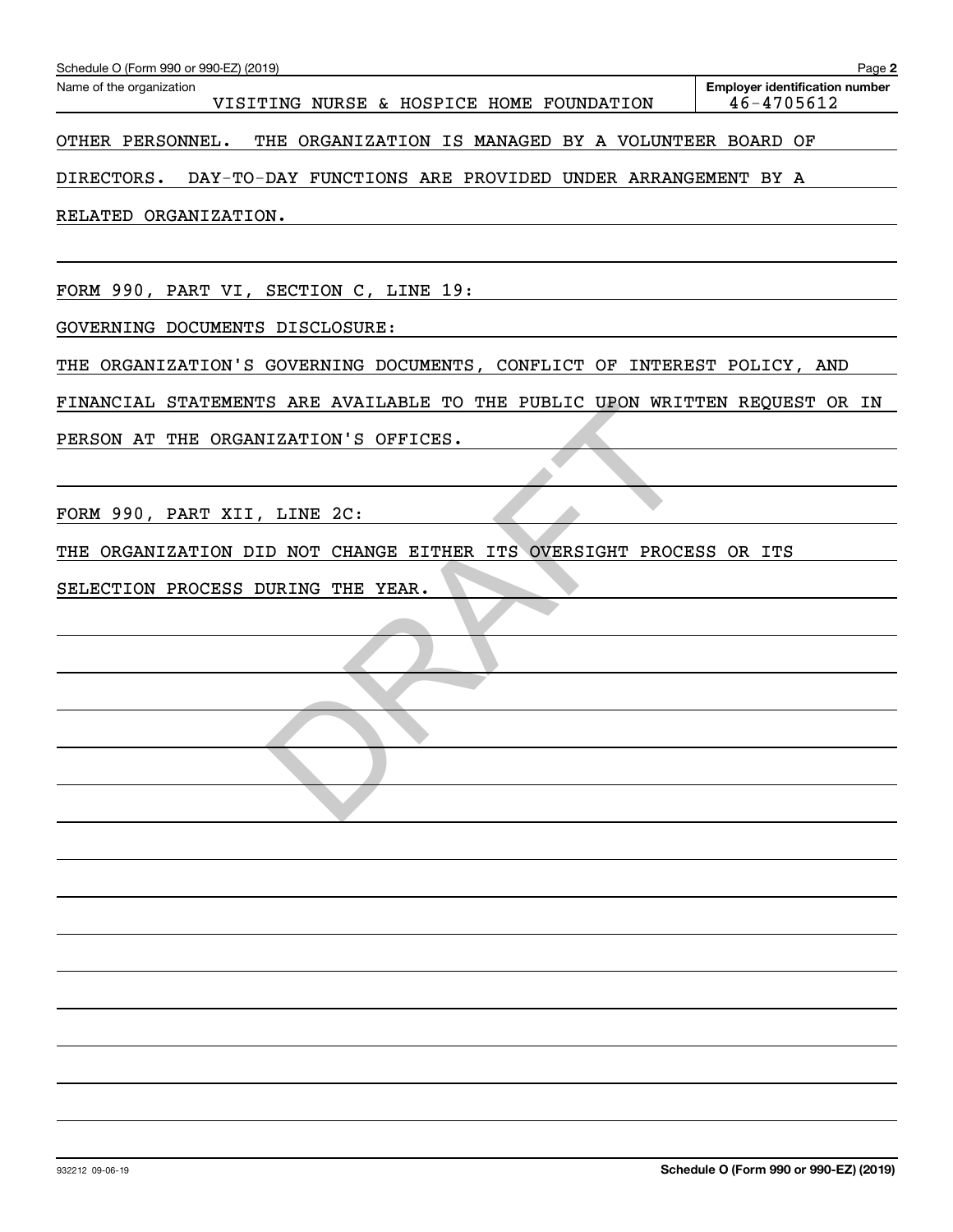Name of the organization: VISITING NURSE & HOSPICE HOME FOUNDATION

Employer identification number: 46-4705612

OTHER PERSONNEL. THE ORGANIZATION IS MANAGED BY A VOLUNTEER BOARD OF DIRECTORS. DAY-TO-DAY FUNCTIONS ARE PROVIDED UNDER ARRANGEMENT BY A RELATED ORGANIZATION.

FORM 990, PART VI, SECTION C, LINE 19:

GOVERNING DOCUMENTS DISCLOSURE:

THE ORGANIZATION'S GOVERNING DOCUMENTS, CONFLICT OF INTEREST POLICY, AND FINANCIAL STATEMENTS ARE AVAILABLE TO THE PUBLIC UPON WRITTEN REQUEST OR IN PERSON AT THE ORGANIZATION'S OFFICES.

FORM 990, PART XII, LINE 2C:

THE ORGANIZATION DID NOT CHANGE EITHER ITS OVERSIGHT PROCESS OR ITS SELECTION PROCESS DURING THE YEAR.

DRAFT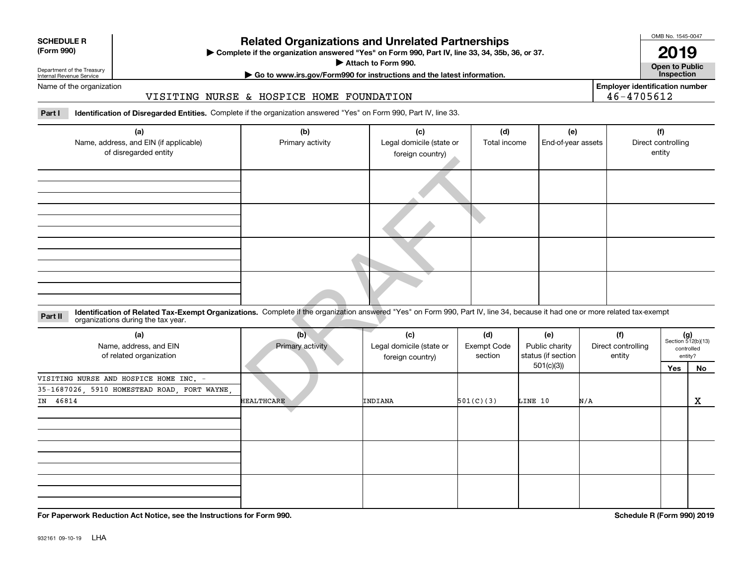**SCHEDULE R (Form 990)**

Department of the Treasury
Internal Revenue Service

# Related Organizations and Unrelated Partnerships

▶ Complete if the organization answered "Yes" on Form 990, Part IV, line 33, 34, 35b, 36, or 37.
▶ Attach to Form 990.
▶ Go to www.irs.gov/Form990 for instructions and the latest information.

OMB No. 1545-0047

**2019**

**Open to Public Inspection**

Name of the organization: VISITING NURSE & HOSPICE HOME FOUNDATION

Employer identification number: 46-4705612

**Part I** **Identification of Disregarded Entities.** Complete if the organization answered "Yes" on Form 990, Part IV, line 33.

| (a) Name, address, and EIN (if applicable) of disregarded entity | (b) Primary activity | (c) Legal domicile (state or foreign country) | (d) Total income | (e) End-of-year assets | (f) Direct controlling entity |
|---|---|---|---|---|---|
| | | | | | |
| | | | | | |
| | | | | | |
| | | | | | |

**Part II** **Identification of Related Tax-Exempt Organizations.** Complete if the organization answered "Yes" on Form 990, Part IV, line 34, because it had one or more related tax-exempt organizations during the tax year.

| (a) Name, address, and EIN of related organization | (b) Primary activity | (c) Legal domicile (state or foreign country) | (d) Exempt Code section | (e) Public charity status (if section 501(c)(3)) | (f) Direct controlling entity | (g) Section 512(b)(13) controlled entity? | |
|---|---|---|---|---|---|---|---|
| | | | | | | Yes | No |
| VISITING NURSE AND HOSPICE HOME INC. - 35-1687026, 5910 HOMESTEAD ROAD, FORT WAYNE, IN 46814 | HEALTHCARE | INDIANA | 501(C)(3) | LINE 10 | N/A | | X |
| | | | | | | | |
| | | | | | | | |
| | | | | | | | |

**For Paperwork Reduction Act Notice, see the Instructions for Form 990.**

**Schedule R (Form 990) 2019**

932161 09-10-19 LHA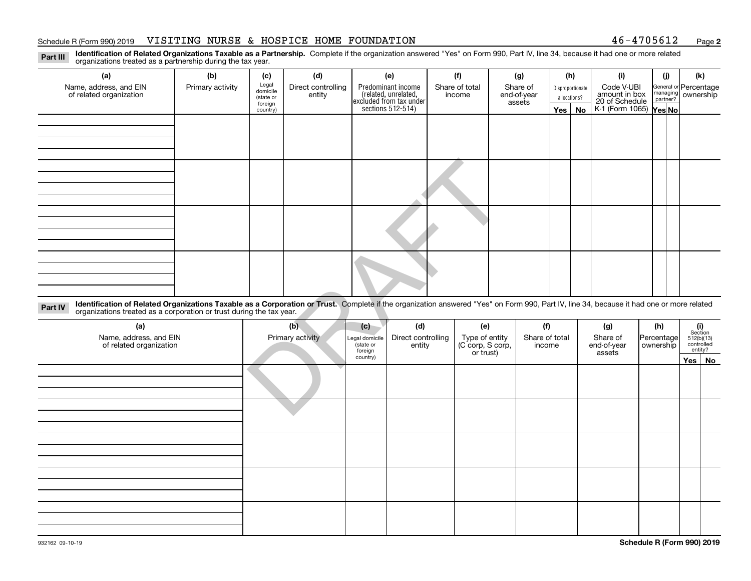Schedule R (Form 990) 2019 VISITING NURSE & HOSPICE HOME FOUNDATION 46-4705612

**Part III** **Identification of Related Organizations Taxable as a Partnership.** Complete if the organization answered "Yes" on Form 990, Part IV, line 34, because it had one or more related organizations treated as a partnership during the tax year.

| (a) Name, address, and EIN of related organization | (b) Primary activity | (c) Legal domicile (state or foreign country) | (d) Direct controlling entity | (e) Predominant income (related, unrelated, excluded from tax under sections 512-514) | (f) Share of total income | (g) Share of end-of-year assets | (h) Disproportionate allocations? | | (i) Code V-UBI amount in box 20 of Schedule K-1 (Form 1065) | (j) General or managing partner? | | (k) Percentage ownership |
|---|---|---|---|---|---|---|---|---|---|---|---|---|
| | | | | | | | Yes | No | | Yes | No | |
| | | | | | | | | | | | | |
| | | | | | | | | | | | | |
| | | | | | | | | | | | | |
| | | | | | | | | | | | | |

DRAFT

**Part IV** **Identification of Related Organizations Taxable as a Corporation or Trust.** Complete if the organization answered "Yes" on Form 990, Part IV, line 34, because it had one or more related organizations treated as a corporation or trust during the tax year.

| (a) Name, address, and EIN of related organization | (b) Primary activity | (c) Legal domicile (state or foreign country) | (d) Direct controlling entity | (e) Type of entity (C corp, S corp, or trust) | (f) Share of total income | (g) Share of end-of-year assets | (h) Percentage ownership | (i) Section 512(b)(13) controlled entity? | |
|---|---|---|---|---|---|---|---|---|---|
| | | | | | | | | Yes | No |
| | | | | | | | | | |
| | | | | | | | | | |
| | | | | | | | | | |
| | | | | | | | | | |
| | | | | | | | | | |

932162 09-10-19

**Schedule R (Form 990) 2019**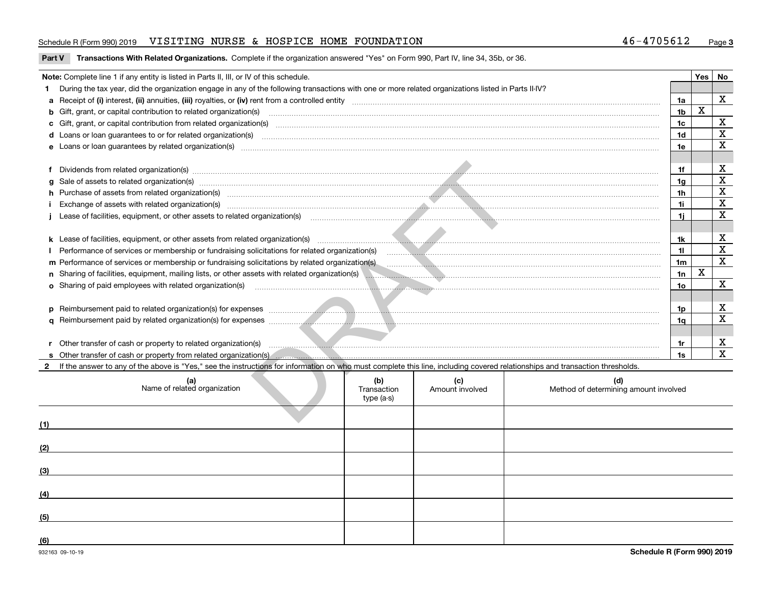Schedule R (Form 990) 2019 VISITING NURSE & HOSPICE HOME FOUNDATION 46-4705612

## Part V Transactions With Related Organizations.

Complete if the organization answered "Yes" on Form 990, Part IV, line 34, 35b, or 36.

| Note: Complete line 1 if any entity is listed in Parts II, III, or IV of this schedule. | | Yes | No |
|---|---|---|---|
| **1** During the tax year, did the organization engage in any of the following transactions with one or more related organizations listed in Parts II-IV? | | | |
| **a** Receipt of **(i)** interest, **(ii)** annuities, **(iii)** royalties, or **(iv)** rent from a controlled entity | 1a | | X |
| **b** Gift, grant, or capital contribution to related organization(s) | 1b | X | |
| **c** Gift, grant, or capital contribution from related organization(s) | 1c | | X |
| **d** Loans or loan guarantees to or for related organization(s) | 1d | | X |
| **e** Loans or loan guarantees by related organization(s) | 1e | | X |
| **f** Dividends from related organization(s) | 1f | | X |
| **g** Sale of assets to related organization(s) | 1g | | X |
| **h** Purchase of assets from related organization(s) | 1h | | X |
| **i** Exchange of assets with related organization(s) | 1i | | X |
| **j** Lease of facilities, equipment, or other assets to related organization(s) | 1j | | X |
| **k** Lease of facilities, equipment, or other assets from related organization(s) | 1k | | X |
| **l** Performance of services or membership or fundraising solicitations for related organization(s) | 1l | | X |
| **m** Performance of services or membership or fundraising solicitations by related organization(s) | 1m | | X |
| **n** Sharing of facilities, equipment, mailing lists, or other assets with related organization(s) | 1n | X | |
| **o** Sharing of paid employees with related organization(s) | 1o | | X |
| **p** Reimbursement paid to related organization(s) for expenses | 1p | | X |
| **q** Reimbursement paid by related organization(s) for expenses | 1q | | X |
| **r** Other transfer of cash or property to related organization(s) | 1r | | X |
| **s** Other transfer of cash or property from related organization(s) | 1s | | X |

**2** If the answer to any of the above is "Yes," see the instructions for information on who must complete this line, including covered relationships and transaction thresholds.

| | (a) Name of related organization | (b) Transaction type (a-s) | (c) Amount involved | (d) Method of determining amount involved |
|---|---|---|---|---|
| (1) | | | | |
| (2) | | | | |
| (3) | | | | |
| (4) | | | | |
| (5) | | | | |
| (6) | | | | |

932163 09-10-19 Schedule R (Form 990) 2019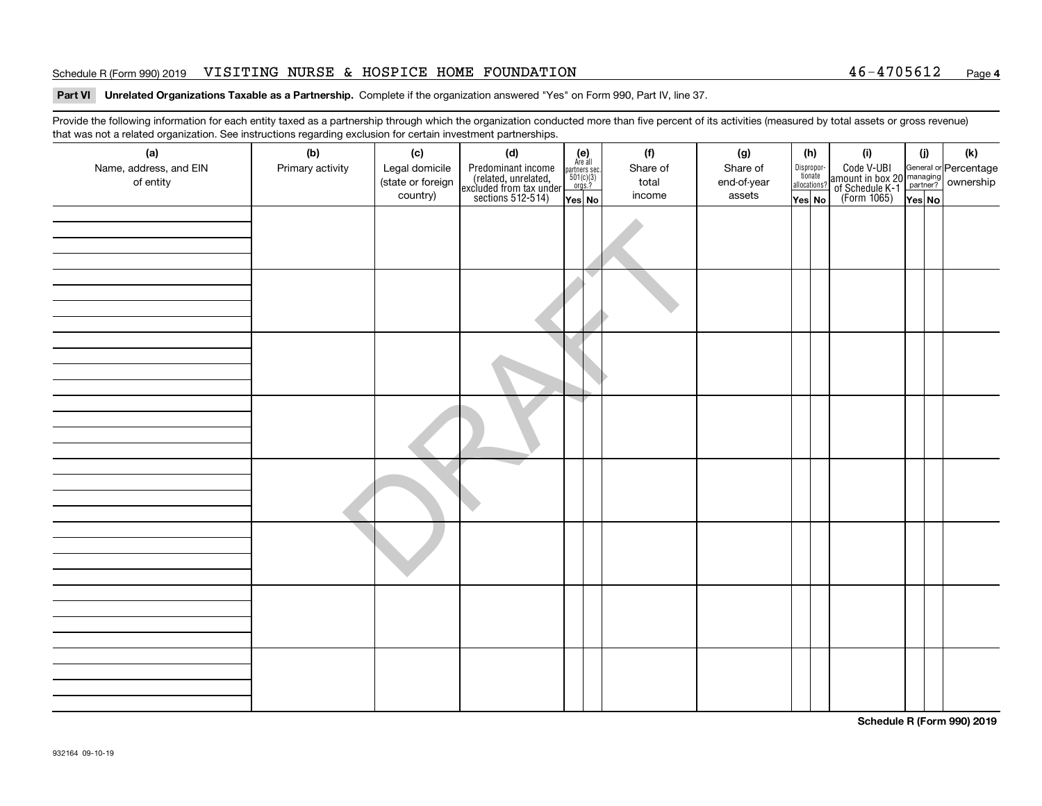Schedule R (Form 990) 2019 VISITING NURSE & HOSPICE HOME FOUNDATION 46-4705612 Page **4**

**Part VI** **Unrelated Organizations Taxable as a Partnership.** Complete if the organization answered "Yes" on Form 990, Part IV, line 37.

Provide the following information for each entity taxed as a partnership through which the organization conducted more than five percent of its activities (measured by total assets or gross revenue) that was not a related organization. See instructions regarding exclusion for certain investment partnerships.

| (a) Name, address, and EIN of entity | (b) Primary activity | (c) Legal domicile (state or foreign country) | (d) Predominant income (related, unrelated, excluded from tax under sections 512-514) | (e) Are all partners sec. 501(c)(3) orgs.? Yes | (e) No | (f) Share of total income | (g) Share of end-of-year assets | (h) Disproportionate allocations? Yes | (h) No | (i) Code V-UBI amount in box 20 of Schedule K-1 (Form 1065) | (j) General or managing partner? Yes | (j) No | (k) Percentage ownership |
|---|---|---|---|---|---|---|---|---|---|---|---|---|---|
| | | | | | | | | | | | | | |
| | | | | | | | | | | | | | |
| | | | | | | | | | | | | | |
| | | | | | | | | | | | | | |
| | | | | | | | | | | | | | |
| | | | | | | | | | | | | | |
| | | | | | | | | | | | | | |
| | | | | | | | | | | | | | |

DRAFT

**Schedule R (Form 990) 2019**

932164 09-10-19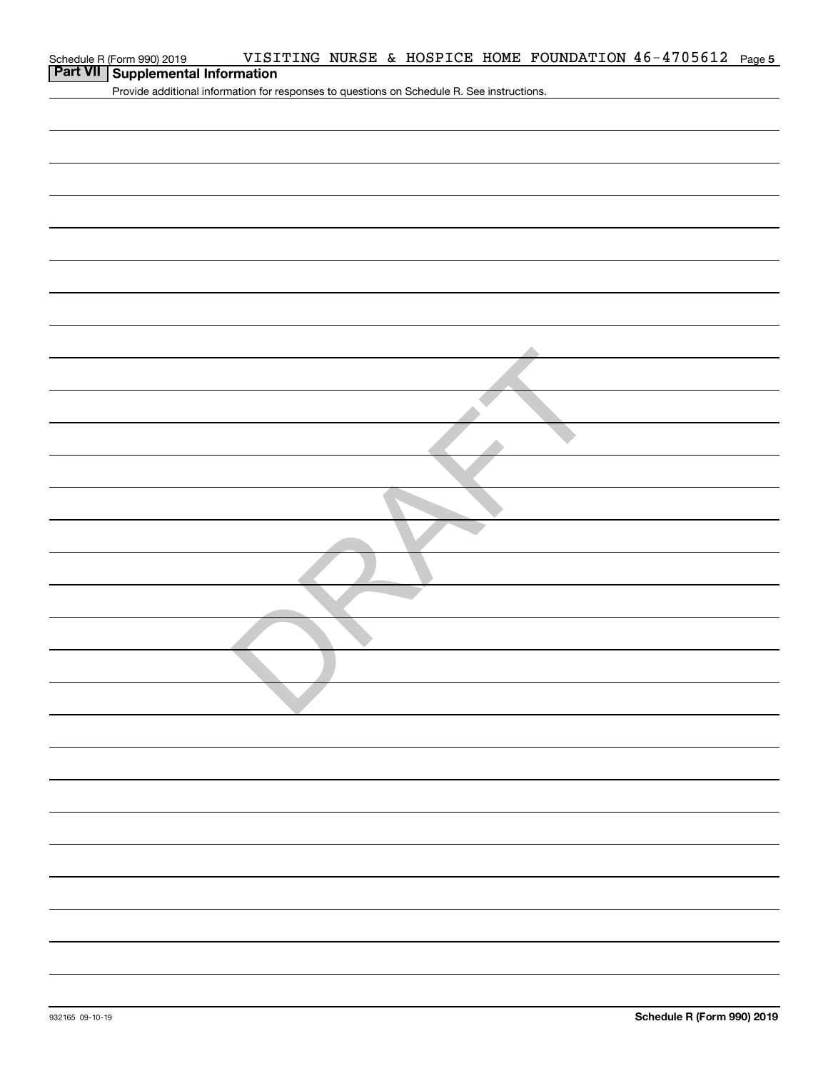## Part VII Supplemental Information

Provide additional information for responses to questions on Schedule R. See instructions.

DRAFT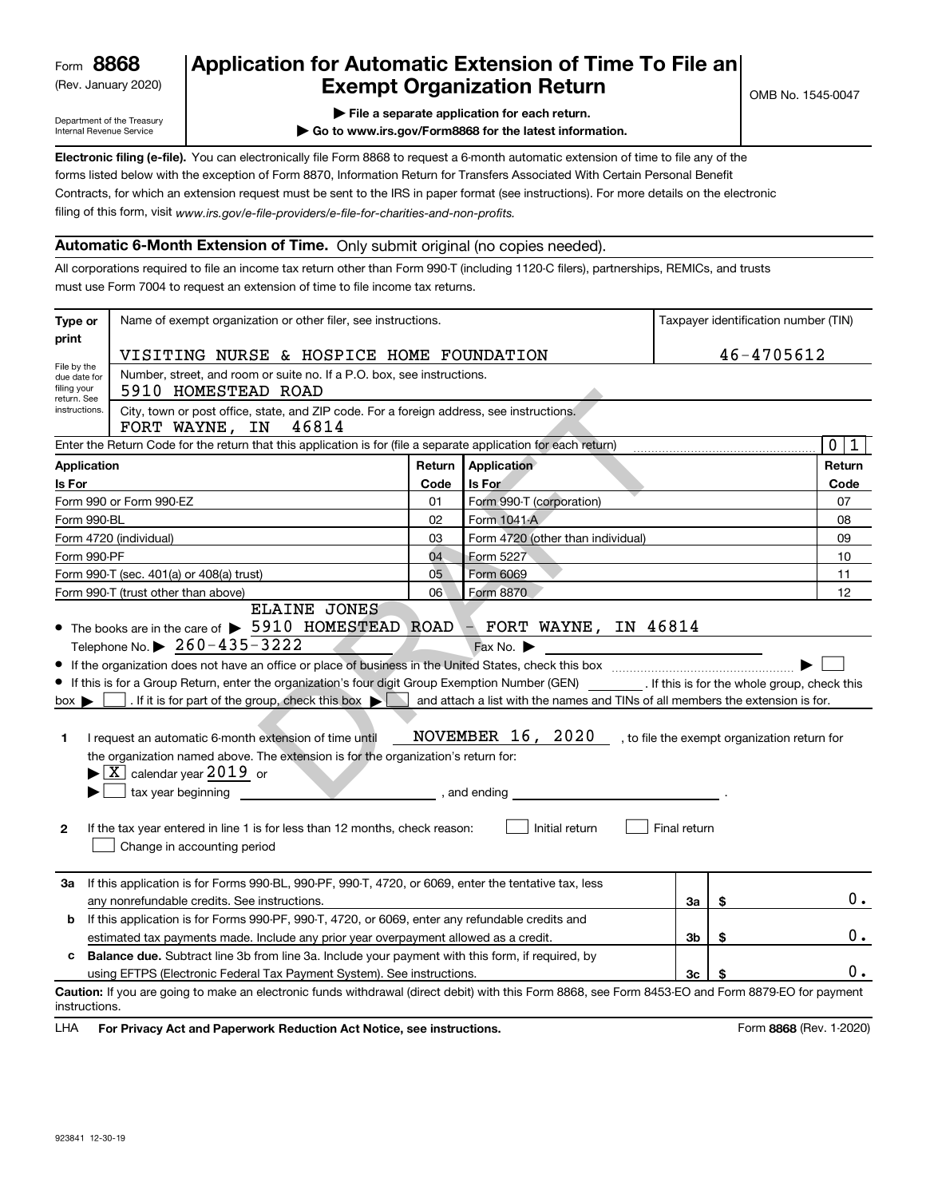Form **8868**
(Rev. January 2020)

Department of the Treasury
Internal Revenue Service

# Application for Automatic Extension of Time To File an Exempt Organization Return

OMB No. 1545-0047

▶ **File a separate application for each return.**

▶ **Go to www.irs.gov/Form8868 for the latest information.**

**Electronic filing (e-file).** You can electronically file Form 8868 to request a 6-month automatic extension of time to file any of the forms listed below with the exception of Form 8870, Information Return for Transfers Associated With Certain Personal Benefit Contracts, for which an extension request must be sent to the IRS in paper format (see instructions). For more details on the electronic filing of this form, visit *www.irs.gov/e-file-providers/e-file-for-charities-and-non-profits.*

## Automatic 6-Month Extension of Time. Only submit original (no copies needed).

All corporations required to file an income tax return other than Form 990-T (including 1120-C filers), partnerships, REMICs, and trusts must use Form 7004 to request an extension of time to file income tax returns.

| Type or print | Name of exempt organization or other filer, see instructions. | Taxpayer identification number (TIN) |
|---|---|---|
| File by the due date for filing your return. See instructions. | VISITING NURSE & HOSPICE HOME FOUNDATION | 46-4705612 |
| | Number, street, and room or suite no. If a P.O. box, see instructions. 5910 HOMESTEAD ROAD | |
| | City, town or post office, state, and ZIP code. For a foreign address, see instructions. FORT WAYNE, IN 46814 | |

Enter the Return Code for the return that this application is for (file a separate application for each return) 0 1

| Application Is For | Return Code | Application Is For | Return Code |
|---|---|---|---|
| Form 990 or Form 990-EZ | 01 | Form 990-T (corporation) | 07 |
| Form 990-BL | 02 | Form 1041-A | 08 |
| Form 4720 (individual) | 03 | Form 4720 (other than individual) | 09 |
| Form 990-PF | 04 | Form 5227 | 10 |
| Form 990-T (sec. 401(a) or 408(a) trust) | 05 | Form 6069 | 11 |
| Form 990-T (trust other than above) | 06 | Form 8870 | 12 |

- The books are in the care of ▶ ELAINE JONES 5910 HOMESTEAD ROAD - FORT WAYNE, IN 46814
  Telephone No. ▶ 260-435-3222 Fax No. ▶
- If the organization does not have an office or place of business in the United States, check this box ▶ ☐
- If this is for a Group Return, enter the organization's four digit Group Exemption Number (GEN) ______ . If this is for the whole group, check this box ▶ ☐ . If it is for part of the group, check this box ▶ ☐ and attach a list with the names and TINs of all members the extension is for.

**1** I request an automatic 6-month extension of time until NOVEMBER 16, 2020 , to file the exempt organization return for the organization named above. The extension is for the organization's return for:
▶ ☒ calendar year 2019 or
▶ ☐ tax year beginning ______ , and ending ______ .

**2** If the tax year entered in line 1 is for less than 12 months, check reason: ☐ Initial return ☐ Final return ☐ Change in accounting period

| | | | |
|---|---|---|---|
| **3a** | If this application is for Forms 990-BL, 990-PF, 990-T, 4720, or 6069, enter the tentative tax, less any nonrefundable credits. See instructions. | 3a | $ 0. |
| **b** | If this application is for Forms 990-PF, 990-T, 4720, or 6069, enter any refundable credits and estimated tax payments made. Include any prior year overpayment allowed as a credit. | 3b | $ 0. |
| **c** | **Balance due.** Subtract line 3b from line 3a. Include your payment with this form, if required, by using EFTPS (Electronic Federal Tax Payment System). See instructions. | 3c | $ 0. |

**Caution:** If you are going to make an electronic funds withdrawal (direct debit) with this Form 8868, see Form 8453-EO and Form 8879-EO for payment instructions.

LHA **For Privacy Act and Paperwork Reduction Act Notice, see instructions.** Form **8868** (Rev. 1-2020)

923841 12-30-19

DRAFT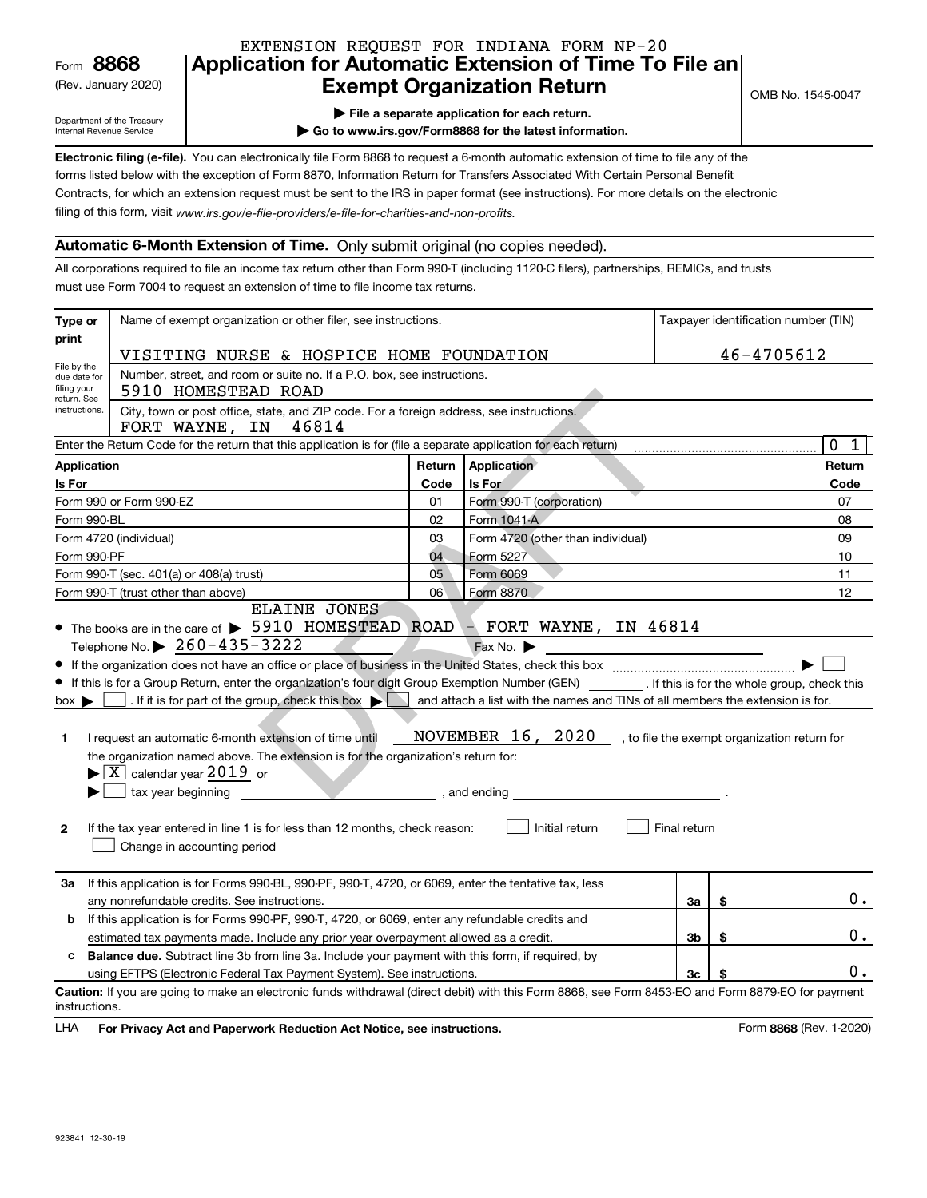Form **8868**
(Rev. January 2020)
Department of the Treasury
Internal Revenue Service

EXTENSION REQUEST FOR INDIANA FORM NP-20

# Application for Automatic Extension of Time To File an Exempt Organization Return

OMB No. 1545-0047

▶ **File a separate application for each return.**
▶ **Go to www.irs.gov/Form8868 for the latest information.**

**Electronic filing (e-file).** You can electronically file Form 8868 to request a 6-month automatic extension of time to file any of the forms listed below with the exception of Form 8870, Information Return for Transfers Associated With Certain Personal Benefit Contracts, for which an extension request must be sent to the IRS in paper format (see instructions). For more details on the electronic filing of this form, visit *www.irs.gov/e-file-providers/e-file-for-charities-and-non-profits.*

## Automatic 6-Month Extension of Time. Only submit original (no copies needed).

All corporations required to file an income tax return other than Form 990-T (including 1120-C filers), partnerships, REMICs, and trusts must use Form 7004 to request an extension of time to file income tax returns.

**Type or print** — File by the due date for filing your return. See instructions.

Name of exempt organization or other filer, see instructions.: VISITING NURSE & HOSPICE HOME FOUNDATION

Taxpayer identification number (TIN): 46-4705612

Number, street, and room or suite no. If a P.O. box, see instructions.: 5910 HOMESTEAD ROAD

City, town or post office, state, and ZIP code. For a foreign address, see instructions.: FORT WAYNE, IN 46814

Enter the Return Code for the return that this application is for (file a separate application for each return): 0 1

| Application Is For | Return Code | Application Is For | Return Code |
|---|---|---|---|
| Form 990 or Form 990-EZ | 01 | Form 990-T (corporation) | 07 |
| Form 990-BL | 02 | Form 1041-A | 08 |
| Form 4720 (individual) | 03 | Form 4720 (other than individual) | 09 |
| Form 990-PF | 04 | Form 5227 | 10 |
| Form 990-T (sec. 401(a) or 408(a) trust) | 05 | Form 6069 | 11 |
| Form 990-T (trust other than above) | 06 | Form 8870 | 12 |

- The books are in the care of ▶ ELAINE JONES 5910 HOMESTEAD ROAD - FORT WAYNE, IN 46814
  Telephone No. ▶ 260-435-3222 Fax No. ▶
- If the organization does not have an office or place of business in the United States, check this box ▶ ☐
- If this is for a Group Return, enter the organization's four digit Group Exemption Number (GEN) \_\_\_\_\_ . If this is for the whole group, check this box ▶ ☐ . If it is for part of the group, check this box ▶ ☐ and attach a list with the names and TINs of all members the extension is for.

**1** I request an automatic 6-month extension of time until NOVEMBER 16, 2020 , to file the exempt organization return for the organization named above. The extension is for the organization's return for:
▶ ☒ calendar year 2019 or
▶ ☐ tax year beginning \_\_\_\_\_ , and ending \_\_\_\_\_ .

**2** If the tax year entered in line 1 is for less than 12 months, check reason: ☐ Initial return ☐ Final return
☐ Change in accounting period

| | | | |
|---|---|---|---|
| **3a** | If this application is for Forms 990-BL, 990-PF, 990-T, 4720, or 6069, enter the tentative tax, less any nonrefundable credits. See instructions. | 3a | $ 0. |
| **b** | If this application is for Forms 990-PF, 990-T, 4720, or 6069, enter any refundable credits and estimated tax payments made. Include any prior year overpayment allowed as a credit. | 3b | $ 0. |
| **c** | **Balance due.** Subtract line 3b from line 3a. Include your payment with this form, if required, by using EFTPS (Electronic Federal Tax Payment System). See instructions. | 3c | $ 0. |

**Caution:** If you are going to make an electronic funds withdrawal (direct debit) with this Form 8868, see Form 8453-EO and Form 8879-EO for payment instructions.

LHA **For Privacy Act and Paperwork Reduction Act Notice, see instructions.** Form **8868** (Rev. 1-2020)

923841 12-30-19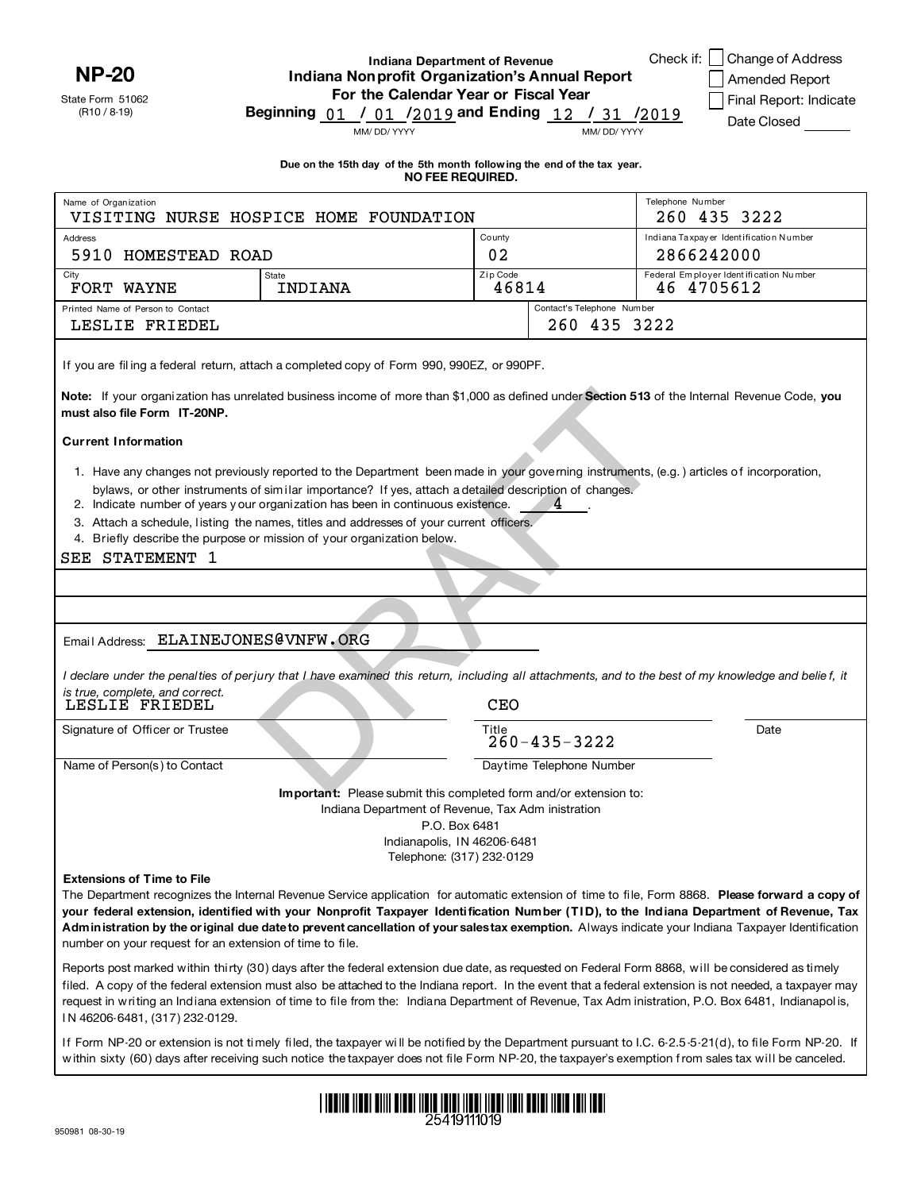**NP-20**

State Form 51062
(R10 / 8-19)

**Indiana Department of Revenue**
**Indiana Nonprofit Organization's Annual Report**
**For the Calendar Year or Fiscal Year**
**Beginning** 01 / 01 /2019 **and Ending** 12 / 31 /2019
MM/ DD/ YYYY MM/ DD/ YYYY

Check if: ☐ Change of Address
☐ Amended Report
☐ Final Report: Indicate Date Closed ______

**Due on the 15th day of the 5th month following the end of the tax year.**
**NO FEE REQUIRED.**

| Name of Organization | | | Telephone Number |
|---|---|---|---|
| VISITING NURSE HOSPICE HOME FOUNDATION | | | 260 435 3222 |
| Address | | County | Indiana Taxpayer Identification Number |
| 5910 HOMESTEAD ROAD | | 02 | 2866242000 |
| City | State | Zip Code | Federal Employer Identification Number |
| FORT WAYNE | INDIANA | 46814 | 46 4705612 |
| Printed Name of Person to Contact | | Contact's Telephone Number | |
| LESLIE FRIEDEL | | 260 435 3222 | |

If you are filing a federal return, attach a completed copy of Form 990, 990EZ, or 990PF.

**Note:** If your organization has unrelated business income of more than $1,000 as defined under **Section 513** of the Internal Revenue Code, **you must also file Form IT-20NP.**

**Current Information**

1. Have any changes not previously reported to the Department been made in your governing instruments, (e.g.) articles of incorporation, bylaws, or other instruments of similar importance? If yes, attach a detailed description of changes.
2. Indicate number of years your organization has been in continuous existence. 4 .
3. Attach a schedule, listing the names, titles and addresses of your current officers.
4. Briefly describe the purpose or mission of your organization below.

SEE STATEMENT 1

Email Address: ELAINEJONES@VNFW.ORG

*I declare under the penalties of perjury that I have examined this return, including all attachments, and to the best of my knowledge and belief, it is true, complete, and correct.*

LESLIE FRIEDEL CEO

Signature of Officer or Trustee Title Date

260-435-3222

Name of Person(s) to Contact Daytime Telephone Number

**Important:** Please submit this completed form and/or extension to:
Indiana Department of Revenue, Tax Administration
P.O. Box 6481
Indianapolis, IN 46206-6481
Telephone: (317) 232-0129

**Extensions of Time to File**

The Department recognizes the Internal Revenue Service application for automatic extension of time to file, Form 8868. **Please forward a copy of your federal extension, identified with your Nonprofit Taxpayer Identification Number (TID), to the Indiana Department of Revenue, Tax Administration by the original due date to prevent cancellation of your sales tax exemption.** Always indicate your Indiana Taxpayer Identification number on your request for an extension of time to file.

Reports post marked within thirty (30) days after the federal extension due date, as requested on Federal Form 8868, will be considered as timely filed. A copy of the federal extension must also be attached to the Indiana report. In the event that a federal extension is not needed, a taxpayer may request in writing an Indiana extension of time to file from the: Indiana Department of Revenue, Tax Administration, P.O. Box 6481, Indianapolis, IN 46206-6481, (317) 232-0129.

If Form NP-20 or extension is not timely filed, the taxpayer will be notified by the Department pursuant to I.C. 6-2.5-5-21(d), to file Form NP-20. If within sixty (60) days after receiving such notice the taxpayer does not file Form NP-20, the taxpayer's exemption from sales tax will be canceled.

25419111019

950981 08-30-19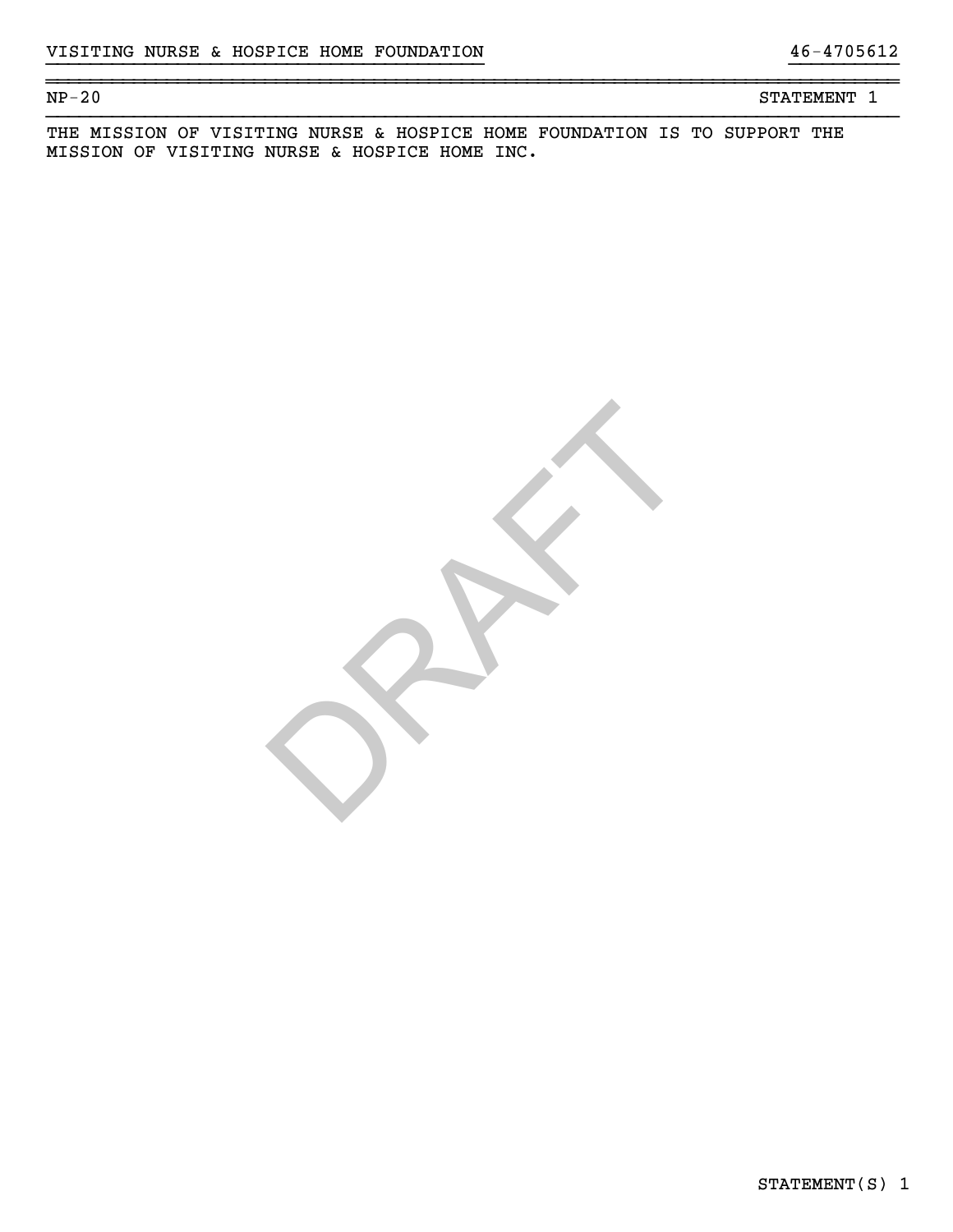VISITING NURSE & HOSPICE HOME FOUNDATION 46-4705612

NP-20 STATEMENT 1

THE MISSION OF VISITING NURSE & HOSPICE HOME FOUNDATION IS TO SUPPORT THE MISSION OF VISITING NURSE & HOSPICE HOME INC.

DRAFT

STATEMENT(S) 1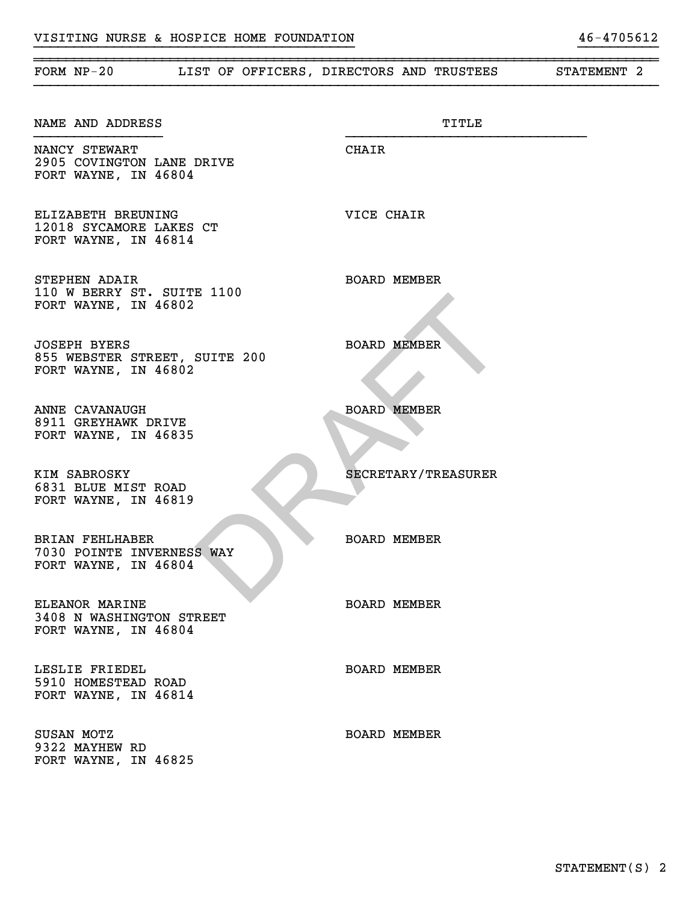VISITING NURSE & HOSPICE HOME FOUNDATION 46-4705612

## FORM NP-20 LIST OF OFFICERS, DIRECTORS AND TRUSTEES STATEMENT 2

| NAME AND ADDRESS | TITLE |
|---|---|
| NANCY STEWART<br>2905 COVINGTON LANE DRIVE<br>FORT WAYNE, IN 46804 | CHAIR |
| ELIZABETH BREUNING<br>12018 SYCAMORE LAKES CT<br>FORT WAYNE, IN 46814 | VICE CHAIR |
| STEPHEN ADAIR<br>110 W BERRY ST. SUITE 1100<br>FORT WAYNE, IN 46802 | BOARD MEMBER |
| JOSEPH BYERS<br>855 WEBSTER STREET, SUITE 200<br>FORT WAYNE, IN 46802 | BOARD MEMBER |
| ANNE CAVANAUGH<br>8911 GREYHAWK DRIVE<br>FORT WAYNE, IN 46835 | BOARD MEMBER |
| KIM SABROSKY<br>6831 BLUE MIST ROAD<br>FORT WAYNE, IN 46819 | SECRETARY/TREASURER |
| BRIAN FEHLHABER<br>7030 POINTE INVERNESS WAY<br>FORT WAYNE, IN 46804 | BOARD MEMBER |
| ELEANOR MARINE<br>3408 N WASHINGTON STREET<br>FORT WAYNE, IN 46804 | BOARD MEMBER |
| LESLIE FRIEDEL<br>5910 HOMESTEAD ROAD<br>FORT WAYNE, IN 46814 | BOARD MEMBER |
| SUSAN MOTZ<br>9322 MAYHEW RD<br>FORT WAYNE, IN 46825 | BOARD MEMBER |

DRAFT